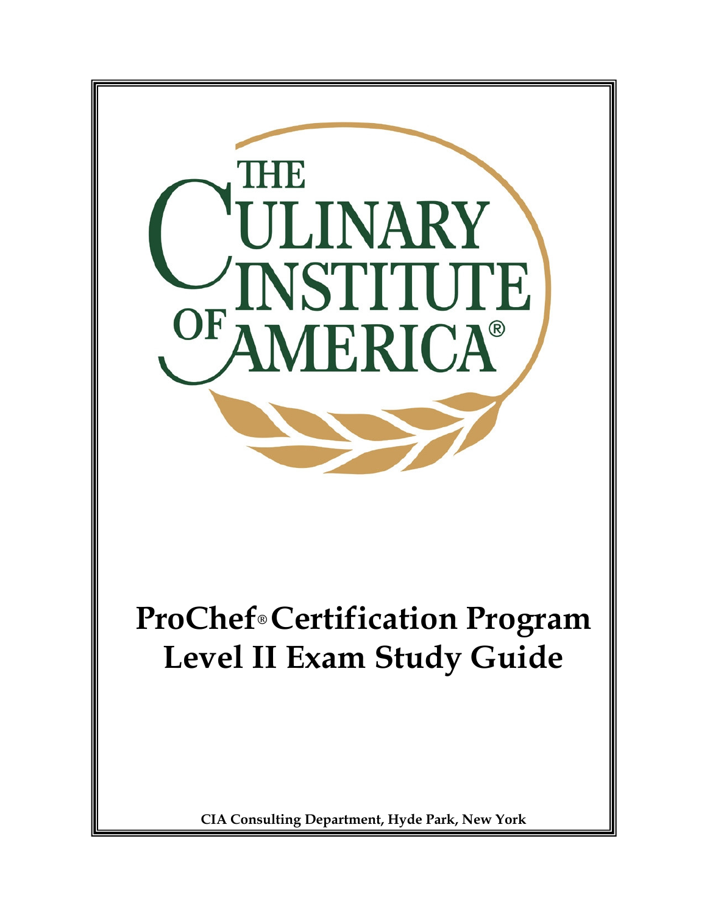THE CULINARY INSTITUTE OF AMERICA®

# ProChef® Certification Program Level II Exam Study Guide

**CIA Consulting Department, Hyde Park, New York**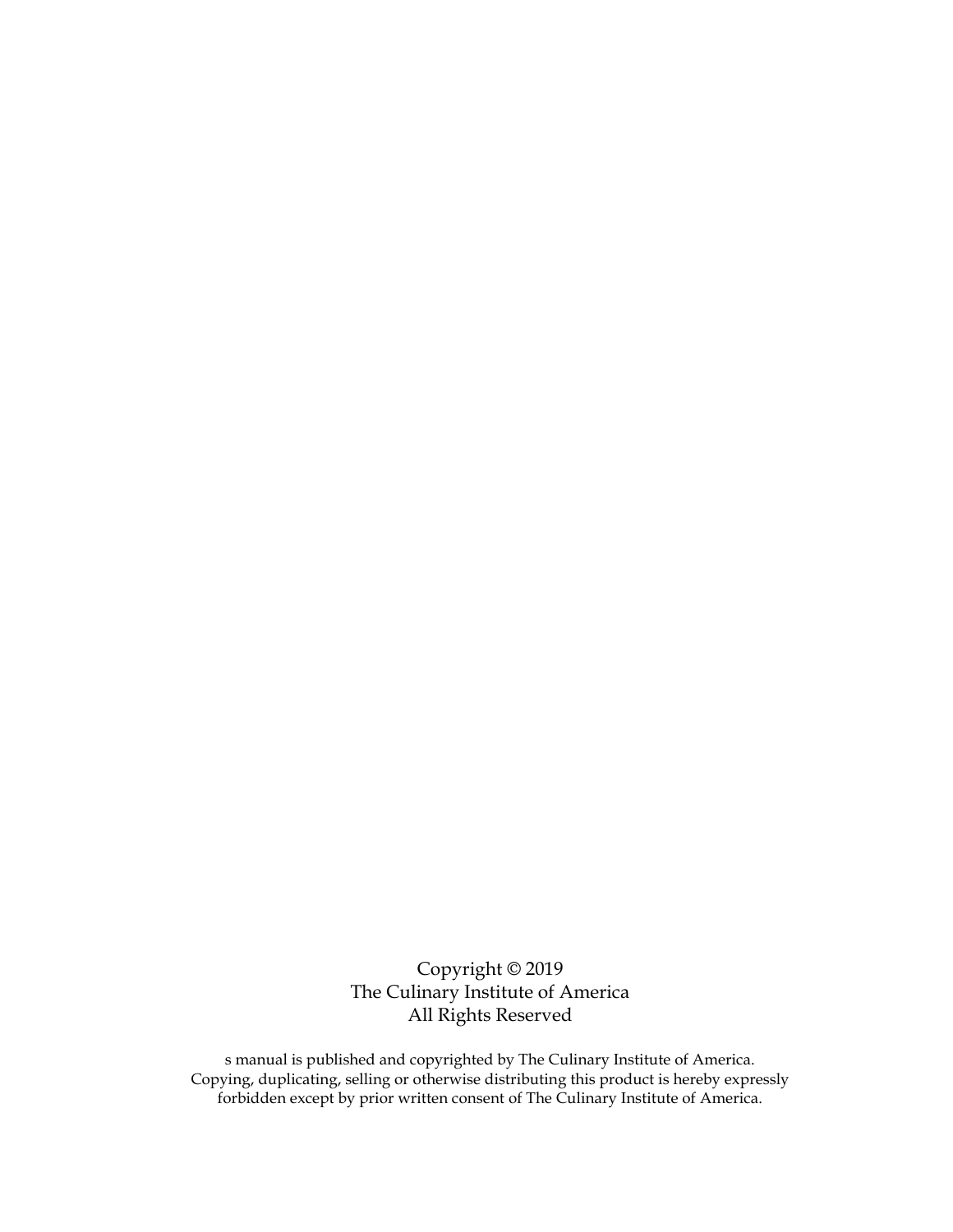Copyright © 2019
The Culinary Institute of America
All Rights Reserved

s manual is published and copyrighted by The Culinary Institute of America.
Copying, duplicating, selling or otherwise distributing this product is hereby expressly forbidden except by prior written consent of The Culinary Institute of America.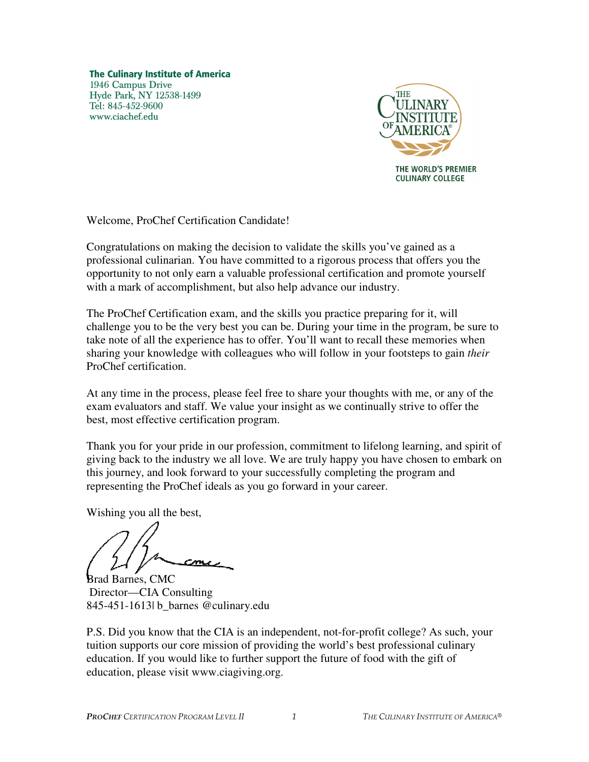**The Culinary Institute of America**
1946 Campus Drive
Hyde Park, NY 12538-1499
Tel: 845-452-9600
www.ciachef.edu

THE WORLD'S PREMIER CULINARY COLLEGE

Welcome, ProChef Certification Candidate!

Congratulations on making the decision to validate the skills you've gained as a professional culinarian. You have committed to a rigorous process that offers you the opportunity to not only earn a valuable professional certification and promote yourself with a mark of accomplishment, but also help advance our industry.

The ProChef Certification exam, and the skills you practice preparing for it, will challenge you to be the very best you can be. During your time in the program, be sure to take note of all the experience has to offer. You'll want to recall these memories when sharing your knowledge with colleagues who will follow in your footsteps to gain *their* ProChef certification.

At any time in the process, please feel free to share your thoughts with me, or any of the exam evaluators and staff. We value your insight as we continually strive to offer the best, most effective certification program.

Thank you for your pride in our profession, commitment to lifelong learning, and spirit of giving back to the industry we all love. We are truly happy you have chosen to embark on this journey, and look forward to your successfully completing the program and representing the ProChef ideals as you go forward in your career.

Wishing you all the best,

Brad Barnes, CMC
Director—CIA Consulting
845-451-1613| b_barnes @culinary.edu

P.S. Did you know that the CIA is an independent, not-for-profit college? As such, your tuition supports our core mission of providing the world's best professional culinary education. If you would like to further support the future of food with the gift of education, please visit www.ciagiving.org.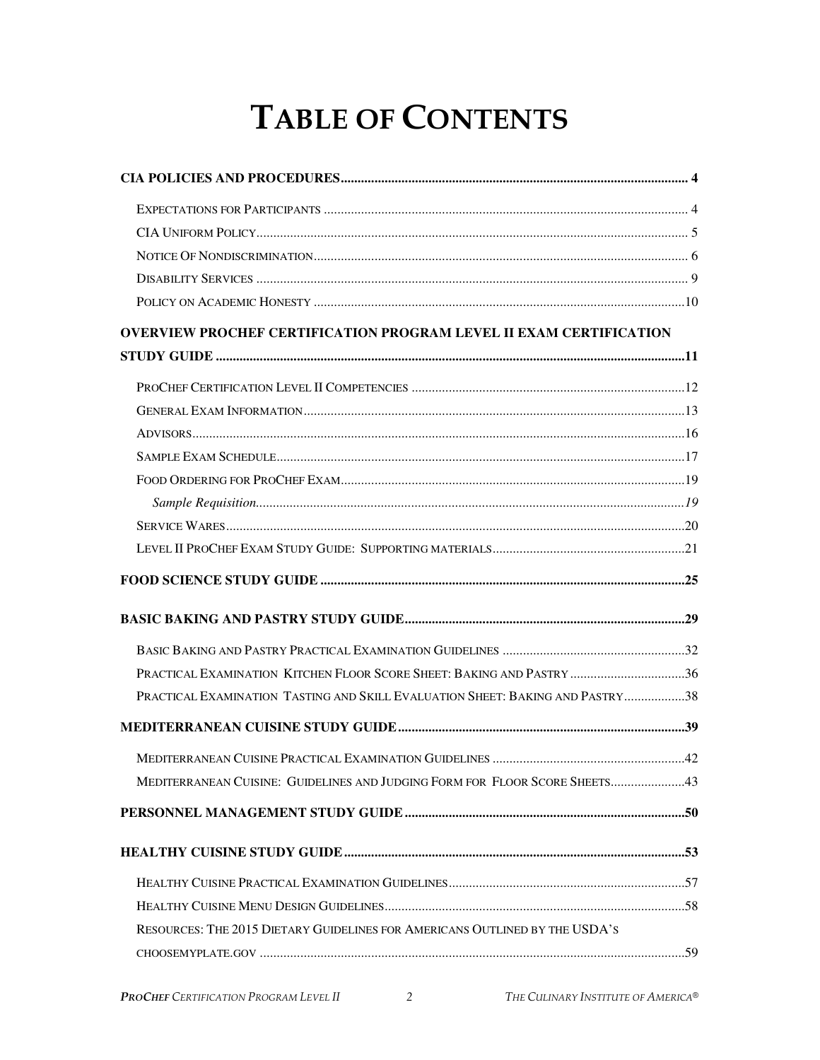# Table of Contents

**CIA POLICIES AND PROCEDURES** .......... 4

- Expectations for Participants .......... 4
- CIA Uniform Policy .......... 5
- Notice Of Nondiscrimination .......... 6
- Disability Services .......... 9
- Policy on Academic Honesty .......... 10

**OVERVIEW PROCHEF CERTIFICATION PROGRAM LEVEL II EXAM CERTIFICATION STUDY GUIDE** .......... 11

- ProChef Certification Level II Competencies .......... 12
- General Exam Information .......... 13
- Advisors .......... 16
- Sample Exam Schedule .......... 17
- Food Ordering for ProChef Exam .......... 19
  - *Sample Requisition* .......... *19*
- Service Wares .......... 20
- Level II ProChef Exam Study Guide: Supporting materials .......... 21

**FOOD SCIENCE STUDY GUIDE** .......... 25

**BASIC BAKING AND PASTRY STUDY GUIDE** .......... 29

- Basic Baking and Pastry Practical Examination Guidelines .......... 32
- Practical Examination Kitchen Floor Score Sheet: Baking and Pastry .......... 36
- Practical Examination Tasting and Skill Evaluation Sheet: Baking and Pastry .......... 38

**MEDITERRANEAN CUISINE STUDY GUIDE** .......... 39

- Mediterranean Cuisine Practical Examination Guidelines .......... 42
- Mediterranean Cuisine: Guidelines and Judging Form for Floor Score Sheets .......... 43

**PERSONNEL MANAGEMENT STUDY GUIDE** .......... 50

**HEALTHY CUISINE STUDY GUIDE** .......... 53

- Healthy Cuisine Practical Examination Guidelines .......... 57
- Healthy Cuisine Menu Design Guidelines .......... 58
- Resources: The 2015 Dietary Guidelines for Americans Outlined by the USDA's choosemyplate.gov .......... 59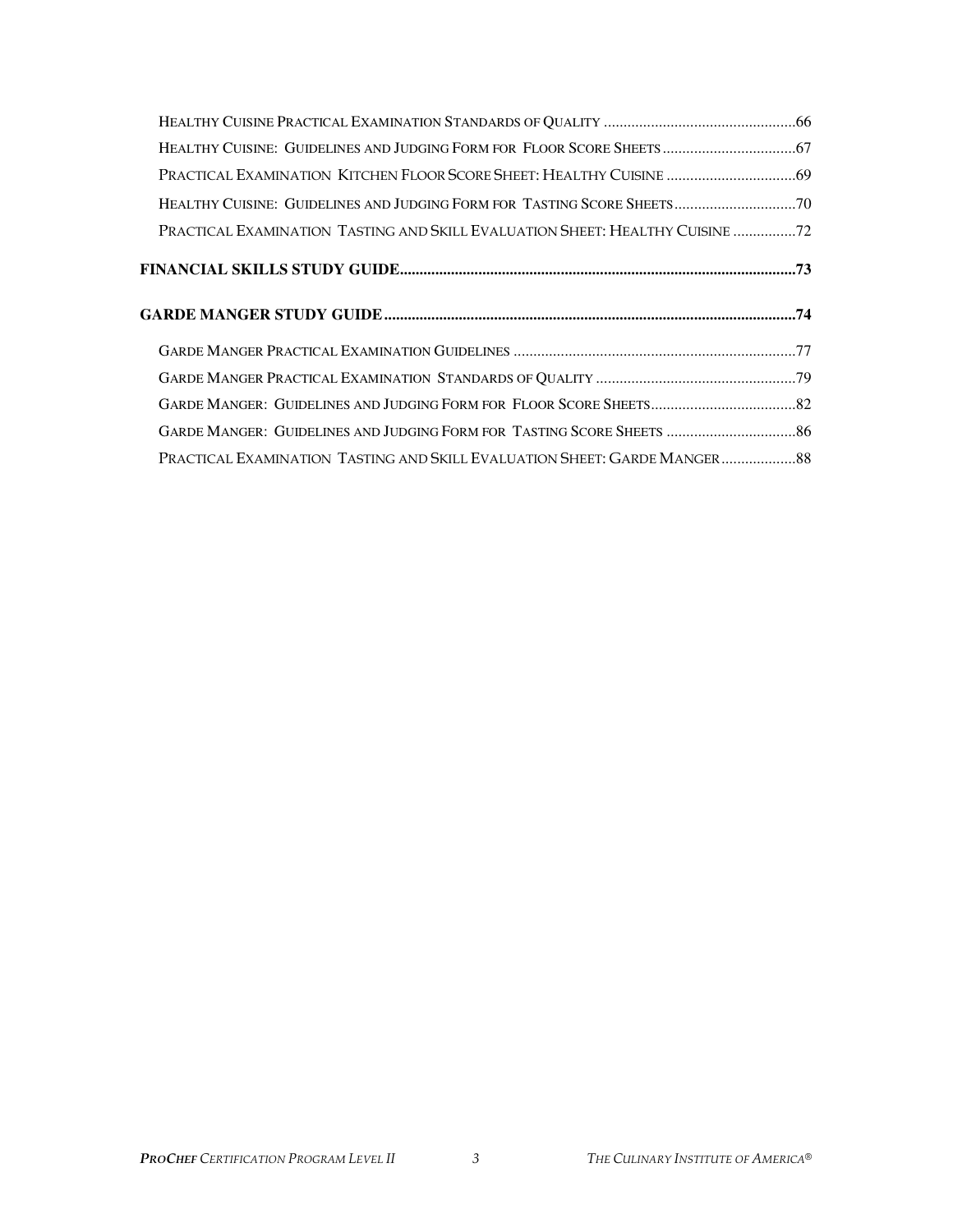Healthy Cuisine Practical Examination Standards of Quality ....................66

Healthy Cuisine: Guidelines and Judging Form for Floor Score Sheets ....................67

Practical Examination Kitchen Floor Score Sheet: Healthy Cuisine ....................69

Healthy Cuisine: Guidelines and Judging Form for Tasting Score Sheets ....................70

Practical Examination Tasting and Skill Evaluation Sheet: Healthy Cuisine ....................72

**FINANCIAL SKILLS STUDY GUIDE....................73**

**GARDE MANGER STUDY GUIDE....................74**

Garde Manger Practical Examination Guidelines ....................77

Garde Manger Practical Examination Standards of Quality ....................79

Garde Manger: Guidelines and Judging Form for Floor Score Sheets....................82

Garde Manger: Guidelines and Judging Form for Tasting Score Sheets ....................86

Practical Examination Tasting and Skill Evaluation Sheet: Garde Manger....................88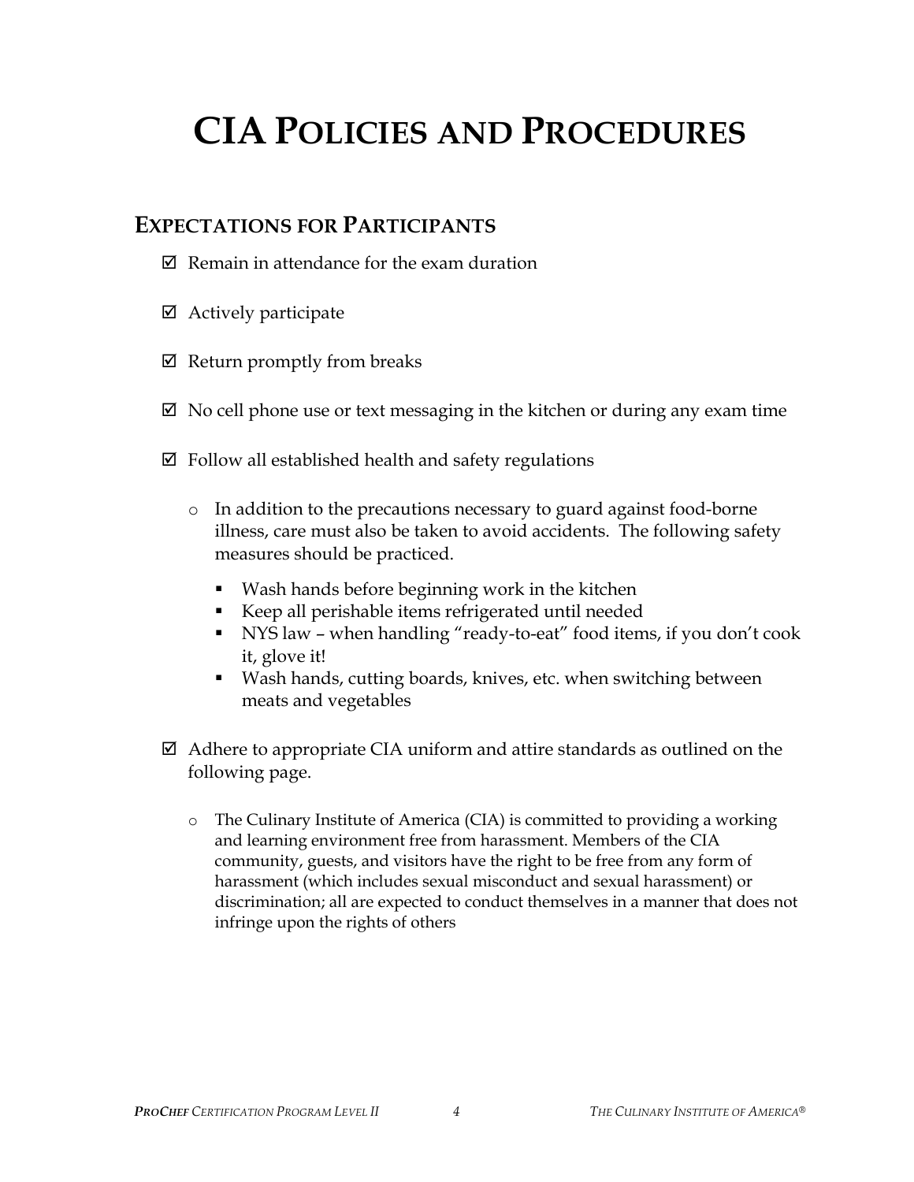# CIA Policies and Procedures

## Expectations for Participants

- ☑ Remain in attendance for the exam duration
- ☑ Actively participate
- ☑ Return promptly from breaks
- ☑ No cell phone use or text messaging in the kitchen or during any exam time
- ☑ Follow all established health and safety regulations
  - In addition to the precautions necessary to guard against food-borne illness, care must also be taken to avoid accidents. The following safety measures should be practiced.
    - Wash hands before beginning work in the kitchen
    - Keep all perishable items refrigerated until needed
    - NYS law – when handling "ready-to-eat" food items, if you don't cook it, glove it!
    - Wash hands, cutting boards, knives, etc. when switching between meats and vegetables
- ☑ Adhere to appropriate CIA uniform and attire standards as outlined on the following page.
  - The Culinary Institute of America (CIA) is committed to providing a working and learning environment free from harassment. Members of the CIA community, guests, and visitors have the right to be free from any form of harassment (which includes sexual misconduct and sexual harassment) or discrimination; all are expected to conduct themselves in a manner that does not infringe upon the rights of others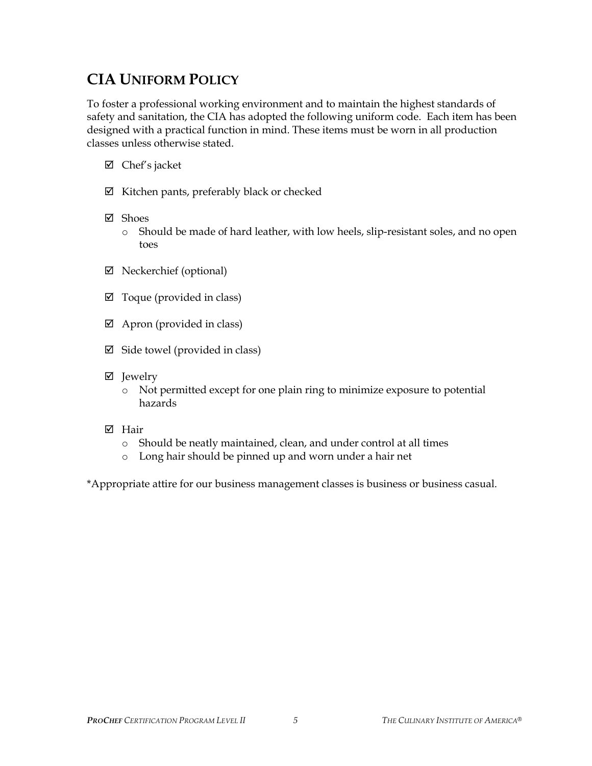## CIA Uniform Policy

To foster a professional working environment and to maintain the highest standards of safety and sanitation, the CIA has adopted the following uniform code. Each item has been designed with a practical function in mind. These items must be worn in all production classes unless otherwise stated.

- ☑ Chef's jacket
- ☑ Kitchen pants, preferably black or checked
- ☑ Shoes
  - Should be made of hard leather, with low heels, slip-resistant soles, and no open toes
- ☑ Neckerchief (optional)
- ☑ Toque (provided in class)
- ☑ Apron (provided in class)
- ☑ Side towel (provided in class)
- ☑ Jewelry
  - Not permitted except for one plain ring to minimize exposure to potential hazards
- ☑ Hair
  - Should be neatly maintained, clean, and under control at all times
  - Long hair should be pinned up and worn under a hair net

*Appropriate attire for our business management classes is business or business casual.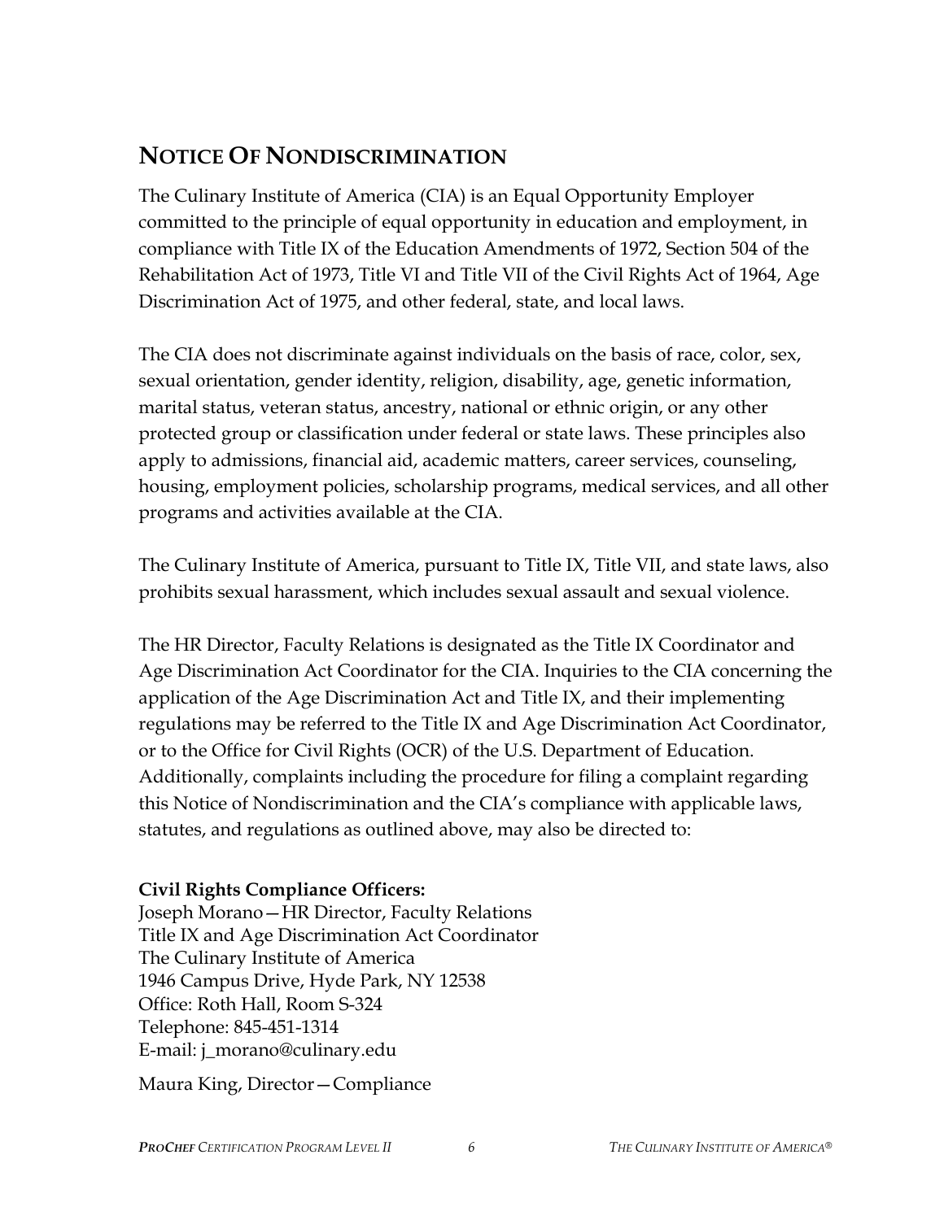## NOTICE OF NONDISCRIMINATION

The Culinary Institute of America (CIA) is an Equal Opportunity Employer committed to the principle of equal opportunity in education and employment, in compliance with Title IX of the Education Amendments of 1972, Section 504 of the Rehabilitation Act of 1973, Title VI and Title VII of the Civil Rights Act of 1964, Age Discrimination Act of 1975, and other federal, state, and local laws.

The CIA does not discriminate against individuals on the basis of race, color, sex, sexual orientation, gender identity, religion, disability, age, genetic information, marital status, veteran status, ancestry, national or ethnic origin, or any other protected group or classification under federal or state laws. These principles also apply to admissions, financial aid, academic matters, career services, counseling, housing, employment policies, scholarship programs, medical services, and all other programs and activities available at the CIA.

The Culinary Institute of America, pursuant to Title IX, Title VII, and state laws, also prohibits sexual harassment, which includes sexual assault and sexual violence.

The HR Director, Faculty Relations is designated as the Title IX Coordinator and Age Discrimination Act Coordinator for the CIA. Inquiries to the CIA concerning the application of the Age Discrimination Act and Title IX, and their implementing regulations may be referred to the Title IX and Age Discrimination Act Coordinator, or to the Office for Civil Rights (OCR) of the U.S. Department of Education. Additionally, complaints including the procedure for filing a complaint regarding this Notice of Nondiscrimination and the CIA's compliance with applicable laws, statutes, and regulations as outlined above, may also be directed to:

**Civil Rights Compliance Officers:**
Joseph Morano—HR Director, Faculty Relations
Title IX and Age Discrimination Act Coordinator
The Culinary Institute of America
1946 Campus Drive, Hyde Park, NY 12538
Office: Roth Hall, Room S-324
Telephone: 845-451-1314
E-mail: j_morano@culinary.edu

Maura King, Director—Compliance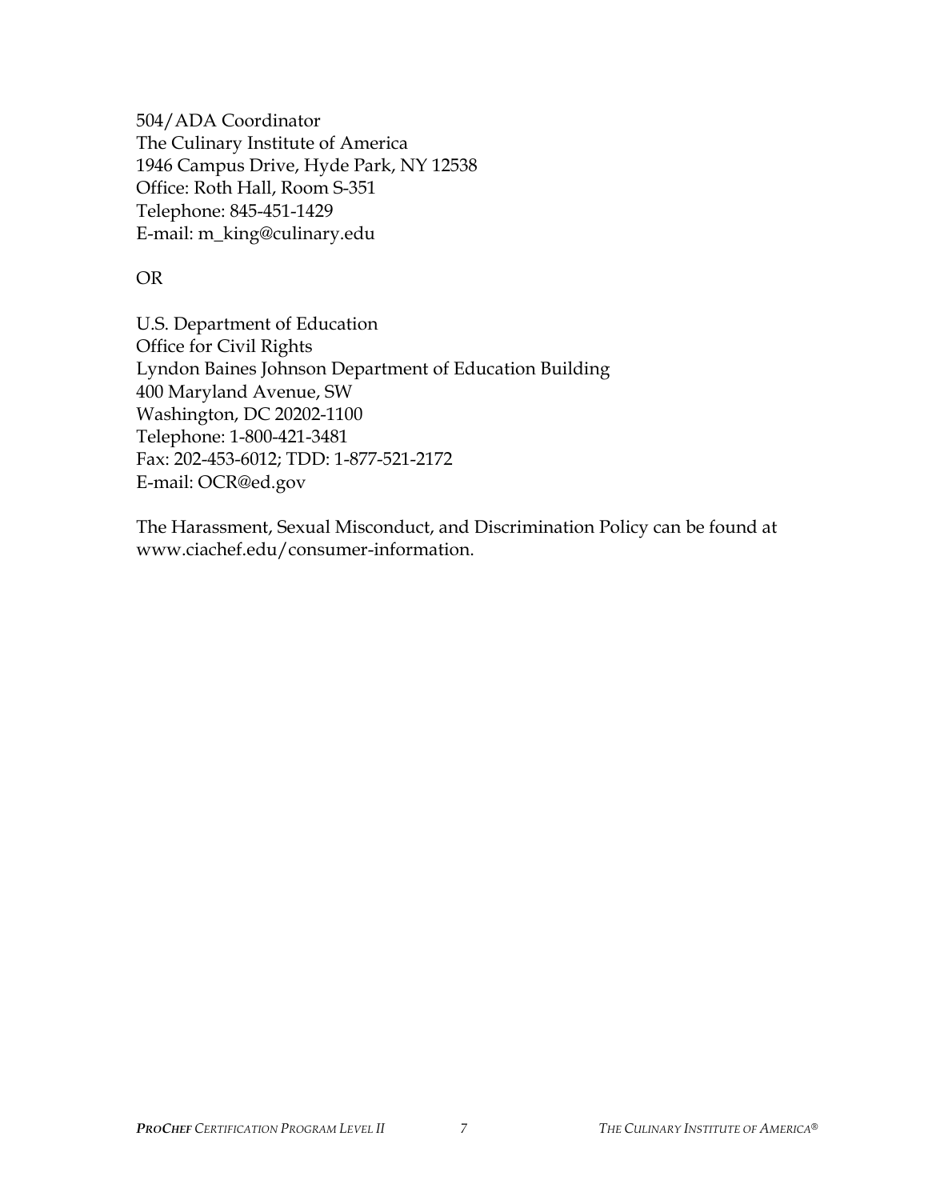504/ADA Coordinator
The Culinary Institute of America
1946 Campus Drive, Hyde Park, NY 12538
Office: Roth Hall, Room S-351
Telephone: 845-451-1429
E-mail: m_king@culinary.edu

OR

U.S. Department of Education
Office for Civil Rights
Lyndon Baines Johnson Department of Education Building
400 Maryland Avenue, SW
Washington, DC 20202-1100
Telephone: 1-800-421-3481
Fax: 202-453-6012; TDD: 1-877-521-2172
E-mail: OCR@ed.gov

The Harassment, Sexual Misconduct, and Discrimination Policy can be found at www.ciachef.edu/consumer-information.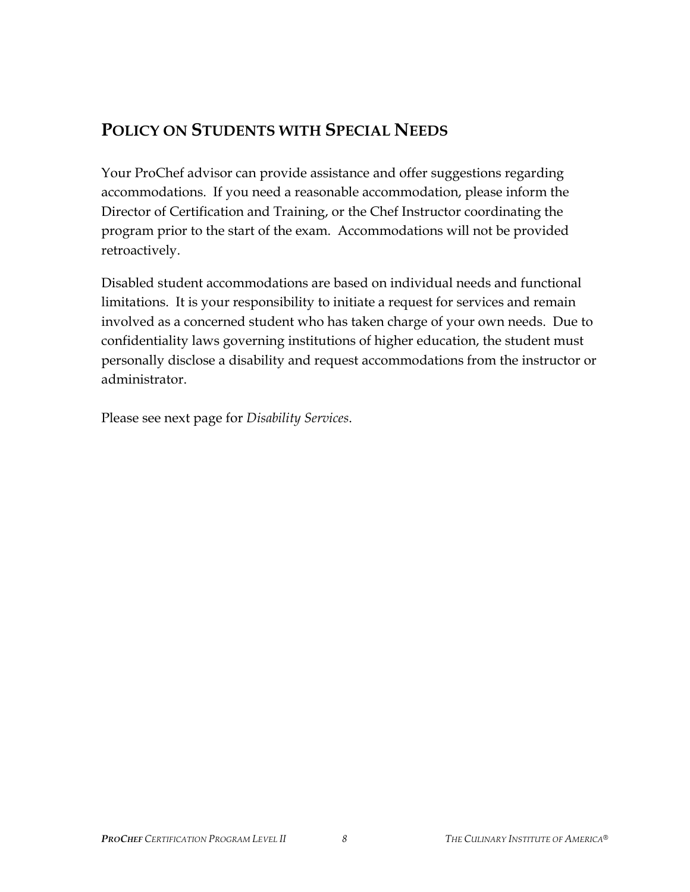## POLICY ON STUDENTS WITH SPECIAL NEEDS

Your ProChef advisor can provide assistance and offer suggestions regarding accommodations. If you need a reasonable accommodation, please inform the Director of Certification and Training, or the Chef Instructor coordinating the program prior to the start of the exam. Accommodations will not be provided retroactively.

Disabled student accommodations are based on individual needs and functional limitations. It is your responsibility to initiate a request for services and remain involved as a concerned student who has taken charge of your own needs. Due to confidentiality laws governing institutions of higher education, the student must personally disclose a disability and request accommodations from the instructor or administrator.

Please see next page for *Disability Services*.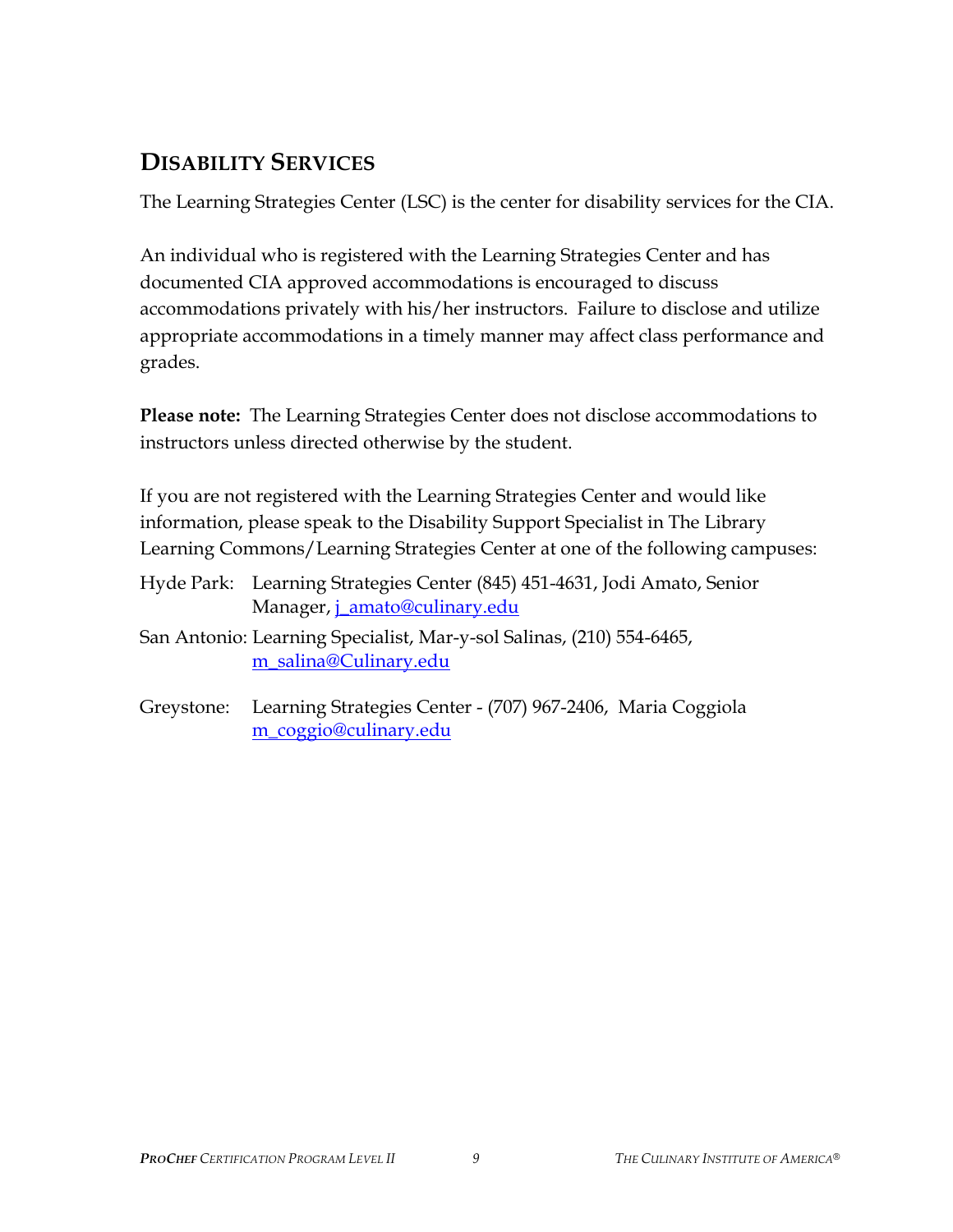## Disability Services

The Learning Strategies Center (LSC) is the center for disability services for the CIA.

An individual who is registered with the Learning Strategies Center and has documented CIA approved accommodations is encouraged to discuss accommodations privately with his/her instructors. Failure to disclose and utilize appropriate accommodations in a timely manner may affect class performance and grades.

**Please note:** The Learning Strategies Center does not disclose accommodations to instructors unless directed otherwise by the student.

If you are not registered with the Learning Strategies Center and would like information, please speak to the Disability Support Specialist in The Library Learning Commons/Learning Strategies Center at one of the following campuses:

Hyde Park: Learning Strategies Center (845) 451-4631, Jodi Amato, Senior Manager, j_amato@culinary.edu

San Antonio: Learning Specialist, Mar-y-sol Salinas, (210) 554-6465, m_salina@Culinary.edu

Greystone: Learning Strategies Center - (707) 967-2406, Maria Coggiola m_coggio@culinary.edu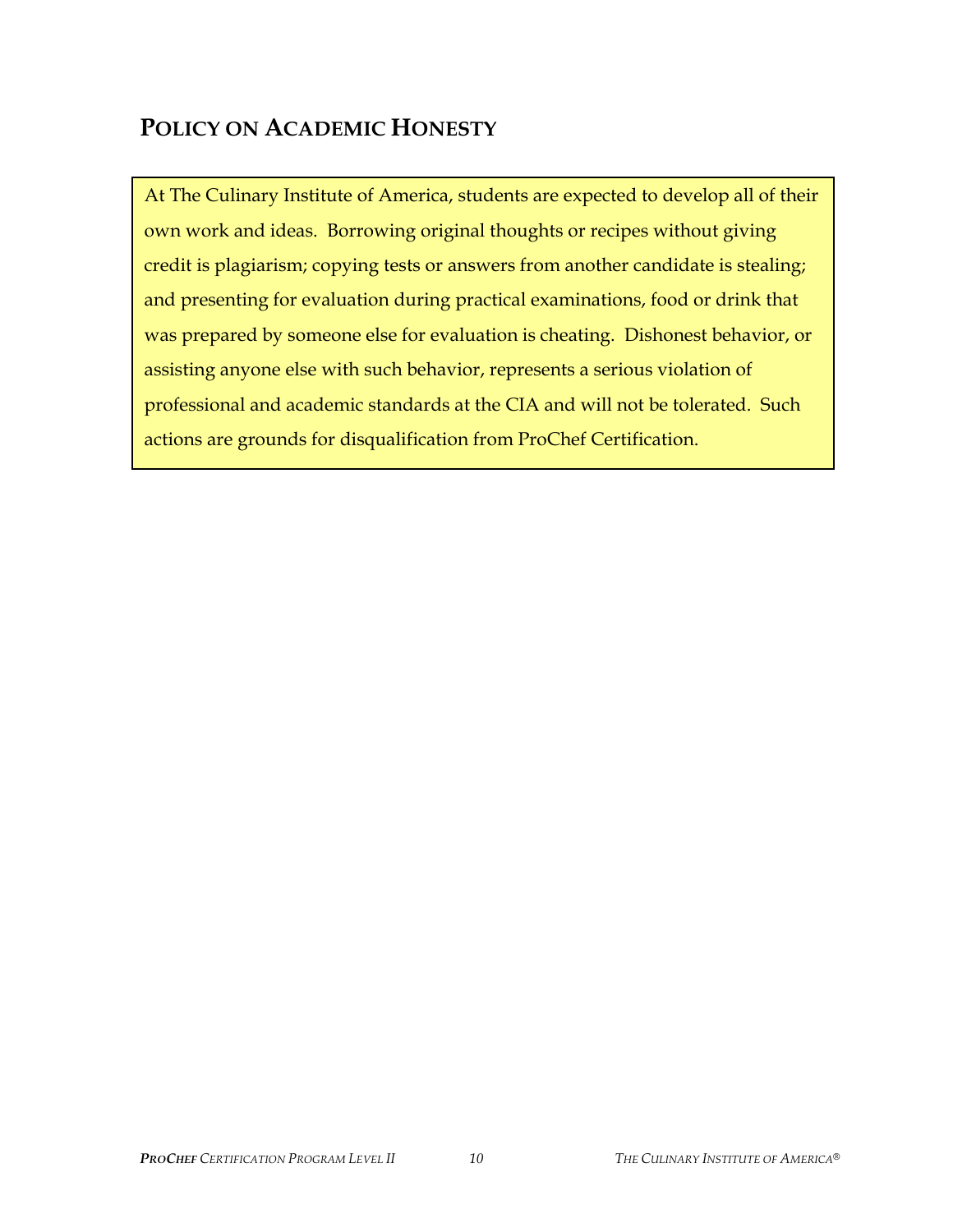## POLICY ON ACADEMIC HONESTY

At The Culinary Institute of America, students are expected to develop all of their own work and ideas. Borrowing original thoughts or recipes without giving credit is plagiarism; copying tests or answers from another candidate is stealing; and presenting for evaluation during practical examinations, food or drink that was prepared by someone else for evaluation is cheating. Dishonest behavior, or assisting anyone else with such behavior, represents a serious violation of professional and academic standards at the CIA and will not be tolerated. Such actions are grounds for disqualification from ProChef Certification.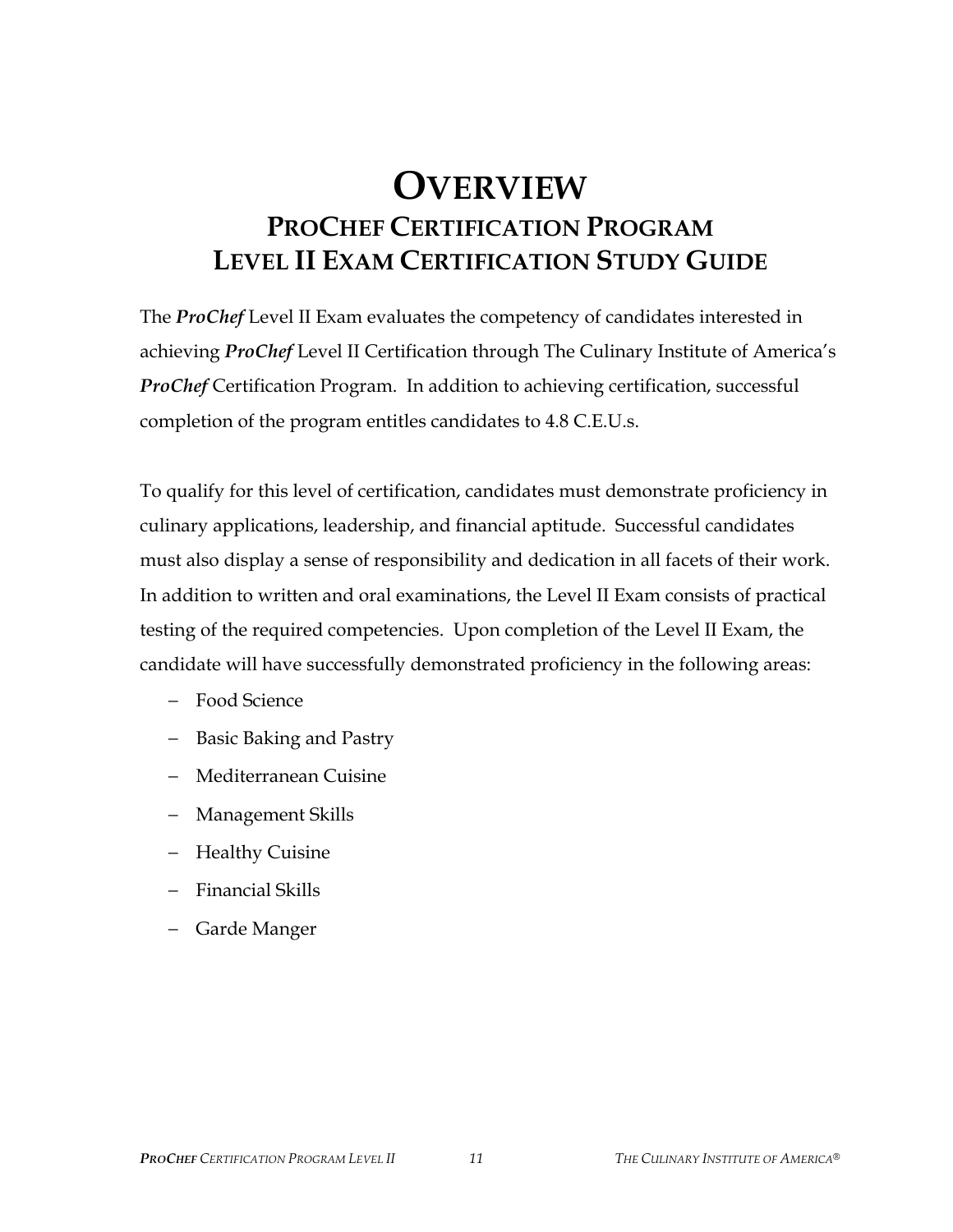# OVERVIEW

## PROCHEF CERTIFICATION PROGRAM LEVEL II EXAM CERTIFICATION STUDY GUIDE

The ***ProChef*** Level II Exam evaluates the competency of candidates interested in achieving ***ProChef*** Level II Certification through The Culinary Institute of America's ***ProChef*** Certification Program. In addition to achieving certification, successful completion of the program entitles candidates to 4.8 C.E.U.s.

To qualify for this level of certification, candidates must demonstrate proficiency in culinary applications, leadership, and financial aptitude. Successful candidates must also display a sense of responsibility and dedication in all facets of their work. In addition to written and oral examinations, the Level II Exam consists of practical testing of the required competencies. Upon completion of the Level II Exam, the candidate will have successfully demonstrated proficiency in the following areas:

- Food Science
- Basic Baking and Pastry
- Mediterranean Cuisine
- Management Skills
- Healthy Cuisine
- Financial Skills
- Garde Manger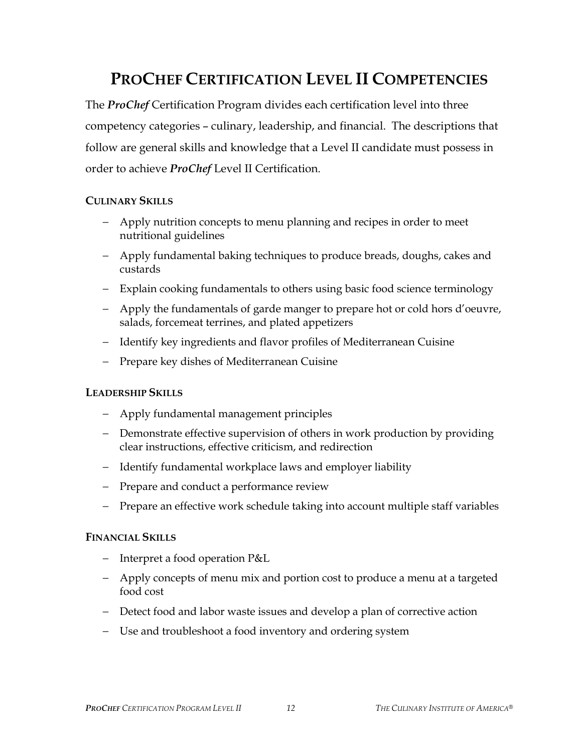# PROCHEF CERTIFICATION LEVEL II COMPETENCIES

The ***ProChef*** Certification Program divides each certification level into three competency categories – culinary, leadership, and financial. The descriptions that follow are general skills and knowledge that a Level II candidate must possess in order to achieve ***ProChef*** Level II Certification.

### CULINARY SKILLS

- Apply nutrition concepts to menu planning and recipes in order to meet nutritional guidelines
- Apply fundamental baking techniques to produce breads, doughs, cakes and custards
- Explain cooking fundamentals to others using basic food science terminology
- Apply the fundamentals of garde manger to prepare hot or cold hors d'oeuvre, salads, forcemeat terrines, and plated appetizers
- Identify key ingredients and flavor profiles of Mediterranean Cuisine
- Prepare key dishes of Mediterranean Cuisine

### LEADERSHIP SKILLS

- Apply fundamental management principles
- Demonstrate effective supervision of others in work production by providing clear instructions, effective criticism, and redirection
- Identify fundamental workplace laws and employer liability
- Prepare and conduct a performance review
- Prepare an effective work schedule taking into account multiple staff variables

### FINANCIAL SKILLS

- Interpret a food operation P&L
- Apply concepts of menu mix and portion cost to produce a menu at a targeted food cost
- Detect food and labor waste issues and develop a plan of corrective action
- Use and troubleshoot a food inventory and ordering system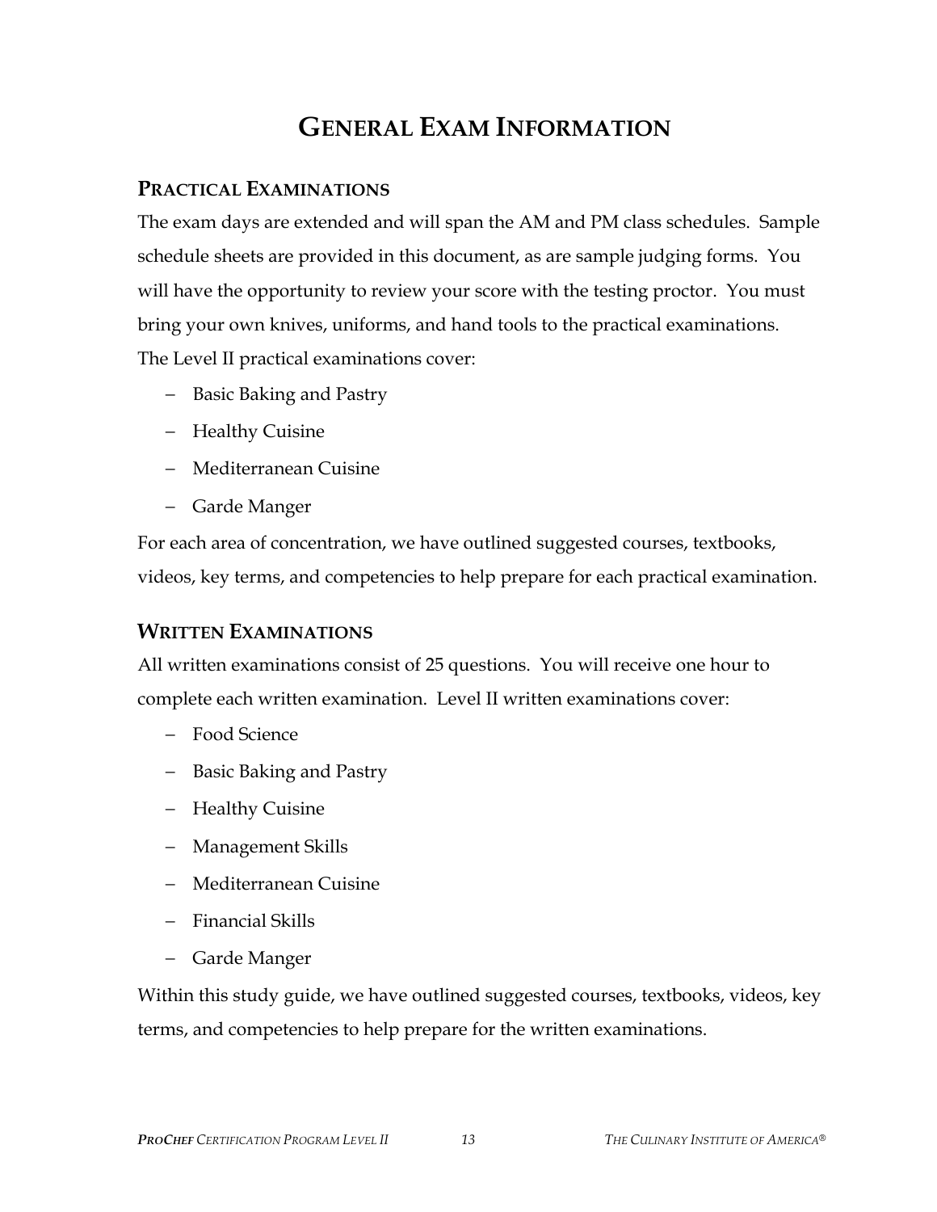# GENERAL EXAM INFORMATION

## PRACTICAL EXAMINATIONS

The exam days are extended and will span the AM and PM class schedules. Sample schedule sheets are provided in this document, as are sample judging forms. You will have the opportunity to review your score with the testing proctor. You must bring your own knives, uniforms, and hand tools to the practical examinations. The Level II practical examinations cover:

- Basic Baking and Pastry
- Healthy Cuisine
- Mediterranean Cuisine
- Garde Manger

For each area of concentration, we have outlined suggested courses, textbooks, videos, key terms, and competencies to help prepare for each practical examination.

## WRITTEN EXAMINATIONS

All written examinations consist of 25 questions. You will receive one hour to complete each written examination. Level II written examinations cover:

- Food Science
- Basic Baking and Pastry
- Healthy Cuisine
- Management Skills
- Mediterranean Cuisine
- Financial Skills
- Garde Manger

Within this study guide, we have outlined suggested courses, textbooks, videos, key terms, and competencies to help prepare for the written examinations.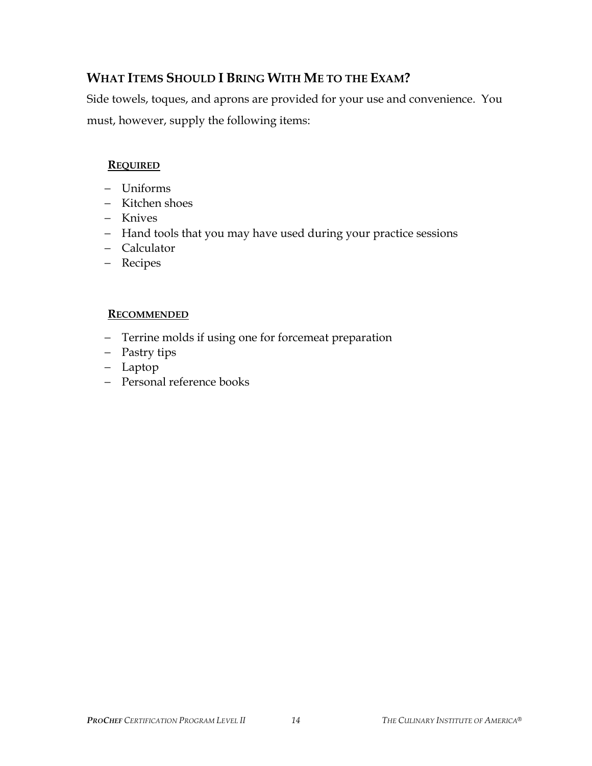## WHAT ITEMS SHOULD I BRING WITH ME TO THE EXAM?

Side towels, toques, and aprons are provided for your use and convenience. You must, however, supply the following items:

**REQUIRED**

- Uniforms
- Kitchen shoes
- Knives
- Hand tools that you may have used during your practice sessions
- Calculator
- Recipes

**RECOMMENDED**

- Terrine molds if using one for forcemeat preparation
- Pastry tips
- Laptop
- Personal reference books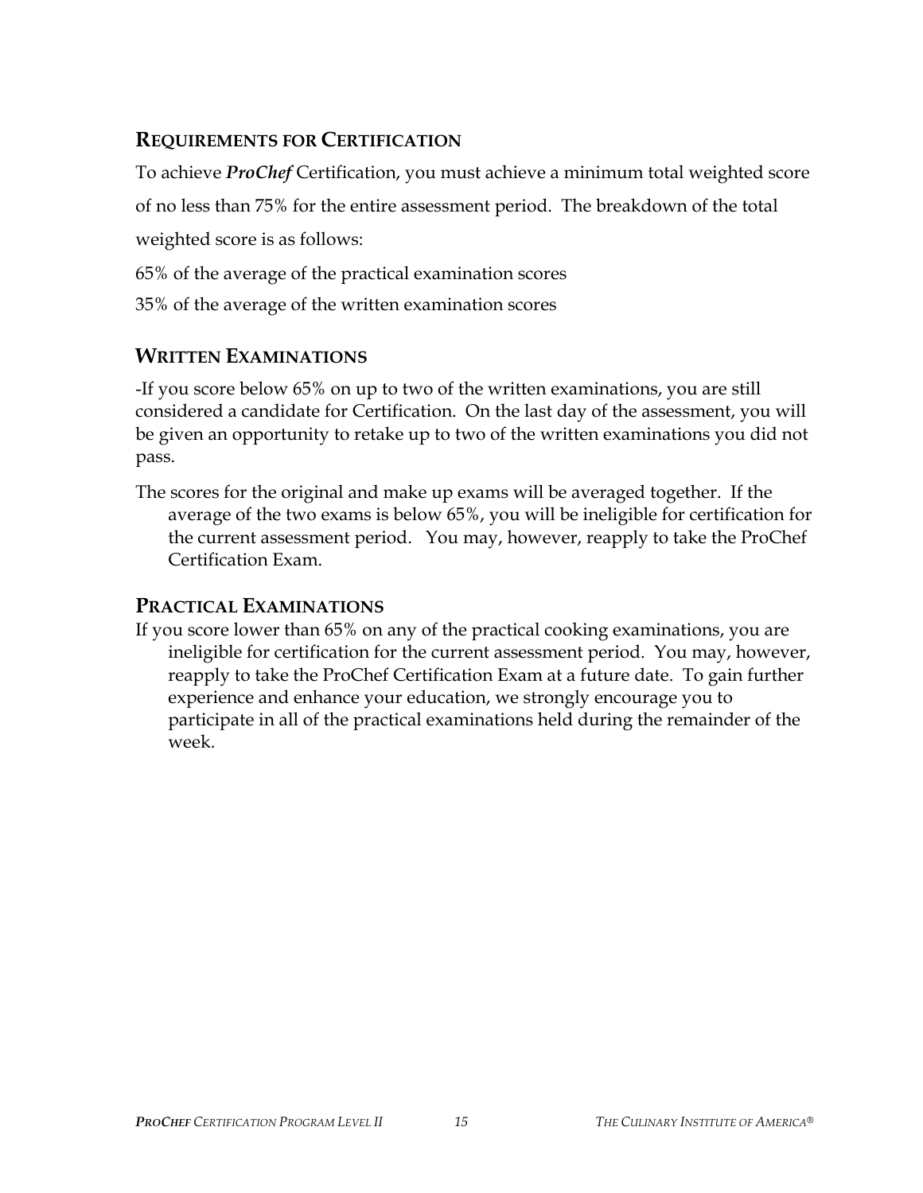## REQUIREMENTS FOR CERTIFICATION

To achieve ***ProChef*** Certification, you must achieve a minimum total weighted score of no less than 75% for the entire assessment period. The breakdown of the total weighted score is as follows:

65% of the average of the practical examination scores

35% of the average of the written examination scores

## WRITTEN EXAMINATIONS

-If you score below 65% on up to two of the written examinations, you are still considered a candidate for Certification. On the last day of the assessment, you will be given an opportunity to retake up to two of the written examinations you did not pass.

The scores for the original and make up exams will be averaged together. If the average of the two exams is below 65%, you will be ineligible for certification for the current assessment period. You may, however, reapply to take the ProChef Certification Exam.

## PRACTICAL EXAMINATIONS

If you score lower than 65% on any of the practical cooking examinations, you are ineligible for certification for the current assessment period. You may, however, reapply to take the ProChef Certification Exam at a future date. To gain further experience and enhance your education, we strongly encourage you to participate in all of the practical examinations held during the remainder of the week.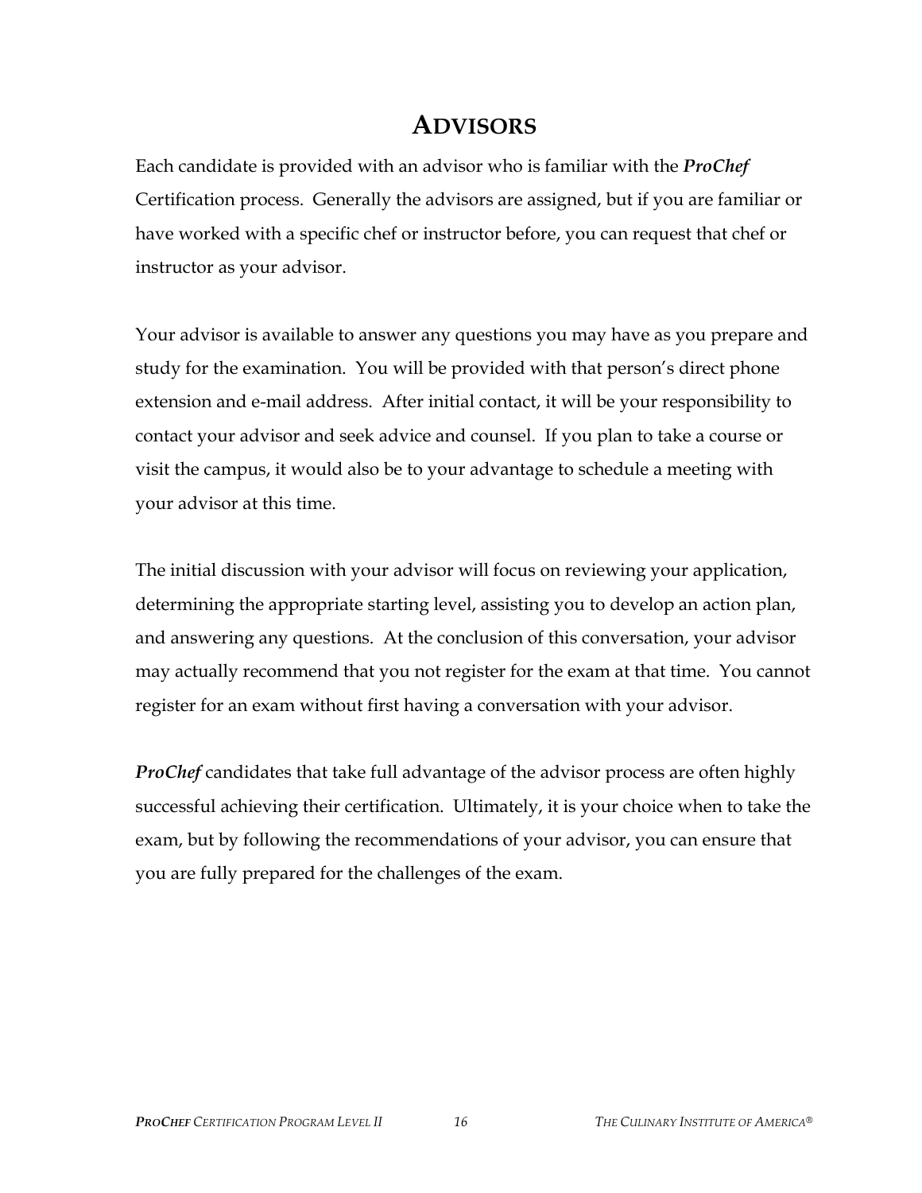# Advisors

Each candidate is provided with an advisor who is familiar with the ***ProChef*** Certification process. Generally the advisors are assigned, but if you are familiar or have worked with a specific chef or instructor before, you can request that chef or instructor as your advisor.

Your advisor is available to answer any questions you may have as you prepare and study for the examination. You will be provided with that person's direct phone extension and e-mail address. After initial contact, it will be your responsibility to contact your advisor and seek advice and counsel. If you plan to take a course or visit the campus, it would also be to your advantage to schedule a meeting with your advisor at this time.

The initial discussion with your advisor will focus on reviewing your application, determining the appropriate starting level, assisting you to develop an action plan, and answering any questions. At the conclusion of this conversation, your advisor may actually recommend that you not register for the exam at that time. You cannot register for an exam without first having a conversation with your advisor.

***ProChef*** candidates that take full advantage of the advisor process are often highly successful achieving their certification. Ultimately, it is your choice when to take the exam, but by following the recommendations of your advisor, you can ensure that you are fully prepared for the challenges of the exam.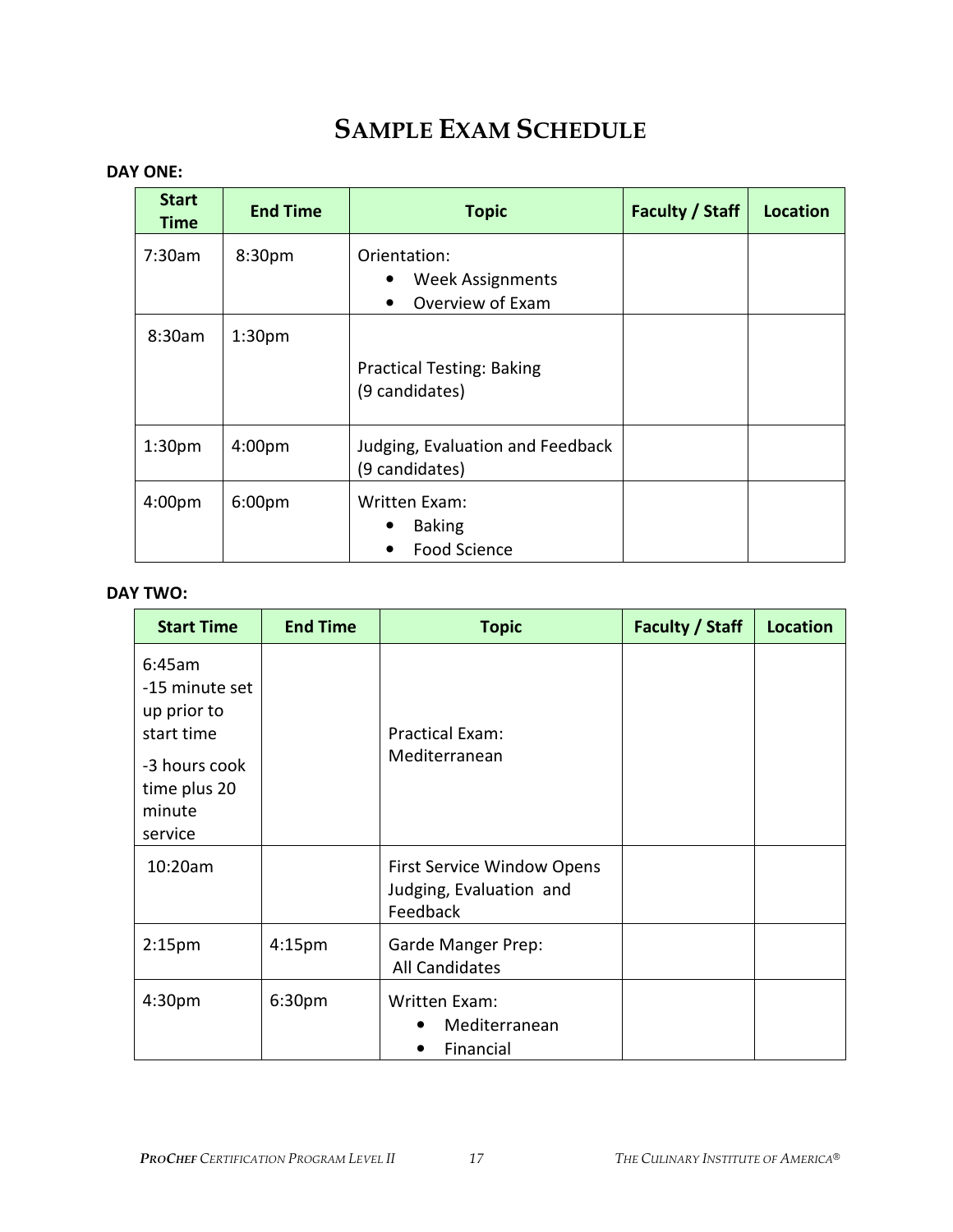# SAMPLE EXAM SCHEDULE

**DAY ONE:**

| Start Time | End Time | Topic | Faculty / Staff | Location |
|---|---|---|---|---|
| 7:30am | 8:30pm | Orientation:<br>• Week Assignments<br>• Overview of Exam | | |
| 8:30am | 1:30pm | Practical Testing: Baking (9 candidates) | | |
| 1:30pm | 4:00pm | Judging, Evaluation and Feedback (9 candidates) | | |
| 4:00pm | 6:00pm | Written Exam:<br>• Baking<br>• Food Science | | |

**DAY TWO:**

| Start Time | End Time | Topic | Faculty / Staff | Location |
|---|---|---|---|---|
| 6:45am<br>-15 minute set up prior to start time<br>-3 hours cook time plus 20 minute service | | Practical Exam: Mediterranean | | |
| 10:20am | | First Service Window Opens Judging, Evaluation and Feedback | | |
| 2:15pm | 4:15pm | Garde Manger Prep: All Candidates | | |
| 4:30pm | 6:30pm | Written Exam:<br>• Mediterranean<br>• Financial | | |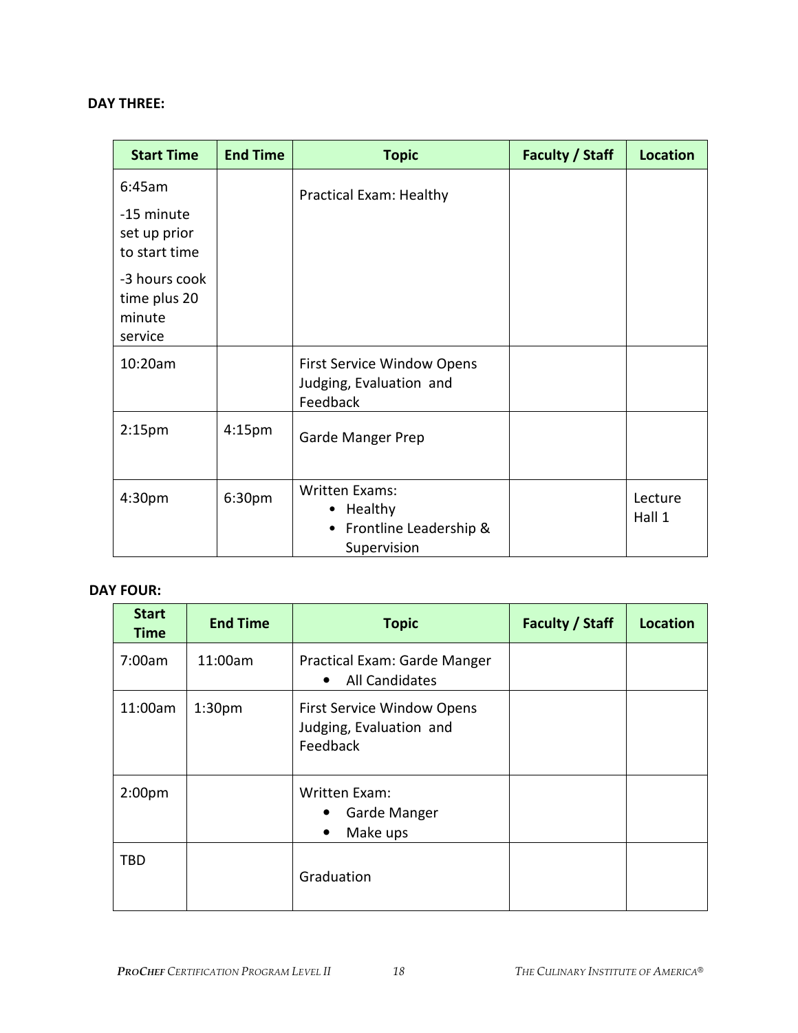**DAY THREE:**

| Start Time | End Time | Topic | Faculty / Staff | Location |
|---|---|---|---|---|
| 6:45am<br>-15 minute set up prior to start time<br>-3 hours cook time plus 20 minute service | | Practical Exam: Healthy | | |
| 10:20am | | First Service Window Opens Judging, Evaluation and Feedback | | |
| 2:15pm | 4:15pm | Garde Manger Prep | | |
| 4:30pm | 6:30pm | Written Exams:<br>• Healthy<br>• Frontline Leadership & Supervision | | Lecture Hall 1 |

**DAY FOUR:**

| Start Time | End Time | Topic | Faculty / Staff | Location |
|---|---|---|---|---|
| 7:00am | 11:00am | Practical Exam: Garde Manger<br>• All Candidates | | |
| 11:00am | 1:30pm | First Service Window Opens Judging, Evaluation and Feedback | | |
| 2:00pm | | Written Exam:<br>• Garde Manger<br>• Make ups | | |
| TBD | | Graduation | | |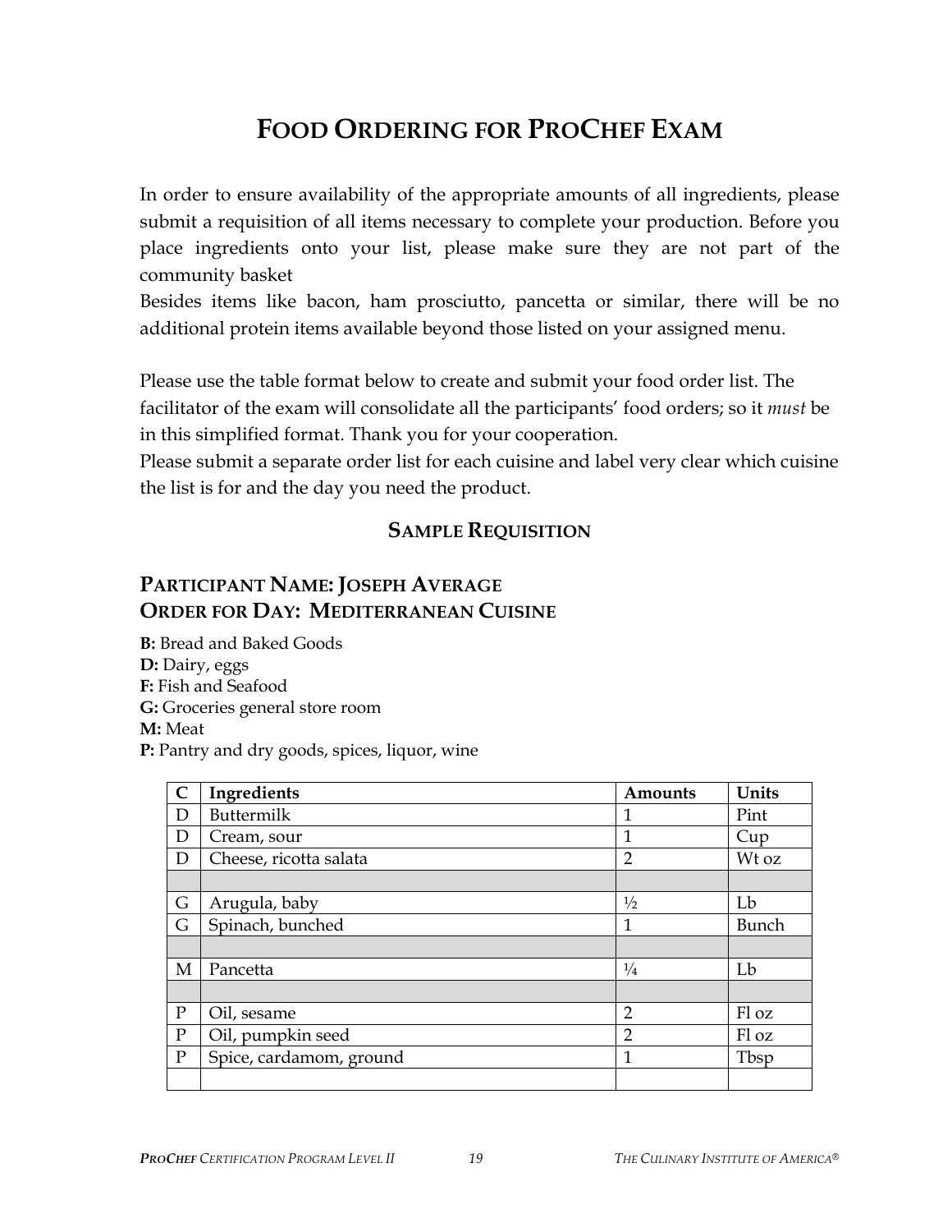# Food Ordering for ProChef Exam

In order to ensure availability of the appropriate amounts of all ingredients, please submit a requisition of all items necessary to complete your production. Before you place ingredients onto your list, please make sure they are not part of the community basket

Besides items like bacon, ham prosciutto, pancetta or similar, there will be no additional protein items available beyond those listed on your assigned menu.

Please use the table format below to create and submit your food order list. The facilitator of the exam will consolidate all the participants' food orders; so it *must* be in this simplified format. Thank you for your cooperation.

Please submit a separate order list for each cuisine and label very clear which cuisine the list is for and the day you need the product.

### Sample Requisition

## Participant Name: Joseph Average
## Order for Day: Mediterranean Cuisine

**B:** Bread and Baked Goods
**D:** Dairy, eggs
**F:** Fish and Seafood
**G:** Groceries general store room
**M:** Meat
**P:** Pantry and dry goods, spices, liquor, wine

| C | Ingredients | Amounts | Units |
|---|---|---|---|
| D | Buttermilk | 1 | Pint |
| D | Cream, sour | 1 | Cup |
| D | Cheese, ricotta salata | 2 | Wt oz |
| | | | |
| G | Arugula, baby | ½ | Lb |
| G | Spinach, bunched | 1 | Bunch |
| | | | |
| M | Pancetta | ¼ | Lb |
| | | | |
| P | Oil, sesame | 2 | Fl oz |
| P | Oil, pumpkin seed | 2 | Fl oz |
| P | Spice, cardamom, ground | 1 | Tbsp |
| | | | |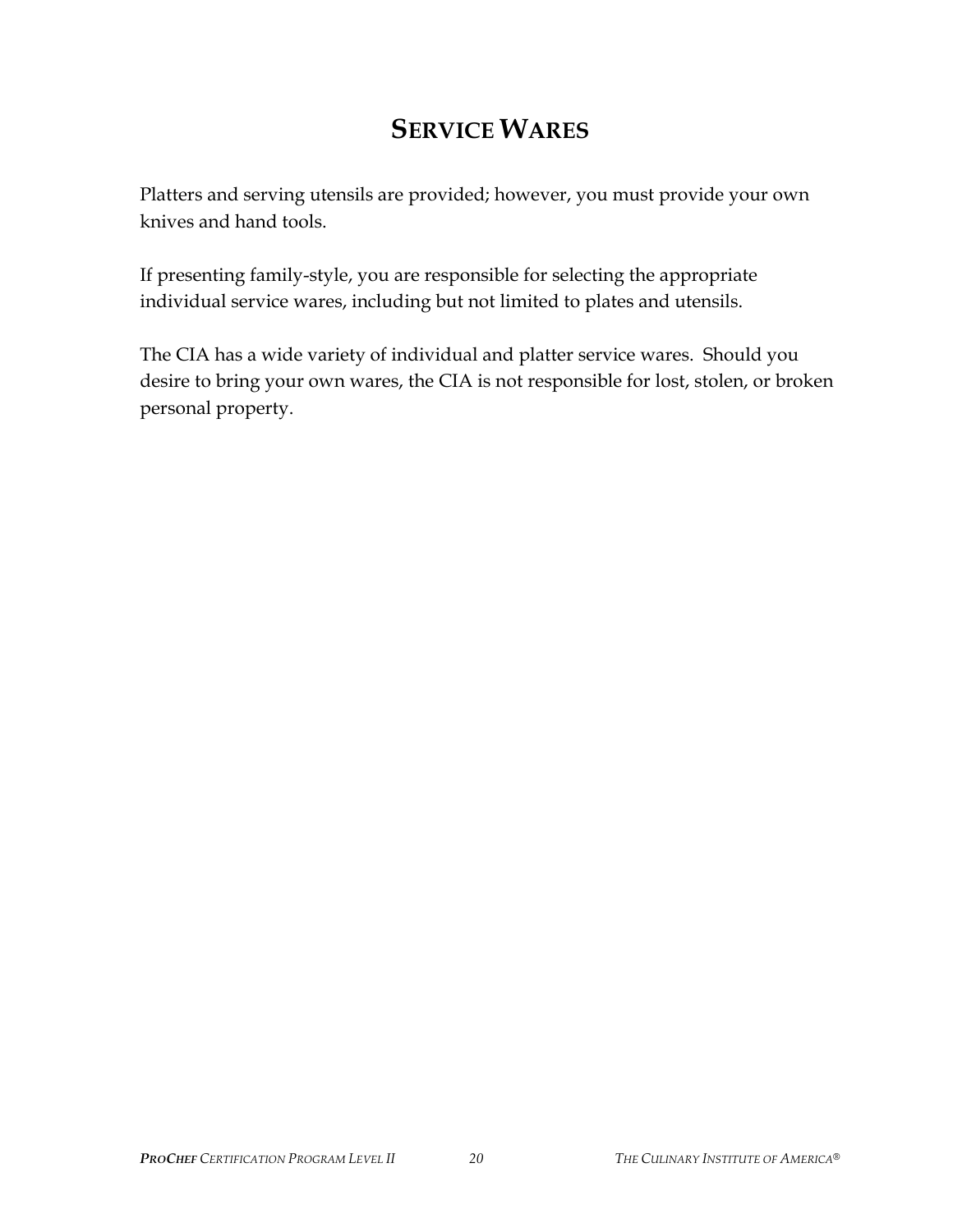# SERVICE WARES

Platters and serving utensils are provided; however, you must provide your own knives and hand tools.

If presenting family-style, you are responsible for selecting the appropriate individual service wares, including but not limited to plates and utensils.

The CIA has a wide variety of individual and platter service wares. Should you desire to bring your own wares, the CIA is not responsible for lost, stolen, or broken personal property.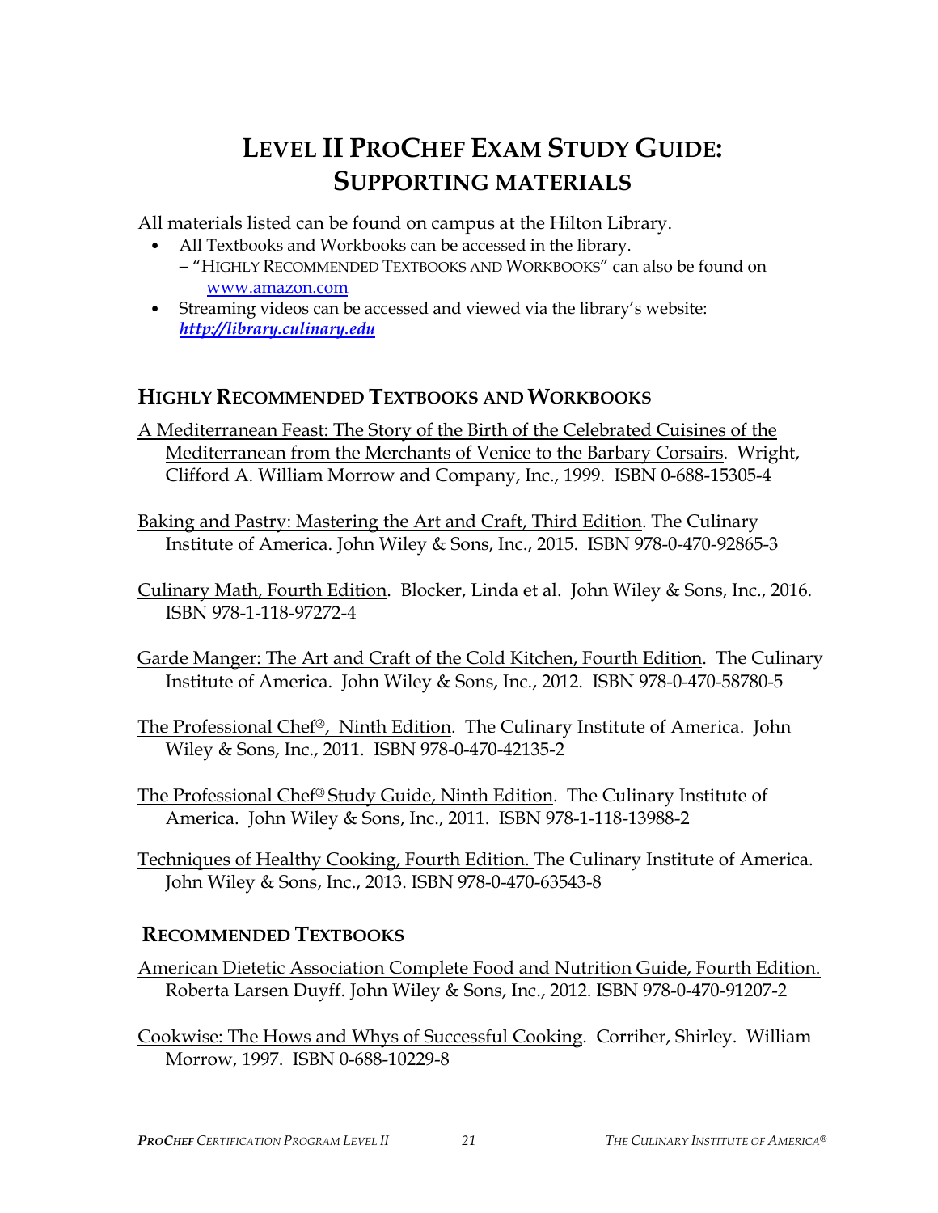# LEVEL II PROCHEF EXAM STUDY GUIDE: SUPPORTING MATERIALS

All materials listed can be found on campus at the Hilton Library.

- All Textbooks and Workbooks can be accessed in the library.
  – "HIGHLY RECOMMENDED TEXTBOOKS AND WORKBOOKS" can also be found on www.amazon.com
- Streaming videos can be accessed and viewed via the library's website: ***http://library.culinary.edu***

## HIGHLY RECOMMENDED TEXTBOOKS AND WORKBOOKS

A Mediterranean Feast: The Story of the Birth of the Celebrated Cuisines of the Mediterranean from the Merchants of Venice to the Barbary Corsairs. Wright, Clifford A. William Morrow and Company, Inc., 1999. ISBN 0-688-15305-4

Baking and Pastry: Mastering the Art and Craft, Third Edition. The Culinary Institute of America. John Wiley & Sons, Inc., 2015. ISBN 978-0-470-92865-3

Culinary Math, Fourth Edition. Blocker, Linda et al. John Wiley & Sons, Inc., 2016. ISBN 978-1-118-97272-4

Garde Manger: The Art and Craft of the Cold Kitchen, Fourth Edition. The Culinary Institute of America. John Wiley & Sons, Inc., 2012. ISBN 978-0-470-58780-5

The Professional Chef®, Ninth Edition. The Culinary Institute of America. John Wiley & Sons, Inc., 2011. ISBN 978-0-470-42135-2

The Professional Chef® Study Guide, Ninth Edition. The Culinary Institute of America. John Wiley & Sons, Inc., 2011. ISBN 978-1-118-13988-2

Techniques of Healthy Cooking, Fourth Edition. The Culinary Institute of America. John Wiley & Sons, Inc., 2013. ISBN 978-0-470-63543-8

## RECOMMENDED TEXTBOOKS

American Dietetic Association Complete Food and Nutrition Guide, Fourth Edition. Roberta Larsen Duyff. John Wiley & Sons, Inc., 2012. ISBN 978-0-470-91207-2

Cookwise: The Hows and Whys of Successful Cooking. Corriher, Shirley. William Morrow, 1997. ISBN 0-688-10229-8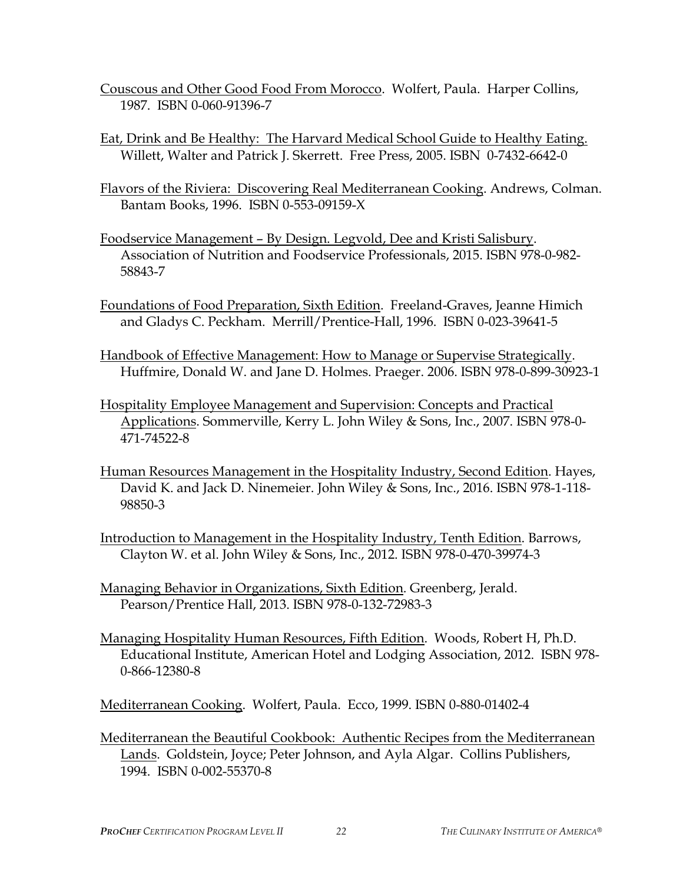Couscous and Other Good Food From Morocco. Wolfert, Paula. Harper Collins, 1987. ISBN 0-060-91396-7

Eat, Drink and Be Healthy: The Harvard Medical School Guide to Healthy Eating. Willett, Walter and Patrick J. Skerrett. Free Press, 2005. ISBN 0-7432-6642-0

Flavors of the Riviera: Discovering Real Mediterranean Cooking. Andrews, Colman. Bantam Books, 1996. ISBN 0-553-09159-X

Foodservice Management – By Design. Legvold, Dee and Kristi Salisbury. Association of Nutrition and Foodservice Professionals, 2015. ISBN 978-0-982-58843-7

Foundations of Food Preparation, Sixth Edition. Freeland-Graves, Jeanne Himich and Gladys C. Peckham. Merrill/Prentice-Hall, 1996. ISBN 0-023-39641-5

Handbook of Effective Management: How to Manage or Supervise Strategically. Huffmire, Donald W. and Jane D. Holmes. Praeger. 2006. ISBN 978-0-899-30923-1

Hospitality Employee Management and Supervision: Concepts and Practical Applications. Sommerville, Kerry L. John Wiley & Sons, Inc., 2007. ISBN 978-0-471-74522-8

Human Resources Management in the Hospitality Industry, Second Edition. Hayes, David K. and Jack D. Ninemeier. John Wiley & Sons, Inc., 2016. ISBN 978-1-118-98850-3

Introduction to Management in the Hospitality Industry, Tenth Edition. Barrows, Clayton W. et al. John Wiley & Sons, Inc., 2012. ISBN 978-0-470-39974-3

Managing Behavior in Organizations, Sixth Edition. Greenberg, Jerald. Pearson/Prentice Hall, 2013. ISBN 978-0-132-72983-3

Managing Hospitality Human Resources, Fifth Edition. Woods, Robert H, Ph.D. Educational Institute, American Hotel and Lodging Association, 2012. ISBN 978-0-866-12380-8

Mediterranean Cooking. Wolfert, Paula. Ecco, 1999. ISBN 0-880-01402-4

Mediterranean the Beautiful Cookbook: Authentic Recipes from the Mediterranean Lands. Goldstein, Joyce; Peter Johnson, and Ayla Algar. Collins Publishers, 1994. ISBN 0-002-55370-8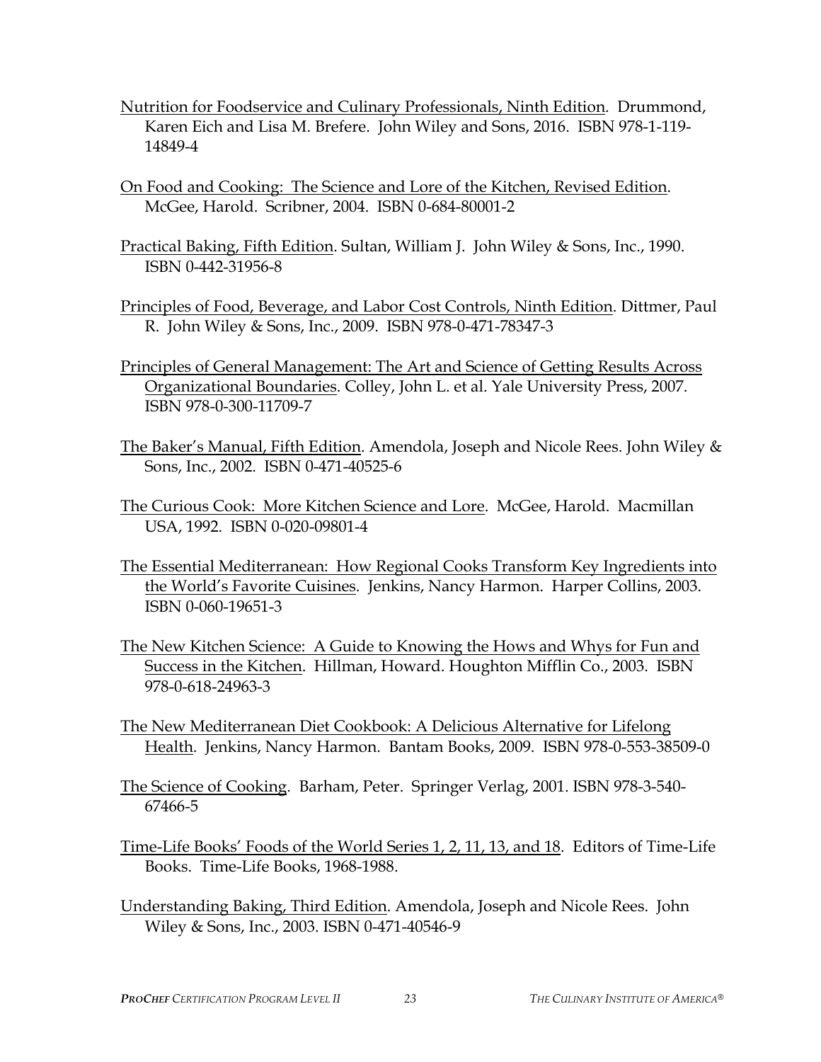<u>Nutrition for Foodservice and Culinary Professionals, Ninth Edition</u>. Drummond, Karen Eich and Lisa M. Brefere. John Wiley and Sons, 2016. ISBN 978-1-119-14849-4

<u>On Food and Cooking: The Science and Lore of the Kitchen, Revised Edition</u>. McGee, Harold. Scribner, 2004. ISBN 0-684-80001-2

<u>Practical Baking, Fifth Edition</u>. Sultan, William J. John Wiley & Sons, Inc., 1990. ISBN 0-442-31956-8

<u>Principles of Food, Beverage, and Labor Cost Controls, Ninth Edition</u>. Dittmer, Paul R. John Wiley & Sons, Inc., 2009. ISBN 978-0-471-78347-3

<u>Principles of General Management: The Art and Science of Getting Results Across Organizational Boundaries</u>. Colley, John L. et al. Yale University Press, 2007. ISBN 978-0-300-11709-7

<u>The Baker's Manual, Fifth Edition</u>. Amendola, Joseph and Nicole Rees. John Wiley & Sons, Inc., 2002. ISBN 0-471-40525-6

<u>The Curious Cook: More Kitchen Science and Lore</u>. McGee, Harold. Macmillan USA, 1992. ISBN 0-020-09801-4

<u>The Essential Mediterranean: How Regional Cooks Transform Key Ingredients into the World's Favorite Cuisines</u>. Jenkins, Nancy Harmon. Harper Collins, 2003. ISBN 0-060-19651-3

<u>The New Kitchen Science: A Guide to Knowing the Hows and Whys for Fun and Success in the Kitchen</u>. Hillman, Howard. Houghton Mifflin Co., 2003. ISBN 978-0-618-24963-3

<u>The New Mediterranean Diet Cookbook: A Delicious Alternative for Lifelong Health</u>. Jenkins, Nancy Harmon. Bantam Books, 2009. ISBN 978-0-553-38509-0

<u>The Science of Cooking</u>. Barham, Peter. Springer Verlag, 2001. ISBN 978-3-540-67466-5

<u>Time-Life Books' Foods of the World Series 1, 2, 11, 13, and 18</u>. Editors of Time-Life Books. Time-Life Books, 1968-1988.

<u>Understanding Baking, Third Edition</u>. Amendola, Joseph and Nicole Rees. John Wiley & Sons, Inc., 2003. ISBN 0-471-40546-9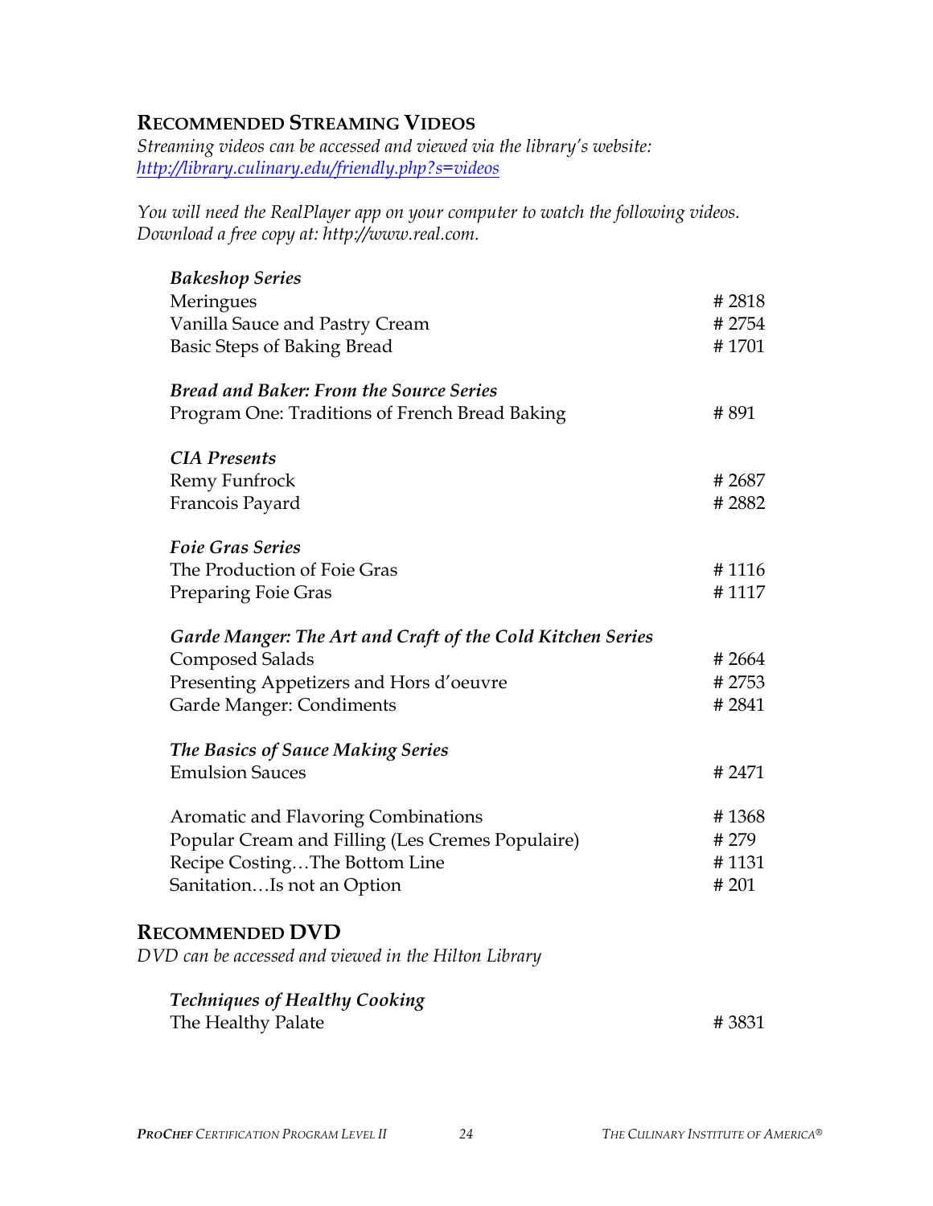## RECOMMENDED STREAMING VIDEOS

*Streaming videos can be accessed and viewed via the library's website:* *[http://library.culinary.edu/friendly.php?s=videos](http://library.culinary.edu/friendly.php?s=videos)*

*You will need the RealPlayer app on your computer to watch the following videos. Download a free copy at: http://www.real.com.*

***Bakeshop Series***

| | |
|---|---|
| Meringues | # 2818 |
| Vanilla Sauce and Pastry Cream | # 2754 |
| Basic Steps of Baking Bread | # 1701 |

***Bread and Baker: From the Source Series***

| | |
|---|---|
| Program One: Traditions of French Bread Baking | # 891 |

***CIA Presents***

| | |
|---|---|
| Remy Funfrock | # 2687 |
| Francois Payard | # 2882 |

***Foie Gras Series***

| | |
|---|---|
| The Production of Foie Gras | # 1116 |
| Preparing Foie Gras | # 1117 |

***Garde Manger: The Art and Craft of the Cold Kitchen Series***

| | |
|---|---|
| Composed Salads | # 2664 |
| Presenting Appetizers and Hors d'oeuvre | # 2753 |
| Garde Manger: Condiments | # 2841 |

***The Basics of Sauce Making Series***

| | |
|---|---|
| Emulsion Sauces | # 2471 |

| | |
|---|---|
| Aromatic and Flavoring Combinations | # 1368 |
| Popular Cream and Filling (Les Cremes Populaire) | # 279 |
| Recipe Costing…The Bottom Line | # 1131 |
| Sanitation…Is not an Option | # 201 |

## RECOMMENDED DVD

*DVD can be accessed and viewed in the Hilton Library*

***Techniques of Healthy Cooking***

| | |
|---|---|
| The Healthy Palate | # 3831 |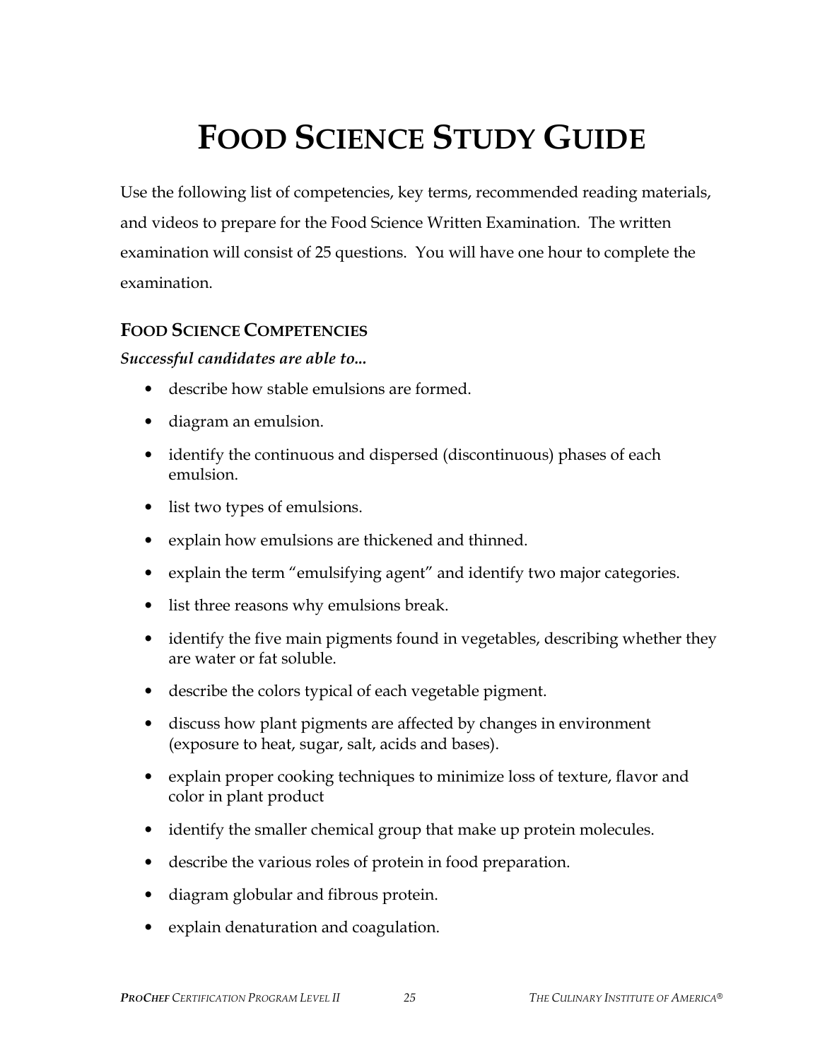# FOOD SCIENCE STUDY GUIDE

Use the following list of competencies, key terms, recommended reading materials, and videos to prepare for the Food Science Written Examination. The written examination will consist of 25 questions. You will have one hour to complete the examination.

## FOOD SCIENCE COMPETENCIES

***Successful candidates are able to...***

- describe how stable emulsions are formed.
- diagram an emulsion.
- identify the continuous and dispersed (discontinuous) phases of each emulsion.
- list two types of emulsions.
- explain how emulsions are thickened and thinned.
- explain the term "emulsifying agent" and identify two major categories.
- list three reasons why emulsions break.
- identify the five main pigments found in vegetables, describing whether they are water or fat soluble.
- describe the colors typical of each vegetable pigment.
- discuss how plant pigments are affected by changes in environment (exposure to heat, sugar, salt, acids and bases).
- explain proper cooking techniques to minimize loss of texture, flavor and color in plant product
- identify the smaller chemical group that make up protein molecules.
- describe the various roles of protein in food preparation.
- diagram globular and fibrous protein.
- explain denaturation and coagulation.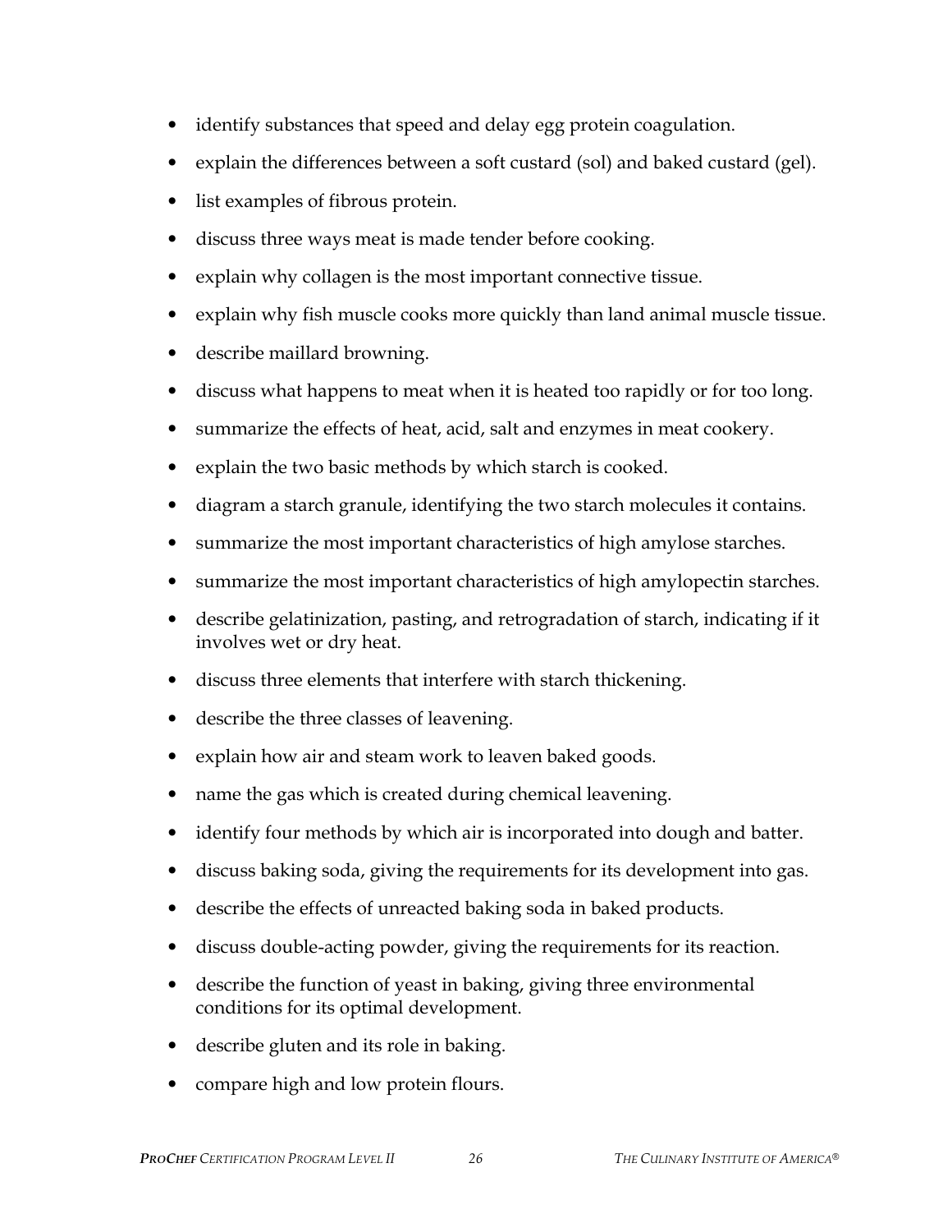- identify substances that speed and delay egg protein coagulation.
- explain the differences between a soft custard (sol) and baked custard (gel).
- list examples of fibrous protein.
- discuss three ways meat is made tender before cooking.
- explain why collagen is the most important connective tissue.
- explain why fish muscle cooks more quickly than land animal muscle tissue.
- describe maillard browning.
- discuss what happens to meat when it is heated too rapidly or for too long.
- summarize the effects of heat, acid, salt and enzymes in meat cookery.
- explain the two basic methods by which starch is cooked.
- diagram a starch granule, identifying the two starch molecules it contains.
- summarize the most important characteristics of high amylose starches.
- summarize the most important characteristics of high amylopectin starches.
- describe gelatinization, pasting, and retrogradation of starch, indicating if it involves wet or dry heat.
- discuss three elements that interfere with starch thickening.
- describe the three classes of leavening.
- explain how air and steam work to leaven baked goods.
- name the gas which is created during chemical leavening.
- identify four methods by which air is incorporated into dough and batter.
- discuss baking soda, giving the requirements for its development into gas.
- describe the effects of unreacted baking soda in baked products.
- discuss double-acting powder, giving the requirements for its reaction.
- describe the function of yeast in baking, giving three environmental conditions for its optimal development.
- describe gluten and its role in baking.
- compare high and low protein flours.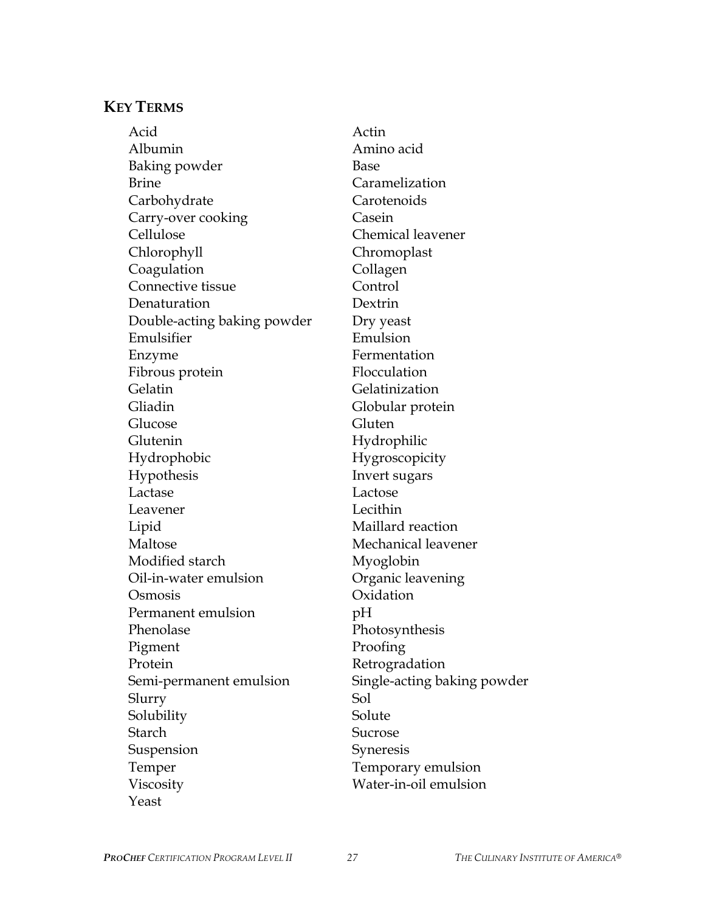## KEY TERMS

- Acid
- Actin
- Albumin
- Amino acid
- Baking powder
- Base
- Brine
- Caramelization
- Carbohydrate
- Carotenoids
- Carry-over cooking
- Casein
- Cellulose
- Chemical leavener
- Chlorophyll
- Chromoplast
- Coagulation
- Collagen
- Connective tissue
- Control
- Denaturation
- Dextrin
- Double-acting baking powder
- Dry yeast
- Emulsifier
- Emulsion
- Enzyme
- Fermentation
- Fibrous protein
- Flocculation
- Gelatin
- Gelatinization
- Gliadin
- Globular protein
- Glucose
- Gluten
- Glutenin
- Hydrophilic
- Hydrophobic
- Hygroscopicity
- Hypothesis
- Invert sugars
- Lactase
- Lactose
- Leavener
- Lecithin
- Lipid
- Maillard reaction
- Maltose
- Mechanical leavener
- Modified starch
- Myoglobin
- Oil-in-water emulsion
- Organic leavening
- Osmosis
- Oxidation
- Permanent emulsion
- pH
- Phenolase
- Photosynthesis
- Pigment
- Proofing
- Protein
- Retrogradation
- Semi-permanent emulsion
- Single-acting baking powder
- Slurry
- Sol
- Solubility
- Solute
- Starch
- Sucrose
- Suspension
- Syneresis
- Temper
- Temporary emulsion
- Viscosity
- Water-in-oil emulsion
- Yeast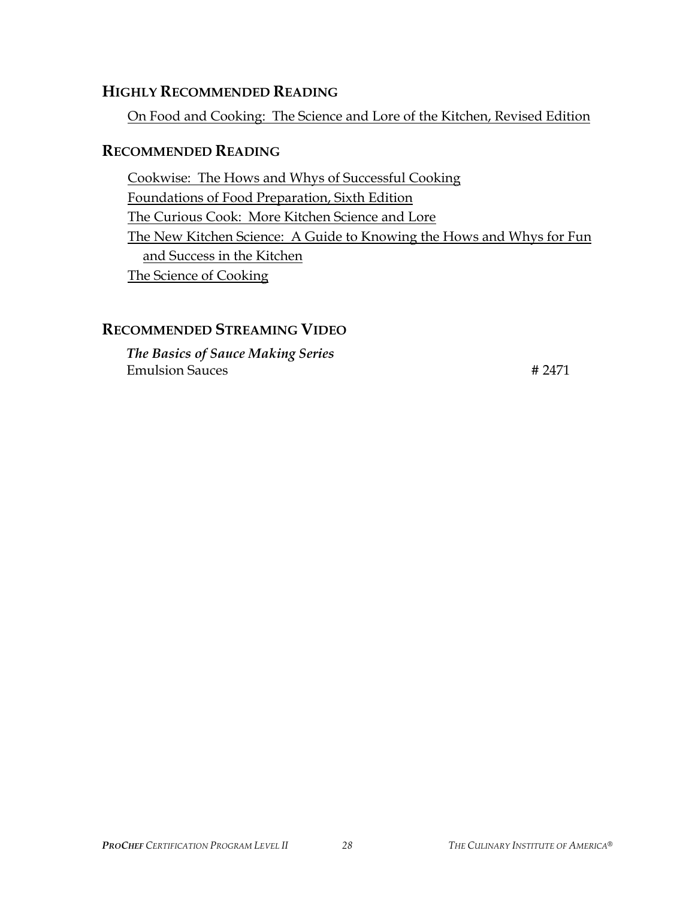## HIGHLY RECOMMENDED READING

On Food and Cooking: The Science and Lore of the Kitchen, Revised Edition

## RECOMMENDED READING

Cookwise: The Hows and Whys of Successful Cooking
Foundations of Food Preparation, Sixth Edition
The Curious Cook: More Kitchen Science and Lore
The New Kitchen Science: A Guide to Knowing the Hows and Whys for Fun and Success in the Kitchen
The Science of Cooking

## RECOMMENDED STREAMING VIDEO

***The Basics of Sauce Making Series***
Emulsion Sauces **#** 2471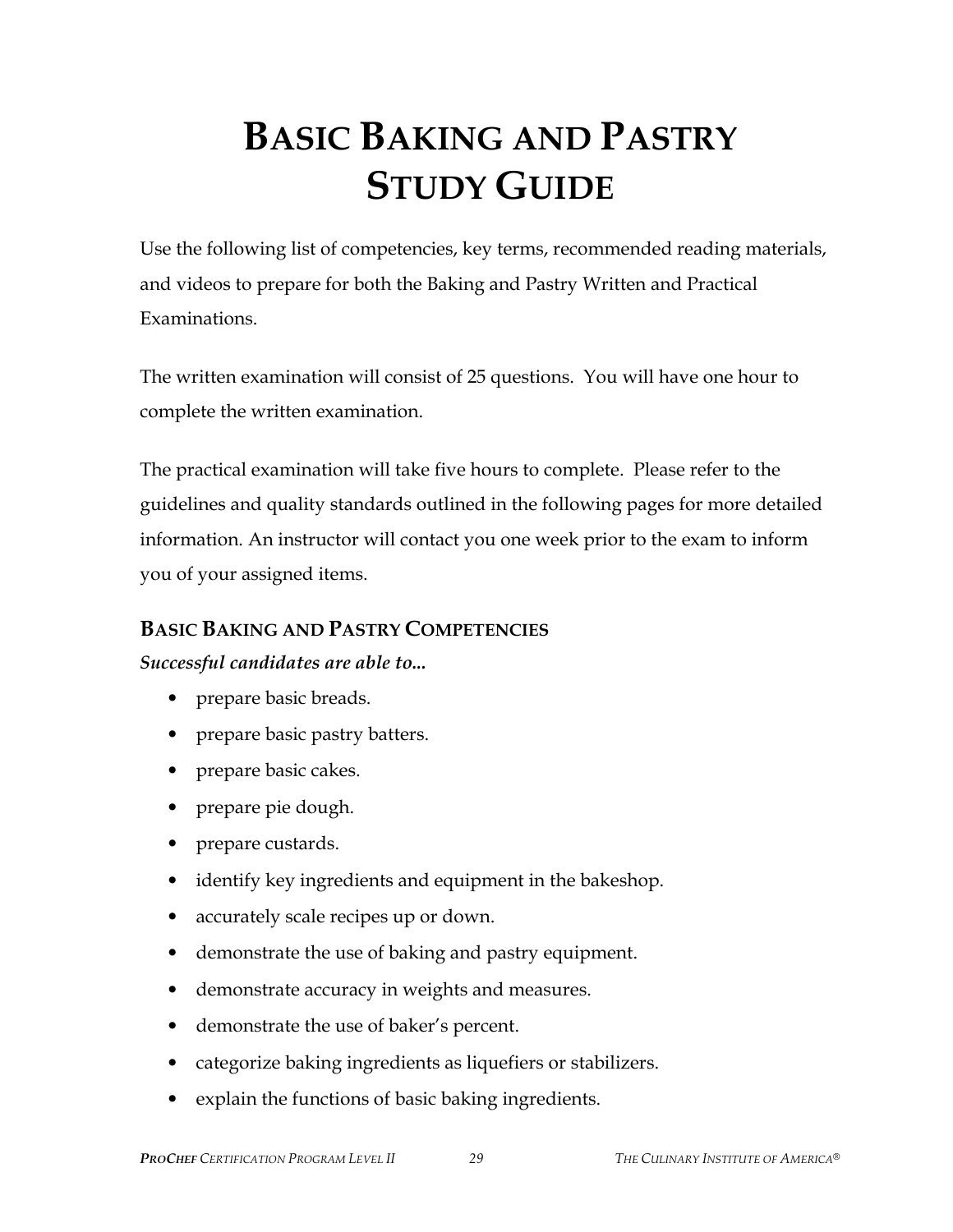# BASIC BAKING AND PASTRY STUDY GUIDE

Use the following list of competencies, key terms, recommended reading materials, and videos to prepare for both the Baking and Pastry Written and Practical Examinations.

The written examination will consist of 25 questions. You will have one hour to complete the written examination.

The practical examination will take five hours to complete. Please refer to the guidelines and quality standards outlined in the following pages for more detailed information. An instructor will contact you one week prior to the exam to inform you of your assigned items.

## BASIC BAKING AND PASTRY COMPETENCIES

***Successful candidates are able to...***

- prepare basic breads.
- prepare basic pastry batters.
- prepare basic cakes.
- prepare pie dough.
- prepare custards.
- identify key ingredients and equipment in the bakeshop.
- accurately scale recipes up or down.
- demonstrate the use of baking and pastry equipment.
- demonstrate accuracy in weights and measures.
- demonstrate the use of baker's percent.
- categorize baking ingredients as liquefiers or stabilizers.
- explain the functions of basic baking ingredients.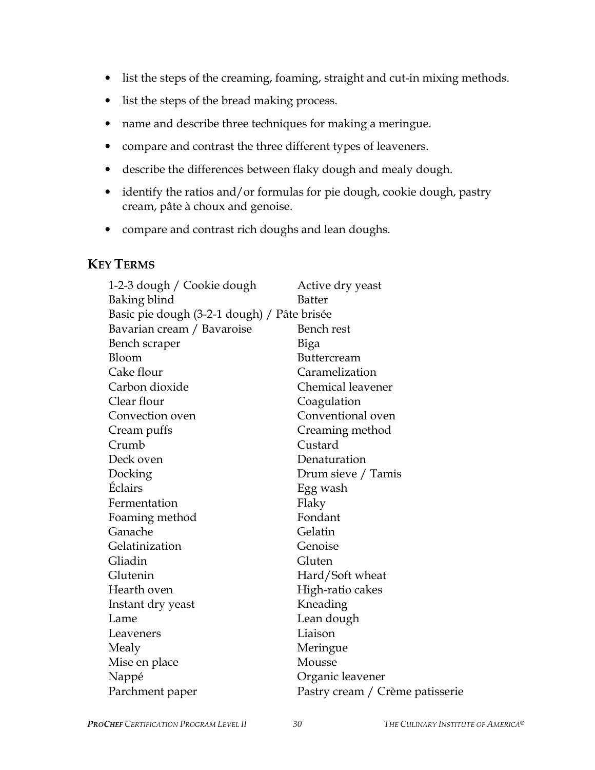- list the steps of the creaming, foaming, straight and cut-in mixing methods.
- list the steps of the bread making process.
- name and describe three techniques for making a meringue.
- compare and contrast the three different types of leaveners.
- describe the differences between flaky dough and mealy dough.
- identify the ratios and/or formulas for pie dough, cookie dough, pastry cream, pâte à choux and genoise.
- compare and contrast rich doughs and lean doughs.

## KEY TERMS

1-2-3 dough / Cookie dough
Active dry yeast
Baking blind
Batter
Basic pie dough (3-2-1 dough) / Pâte brisée
Bavarian cream / Bavaroise
Bench rest
Bench scraper
Biga
Bloom
Buttercream
Cake flour
Caramelization
Carbon dioxide
Chemical leavener
Clear flour
Coagulation
Convection oven
Conventional oven
Cream puffs
Creaming method
Crumb
Custard
Deck oven
Denaturation
Docking
Drum sieve / Tamis
Éclairs
Egg wash
Fermentation
Flaky
Foaming method
Fondant
Ganache
Gelatin
Gelatinization
Genoise
Gliadin
Gluten
Glutenin
Hard/Soft wheat
Hearth oven
High-ratio cakes
Instant dry yeast
Kneading
Lame
Lean dough
Leaveners
Liaison
Mealy
Meringue
Mise en place
Mousse
Nappé
Organic leavener
Parchment paper
Pastry cream / Crème patisserie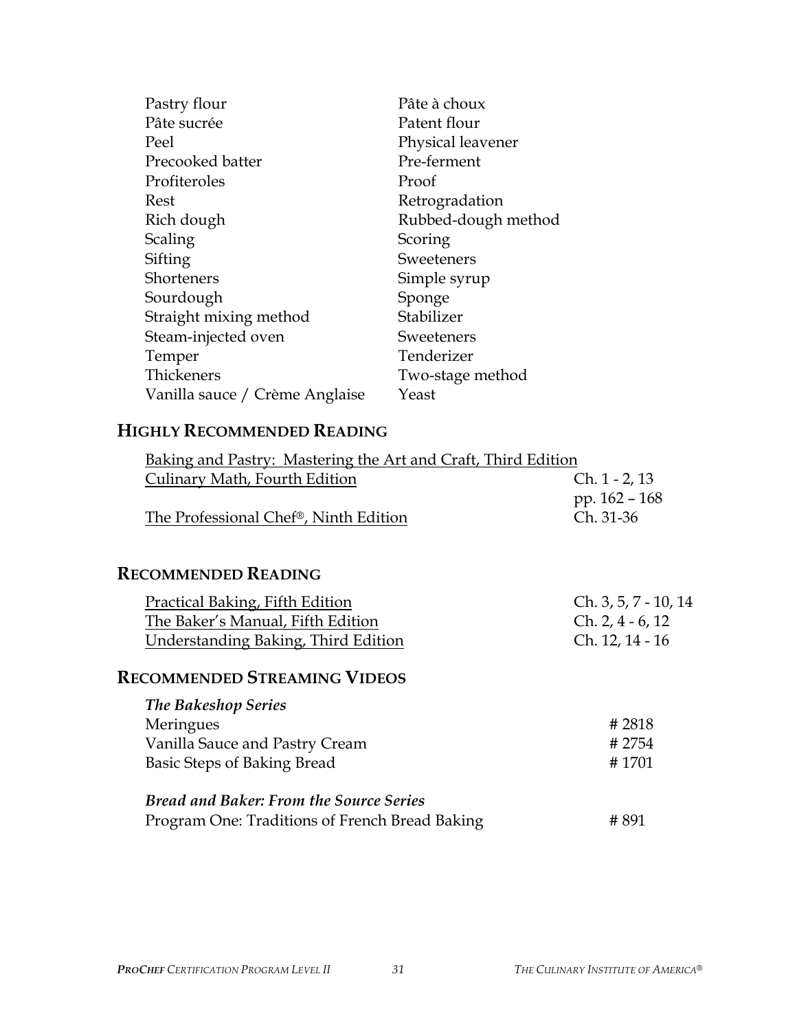| | |
|---|---|
| Pastry flour | Pâte à choux |
| Pâte sucrée | Patent flour |
| Peel | Physical leavener |
| Precooked batter | Pre-ferment |
| Profiteroles | Proof |
| Rest | Retrogradation |
| Rich dough | Rubbed-dough method |
| Scaling | Scoring |
| Sifting | Sweeteners |
| Shorteners | Simple syrup |
| Sourdough | Sponge |
| Straight mixing method | Stabilizer |
| Steam-injected oven | Sweeteners |
| Temper | Tenderizer |
| Thickeners | Two-stage method |
| Vanilla sauce / Crème Anglaise | Yeast |

## HIGHLY RECOMMENDED READING

| | |
|---|---|
| Baking and Pastry: Mastering the Art and Craft, Third Edition | |
| Culinary Math, Fourth Edition | Ch. 1 - 2, 13<br>pp. 162 – 168 |
| The Professional Chef®, Ninth Edition | Ch. 31-36 |

## RECOMMENDED READING

| | |
|---|---|
| Practical Baking, Fifth Edition | Ch. 3, 5, 7 - 10, 14 |
| The Baker's Manual, Fifth Edition | Ch. 2, 4 - 6, 12 |
| Understanding Baking, Third Edition | Ch. 12, 14 - 16 |

## RECOMMENDED STREAMING VIDEOS

***The Bakeshop Series***

| | |
|---|---|
| Meringues | # 2818 |
| Vanilla Sauce and Pastry Cream | # 2754 |
| Basic Steps of Baking Bread | # 1701 |

***Bread and Baker: From the Source Series***

| | |
|---|---|
| Program One: Traditions of French Bread Baking | # 891 |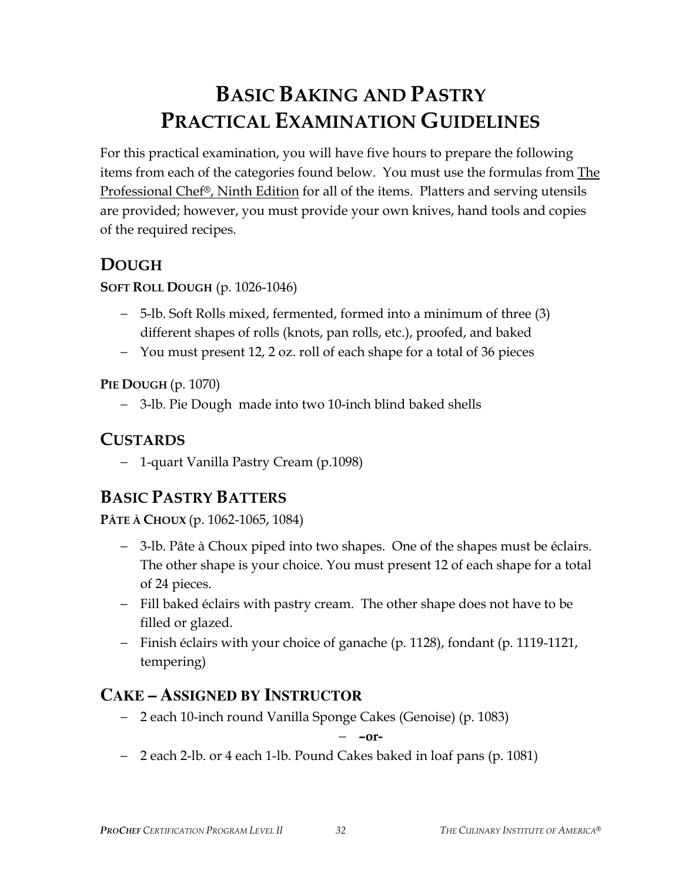# BASIC BAKING AND PASTRY PRACTICAL EXAMINATION GUIDELINES

For this practical examination, you will have five hours to prepare the following items from each of the categories found below. You must use the formulas from The Professional Chef®, Ninth Edition for all of the items. Platters and serving utensils are provided; however, you must provide your own knives, hand tools and copies of the required recipes.

## DOUGH

**SOFT ROLL DOUGH** (p. 1026-1046)

- 5-lb. Soft Rolls mixed, fermented, formed into a minimum of three (3) different shapes of rolls (knots, pan rolls, etc.), proofed, and baked
- You must present 12, 2 oz. roll of each shape for a total of 36 pieces

**PIE DOUGH** (p. 1070)

- 3-lb. Pie Dough made into two 10-inch blind baked shells

## CUSTARDS

- 1-quart Vanilla Pastry Cream (p.1098)

## BASIC PASTRY BATTERS

**PÂTE À CHOUX** (p. 1062-1065, 1084)

- 3-lb. Pâte à Choux piped into two shapes. One of the shapes must be éclairs. The other shape is your choice. You must present 12 of each shape for a total of 24 pieces.
- Fill baked éclairs with pastry cream. The other shape does not have to be filled or glazed.
- Finish éclairs with your choice of ganache (p. 1128), fondant (p. 1119-1121, tempering)

## CAKE – ASSIGNED BY INSTRUCTOR

- 2 each 10-inch round Vanilla Sponge Cakes (Genoise) (p. 1083)

  **–or-**

- 2 each 2-lb. or 4 each 1-lb. Pound Cakes baked in loaf pans (p. 1081)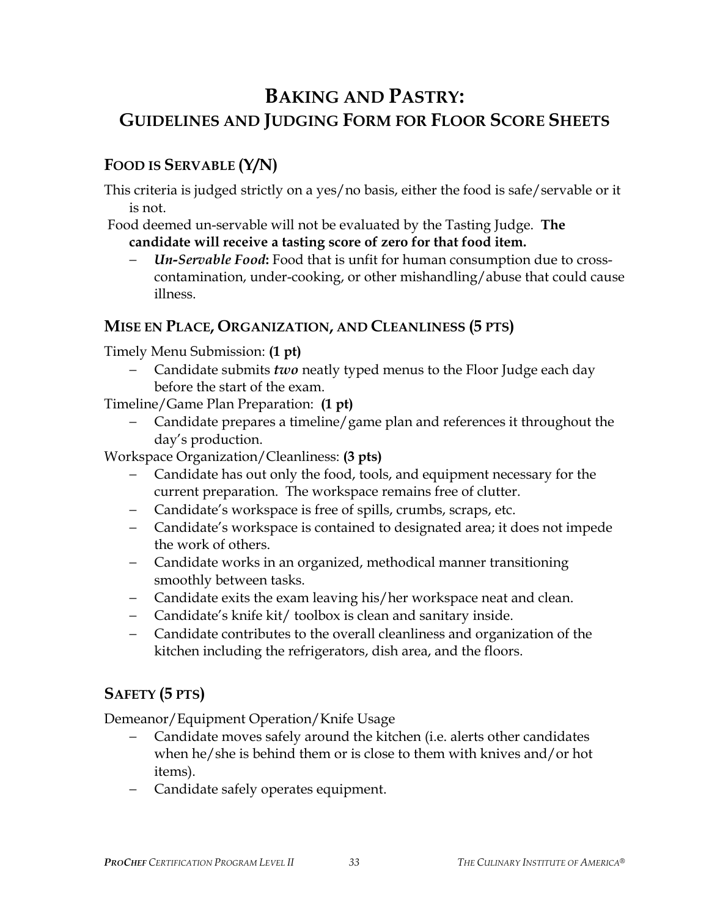# BAKING AND PASTRY:
# GUIDELINES AND JUDGING FORM FOR FLOOR SCORE SHEETS

## FOOD IS SERVABLE (Y/N)

This criteria is judged strictly on a yes/no basis, either the food is safe/servable or it is not.

Food deemed un-servable will not be evaluated by the Tasting Judge. **The candidate will receive a tasting score of zero for that food item.**

- ***Un-Servable Food*:** Food that is unfit for human consumption due to cross-contamination, under-cooking, or other mishandling/abuse that could cause illness.

## MISE EN PLACE, ORGANIZATION, AND CLEANLINESS (5 PTS)

Timely Menu Submission: **(1 pt)**

- Candidate submits ***two*** neatly typed menus to the Floor Judge each day before the start of the exam.

Timeline/Game Plan Preparation: **(1 pt)**

- Candidate prepares a timeline/game plan and references it throughout the day's production.

Workspace Organization/Cleanliness: **(3 pts)**

- Candidate has out only the food, tools, and equipment necessary for the current preparation. The workspace remains free of clutter.
- Candidate's workspace is free of spills, crumbs, scraps, etc.
- Candidate's workspace is contained to designated area; it does not impede the work of others.
- Candidate works in an organized, methodical manner transitioning smoothly between tasks.
- Candidate exits the exam leaving his/her workspace neat and clean.
- Candidate's knife kit/ toolbox is clean and sanitary inside.
- Candidate contributes to the overall cleanliness and organization of the kitchen including the refrigerators, dish area, and the floors.

## SAFETY (5 PTS)

Demeanor/Equipment Operation/Knife Usage

- Candidate moves safely around the kitchen (i.e. alerts other candidates when he/she is behind them or is close to them with knives and/or hot items).
- Candidate safely operates equipment.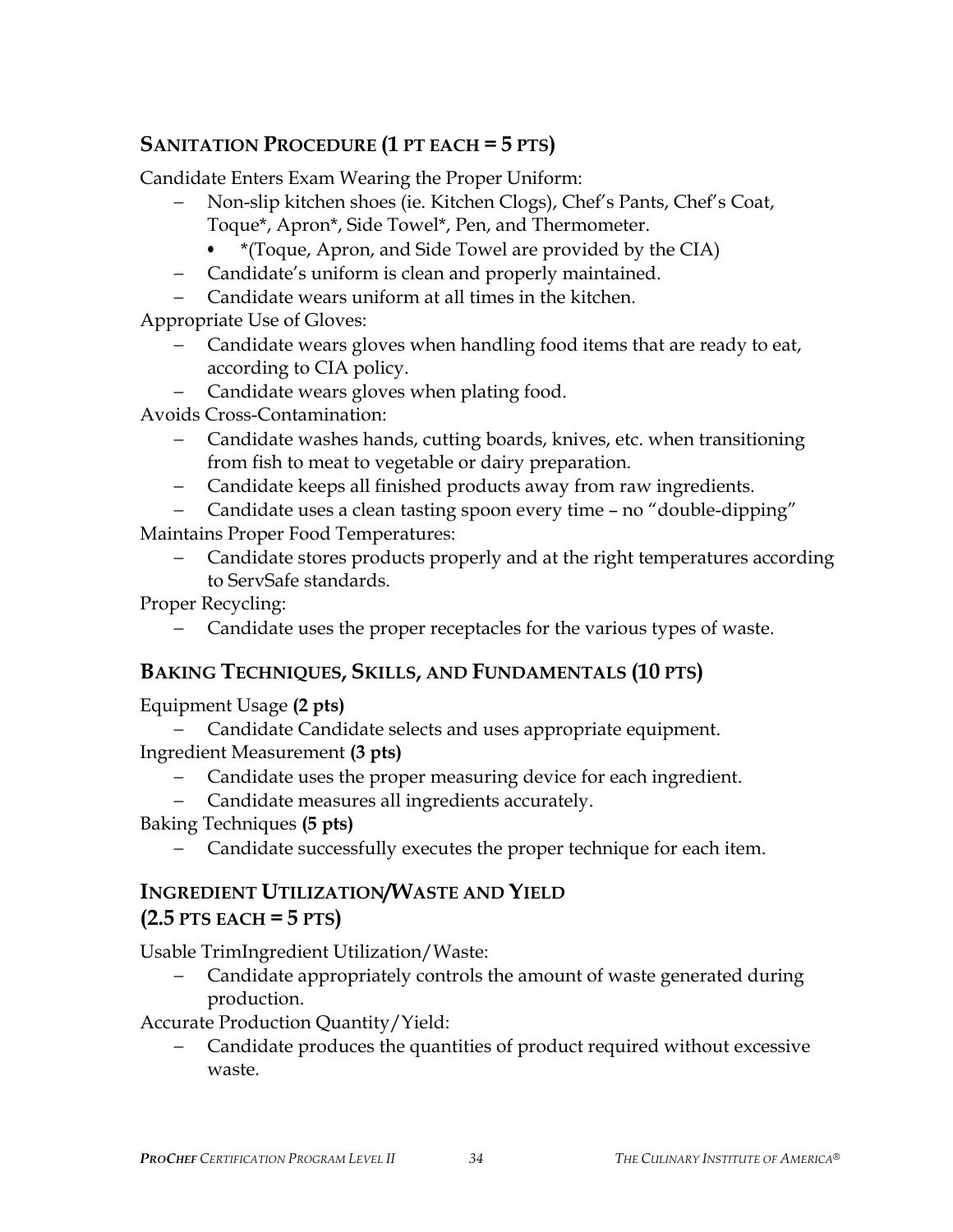## SANITATION PROCEDURE (1 PT EACH = 5 PTS)

Candidate Enters Exam Wearing the Proper Uniform:

- Non-slip kitchen shoes (ie. Kitchen Clogs), Chef's Pants, Chef's Coat, Toque*, Apron*, Side Towel*, Pen, and Thermometer.
  - *(Toque, Apron, and Side Towel are provided by the CIA)
- Candidate's uniform is clean and properly maintained.
- Candidate wears uniform at all times in the kitchen.

Appropriate Use of Gloves:

- Candidate wears gloves when handling food items that are ready to eat, according to CIA policy.
- Candidate wears gloves when plating food.

Avoids Cross-Contamination:

- Candidate washes hands, cutting boards, knives, etc. when transitioning from fish to meat to vegetable or dairy preparation.
- Candidate keeps all finished products away from raw ingredients.
- Candidate uses a clean tasting spoon every time – no "double-dipping"

Maintains Proper Food Temperatures:

- Candidate stores products properly and at the right temperatures according to ServSafe standards.

Proper Recycling:

- Candidate uses the proper receptacles for the various types of waste.

## BAKING TECHNIQUES, SKILLS, AND FUNDAMENTALS (10 PTS)

Equipment Usage **(2 pts)**

- Candidate Candidate selects and uses appropriate equipment.

Ingredient Measurement **(3 pts)**

- Candidate uses the proper measuring device for each ingredient.
- Candidate measures all ingredients accurately.

Baking Techniques **(5 pts)**

- Candidate successfully executes the proper technique for each item.

## INGREDIENT UTILIZATION/WASTE AND YIELD (2.5 PTS EACH = 5 PTS)

Usable TrimIngredient Utilization/Waste:

- Candidate appropriately controls the amount of waste generated during production.

Accurate Production Quantity/Yield:

- Candidate produces the quantities of product required without excessive waste.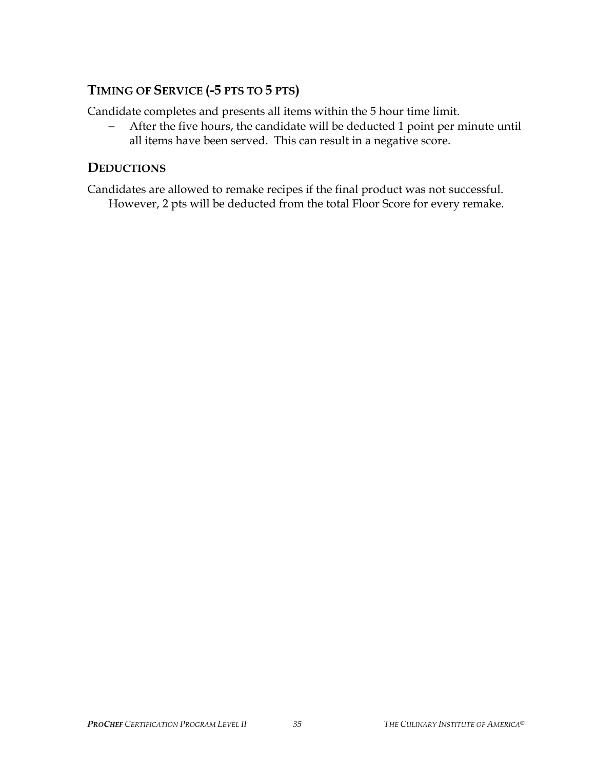## TIMING OF SERVICE (-5 PTS TO 5 PTS)

Candidate completes and presents all items within the 5 hour time limit.

- After the five hours, the candidate will be deducted 1 point per minute until all items have been served. This can result in a negative score.

## DEDUCTIONS

Candidates are allowed to remake recipes if the final product was not successful. However, 2 pts will be deducted from the total Floor Score for every remake.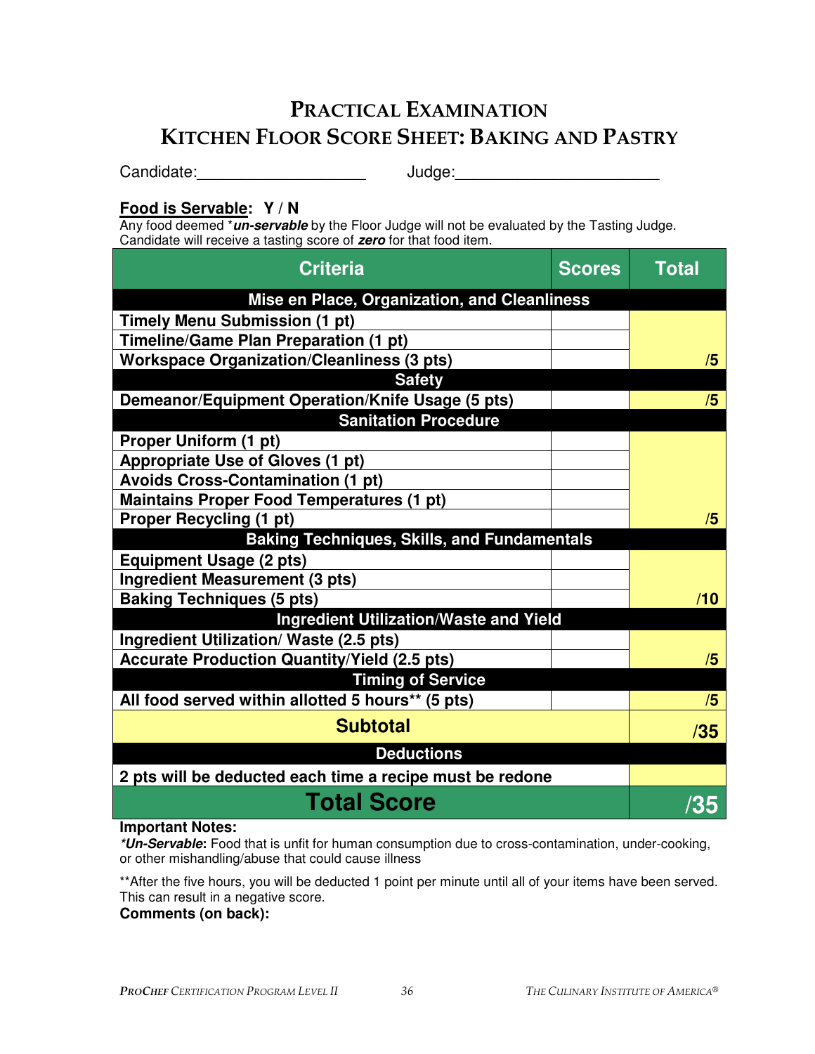# Practical Examination
## Kitchen Floor Score Sheet: Baking and Pastry

Candidate:___________________ Judge:_______________________

**Food is Servable: Y / N**

Any food deemed ***un-servable*** by the Floor Judge will not be evaluated by the Tasting Judge. Candidate will receive a tasting score of ***zero*** for that food item.

| Criteria | Scores | Total |
|---|---|---|
| **Mise en Place, Organization, and Cleanliness** | | |
| **Timely Menu Submission (1 pt)** | | |
| **Timeline/Game Plan Preparation (1 pt)** | | |
| **Workspace Organization/Cleanliness (3 pts)** | | **/5** |
| **Safety** | | |
| **Demeanor/Equipment Operation/Knife Usage (5 pts)** | | **/5** |
| **Sanitation Procedure** | | |
| **Proper Uniform (1 pt)** | | |
| **Appropriate Use of Gloves (1 pt)** | | |
| **Avoids Cross-Contamination (1 pt)** | | |
| **Maintains Proper Food Temperatures (1 pt)** | | |
| **Proper Recycling (1 pt)** | | **/5** |
| **Baking Techniques, Skills, and Fundamentals** | | |
| **Equipment Usage (2 pts)** | | |
| **Ingredient Measurement (3 pts)** | | |
| **Baking Techniques (5 pts)** | | **/10** |
| **Ingredient Utilization/Waste and Yield** | | |
| **Ingredient Utilization/ Waste (2.5 pts)** | | |
| **Accurate Production Quantity/Yield (2.5 pts)** | | **/5** |
| **Timing of Service** | | |
| **All food served within allotted 5 hours** (5 pts)** | | **/5** |
| **Subtotal** | | **/35** |
| **Deductions** | | |
| **2 pts will be deducted each time a recipe must be redone** | | |
| **Total Score** | | **/35** |

**Important Notes:**

***Un-Servable**:* Food that is unfit for human consumption due to cross-contamination, under-cooking, or other mishandling/abuse that could cause illness

**After the five hours, you will be deducted 1 point per minute until all of your items have been served. This can result in a negative score.

**Comments (on back):**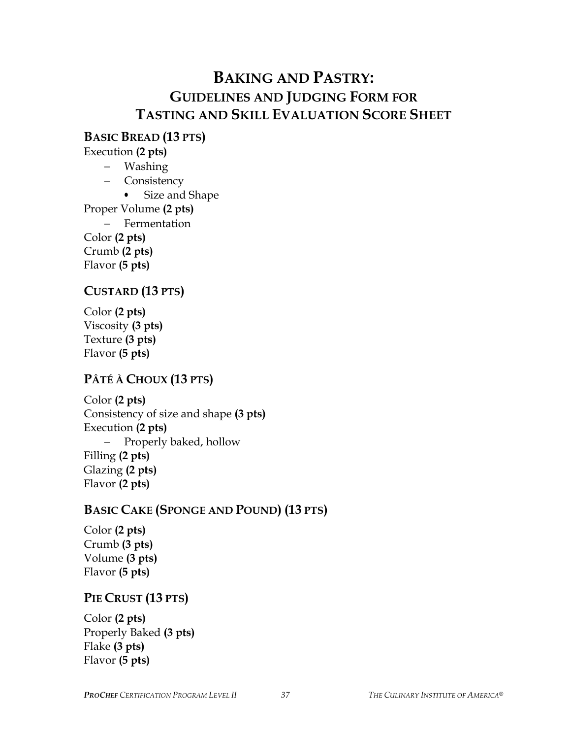# BAKING AND PASTRY:
## GUIDELINES AND JUDGING FORM FOR TASTING AND SKILL EVALUATION SCORE SHEET

### BASIC BREAD (13 PTS)

Execution **(2 pts)**

- Washing
- Consistency
  - Size and Shape

Proper Volume **(2 pts)**

- Fermentation

Color **(2 pts)**
Crumb **(2 pts)**
Flavor **(5 pts)**

### CUSTARD (13 PTS)

Color **(2 pts)**
Viscosity **(3 pts)**
Texture **(3 pts)**
Flavor **(5 pts)**

### PÂTÉ À CHOUX (13 PTS)

Color **(2 pts)**
Consistency of size and shape **(3 pts)**
Execution **(2 pts)**

- Properly baked, hollow

Filling **(2 pts)**
Glazing **(2 pts)**
Flavor **(2 pts)**

### BASIC CAKE (SPONGE AND POUND) (13 PTS)

Color **(2 pts)**
Crumb **(3 pts)**
Volume **(3 pts)**
Flavor **(5 pts)**

### PIE CRUST (13 PTS)

Color **(2 pts)**
Properly Baked **(3 pts)**
Flake **(3 pts)**
Flavor **(5 pts)**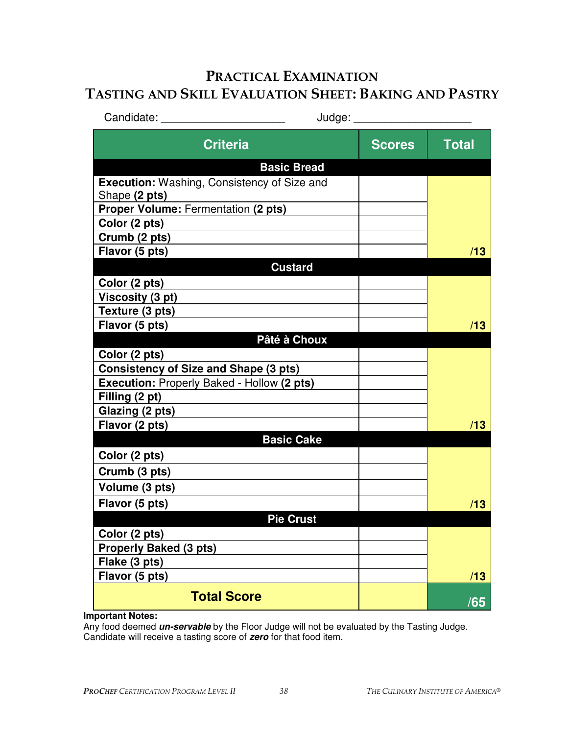# PRACTICAL EXAMINATION

## TASTING AND SKILL EVALUATION SHEET: BAKING AND PASTRY

Candidate: ____________________ Judge: ____________________

| Criteria | Scores | Total |
|---|---|---|
| **Basic Bread** | | |
| **Execution:** Washing, Consistency of Size and Shape **(2 pts)** | | |
| **Proper Volume:** Fermentation **(2 pts)** | | |
| **Color (2 pts)** | | |
| **Crumb (2 pts)** | | |
| **Flavor (5 pts)** | | **/13** |
| **Custard** | | |
| **Color (2 pts)** | | |
| **Viscosity (3 pt)** | | |
| **Texture (3 pts)** | | |
| **Flavor (5 pts)** | | **/13** |
| **Pâté à Choux** | | |
| **Color (2 pts)** | | |
| **Consistency of Size and Shape (3 pts)** | | |
| **Execution:** Properly Baked - Hollow **(2 pts)** | | |
| **Filling (2 pt)** | | |
| **Glazing (2 pts)** | | |
| **Flavor (2 pts)** | | **/13** |
| **Basic Cake** | | |
| **Color (2 pts)** | | |
| **Crumb (3 pts)** | | |
| **Volume (3 pts)** | | |
| **Flavor (5 pts)** | | **/13** |
| **Pie Crust** | | |
| **Color (2 pts)** | | |
| **Properly Baked (3 pts)** | | |
| **Flake (3 pts)** | | |
| **Flavor (5 pts)** | | **/13** |
| **Total Score** | | **/65** |

**Important Notes:**
Any food deemed ***un-servable*** by the Floor Judge will not be evaluated by the Tasting Judge. Candidate will receive a tasting score of ***zero*** for that food item.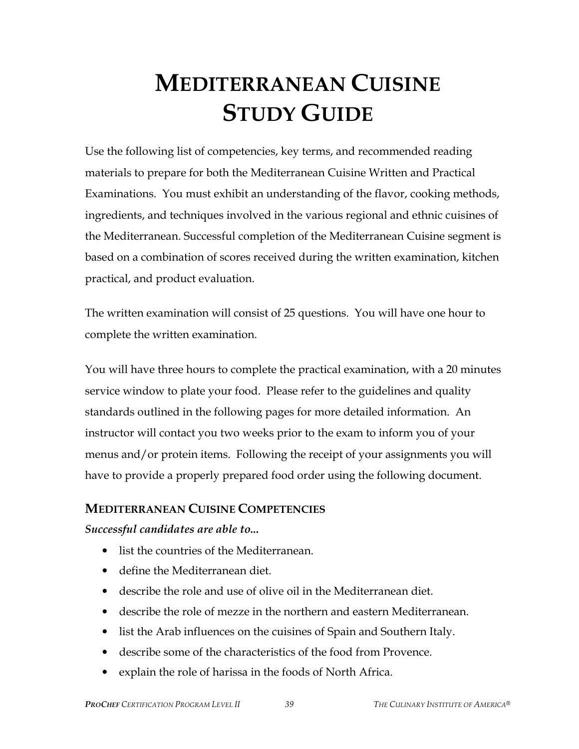# MEDITERRANEAN CUISINE STUDY GUIDE

Use the following list of competencies, key terms, and recommended reading materials to prepare for both the Mediterranean Cuisine Written and Practical Examinations. You must exhibit an understanding of the flavor, cooking methods, ingredients, and techniques involved in the various regional and ethnic cuisines of the Mediterranean. Successful completion of the Mediterranean Cuisine segment is based on a combination of scores received during the written examination, kitchen practical, and product evaluation.

The written examination will consist of 25 questions. You will have one hour to complete the written examination.

You will have three hours to complete the practical examination, with a 20 minutes service window to plate your food. Please refer to the guidelines and quality standards outlined in the following pages for more detailed information. An instructor will contact you two weeks prior to the exam to inform you of your menus and/or protein items. Following the receipt of your assignments you will have to provide a properly prepared food order using the following document.

## MEDITERRANEAN CUISINE COMPETENCIES

***Successful candidates are able to...***

- list the countries of the Mediterranean.
- define the Mediterranean diet.
- describe the role and use of olive oil in the Mediterranean diet.
- describe the role of mezze in the northern and eastern Mediterranean.
- list the Arab influences on the cuisines of Spain and Southern Italy.
- describe some of the characteristics of the food from Provence.
- explain the role of harissa in the foods of North Africa.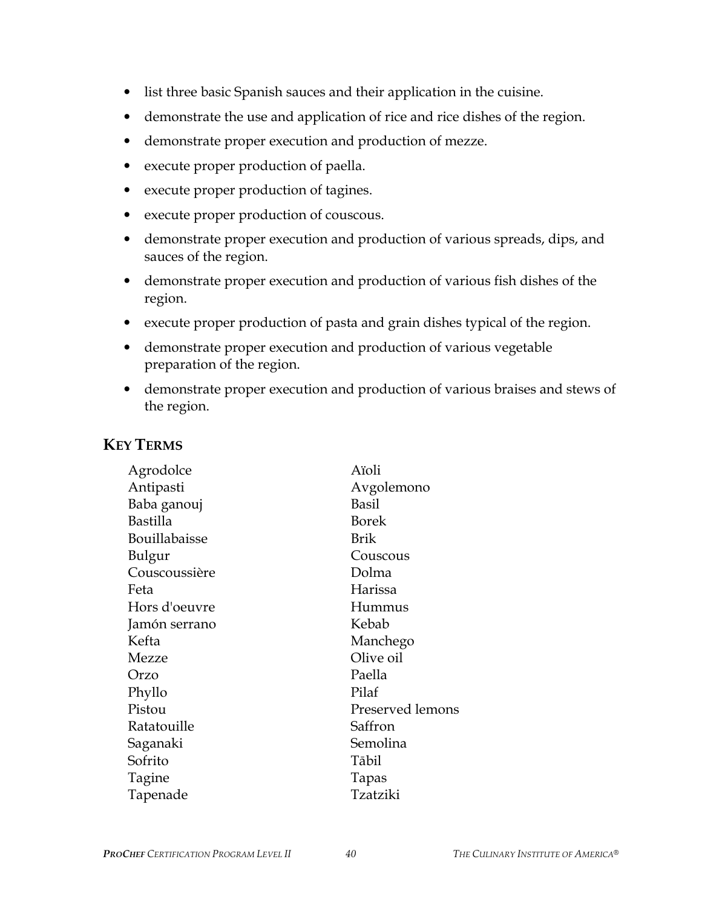- list three basic Spanish sauces and their application in the cuisine.
- demonstrate the use and application of rice and rice dishes of the region.
- demonstrate proper execution and production of mezze.
- execute proper production of paella.
- execute proper production of tagines.
- execute proper production of couscous.
- demonstrate proper execution and production of various spreads, dips, and sauces of the region.
- demonstrate proper execution and production of various fish dishes of the region.
- execute proper production of pasta and grain dishes typical of the region.
- demonstrate proper execution and production of various vegetable preparation of the region.
- demonstrate proper execution and production of various braises and stews of the region.

## KEY TERMS

Agrodolce
Antipasti
Baba ganouj
Bastilla
Bouillabaisse
Bulgur
Couscoussière
Feta
Hors d'oeuvre
Jamón serrano
Kefta
Mezze
Orzo
Phyllo
Pistou
Ratatouille
Saganaki
Sofrito
Tagine
Tapenade
Aïoli
Avgolemono
Basil
Borek
Brik
Couscous
Dolma
Harissa
Hummus
Kebab
Manchego
Olive oil
Paella
Pilaf
Preserved lemons
Saffron
Semolina
Tābil
Tapas
Tzatziki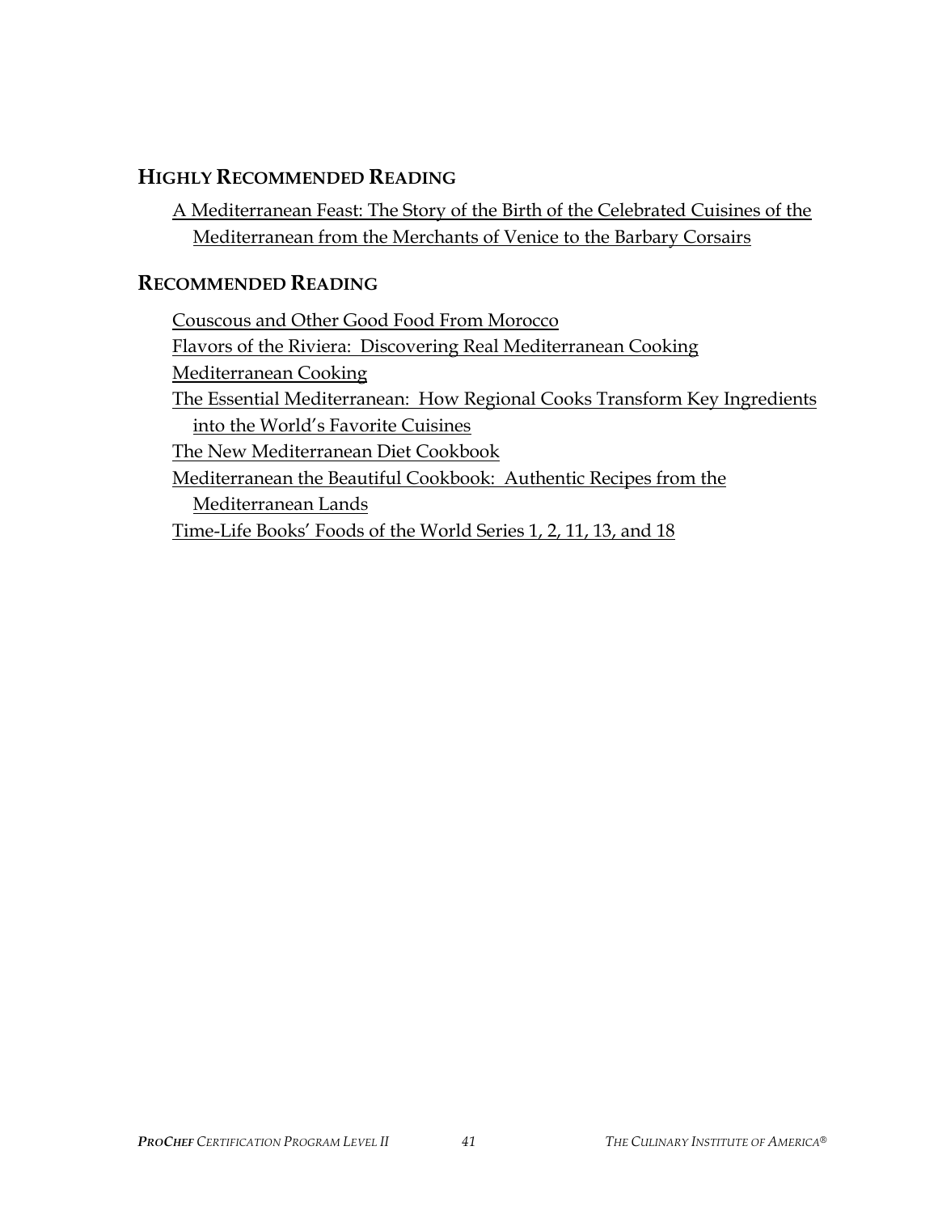## Highly Recommended Reading

A Mediterranean Feast: The Story of the Birth of the Celebrated Cuisines of the Mediterranean from the Merchants of Venice to the Barbary Corsairs

## Recommended Reading

Couscous and Other Good Food From Morocco

Flavors of the Riviera: Discovering Real Mediterranean Cooking

Mediterranean Cooking

The Essential Mediterranean: How Regional Cooks Transform Key Ingredients into the World's Favorite Cuisines

The New Mediterranean Diet Cookbook

Mediterranean the Beautiful Cookbook: Authentic Recipes from the Mediterranean Lands

Time-Life Books' Foods of the World Series 1, 2, 11, 13, and 18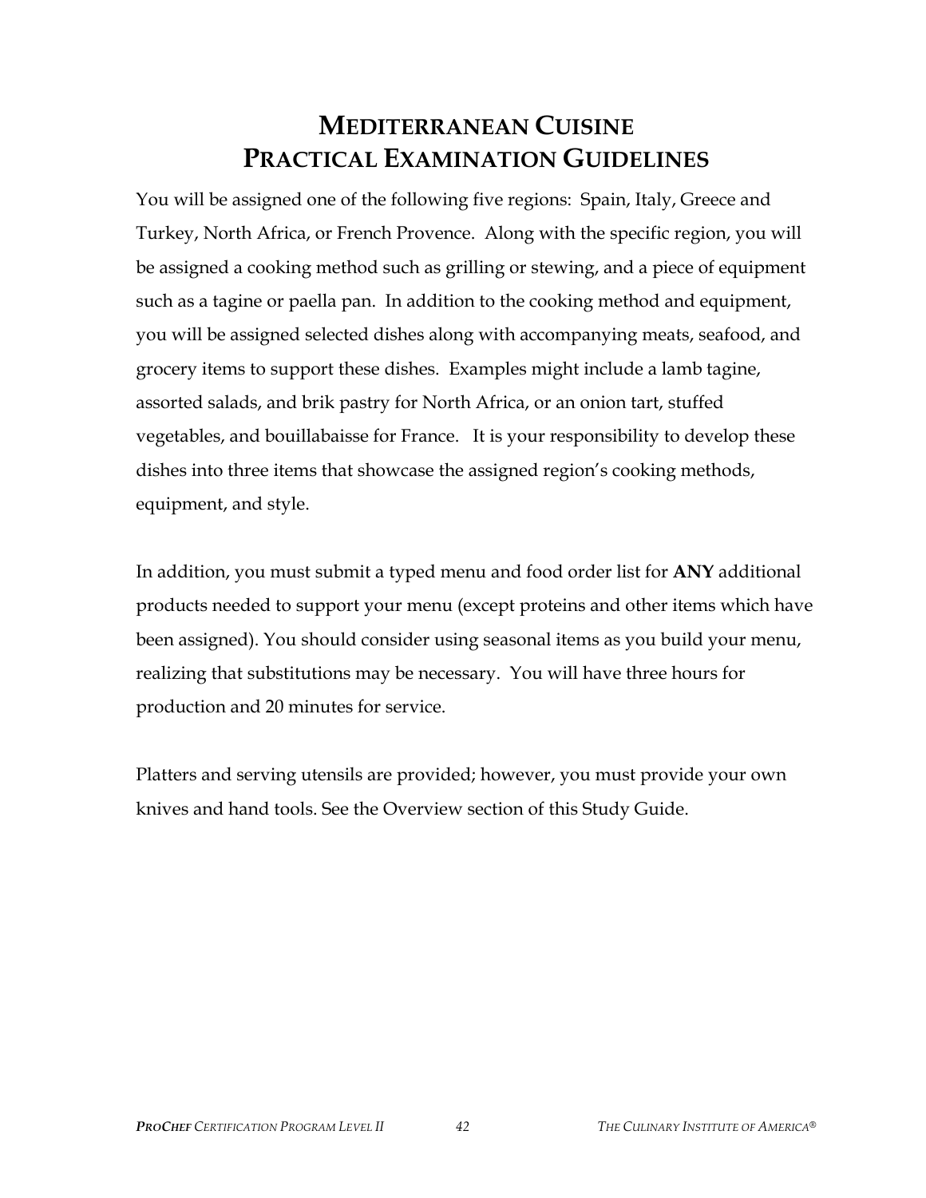# MEDITERRANEAN CUISINE
# PRACTICAL EXAMINATION GUIDELINES

You will be assigned one of the following five regions: Spain, Italy, Greece and Turkey, North Africa, or French Provence. Along with the specific region, you will be assigned a cooking method such as grilling or stewing, and a piece of equipment such as a tagine or paella pan. In addition to the cooking method and equipment, you will be assigned selected dishes along with accompanying meats, seafood, and grocery items to support these dishes. Examples might include a lamb tagine, assorted salads, and brik pastry for North Africa, or an onion tart, stuffed vegetables, and bouillabaisse for France. It is your responsibility to develop these dishes into three items that showcase the assigned region's cooking methods, equipment, and style.

In addition, you must submit a typed menu and food order list for **ANY** additional products needed to support your menu (except proteins and other items which have been assigned). You should consider using seasonal items as you build your menu, realizing that substitutions may be necessary. You will have three hours for production and 20 minutes for service.

Platters and serving utensils are provided; however, you must provide your own knives and hand tools. See the Overview section of this Study Guide.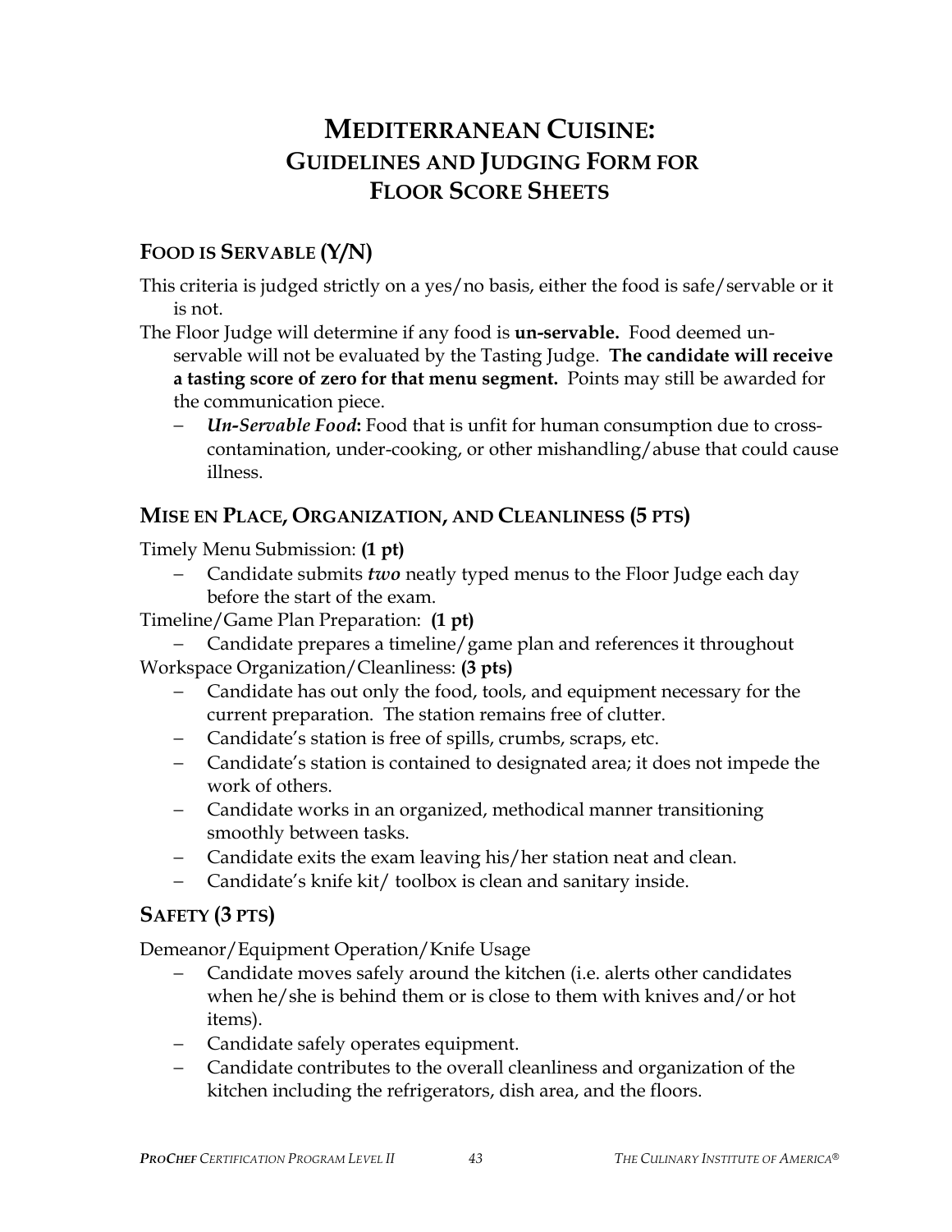# MEDITERRANEAN CUISINE: GUIDELINES AND JUDGING FORM FOR FLOOR SCORE SHEETS

## FOOD IS SERVABLE (Y/N)

This criteria is judged strictly on a yes/no basis, either the food is safe/servable or it is not.

The Floor Judge will determine if any food is **un-servable.** Food deemed un-servable will not be evaluated by the Tasting Judge. **The candidate will receive a tasting score of zero for that menu segment.** Points may still be awarded for the communication piece.

- ***Un-Servable Food*:** Food that is unfit for human consumption due to cross-contamination, under-cooking, or other mishandling/abuse that could cause illness.

## MISE EN PLACE, ORGANIZATION, AND CLEANLINESS (5 PTS)

Timely Menu Submission: **(1 pt)**

- Candidate submits ***two*** neatly typed menus to the Floor Judge each day before the start of the exam.

Timeline/Game Plan Preparation: **(1 pt)**

- Candidate prepares a timeline/game plan and references it throughout

Workspace Organization/Cleanliness: **(3 pts)**

- Candidate has out only the food, tools, and equipment necessary for the current preparation. The station remains free of clutter.
- Candidate's station is free of spills, crumbs, scraps, etc.
- Candidate's station is contained to designated area; it does not impede the work of others.
- Candidate works in an organized, methodical manner transitioning smoothly between tasks.
- Candidate exits the exam leaving his/her station neat and clean.
- Candidate's knife kit/ toolbox is clean and sanitary inside.

## SAFETY (3 PTS)

Demeanor/Equipment Operation/Knife Usage

- Candidate moves safely around the kitchen (i.e. alerts other candidates when he/she is behind them or is close to them with knives and/or hot items).
- Candidate safely operates equipment.
- Candidate contributes to the overall cleanliness and organization of the kitchen including the refrigerators, dish area, and the floors.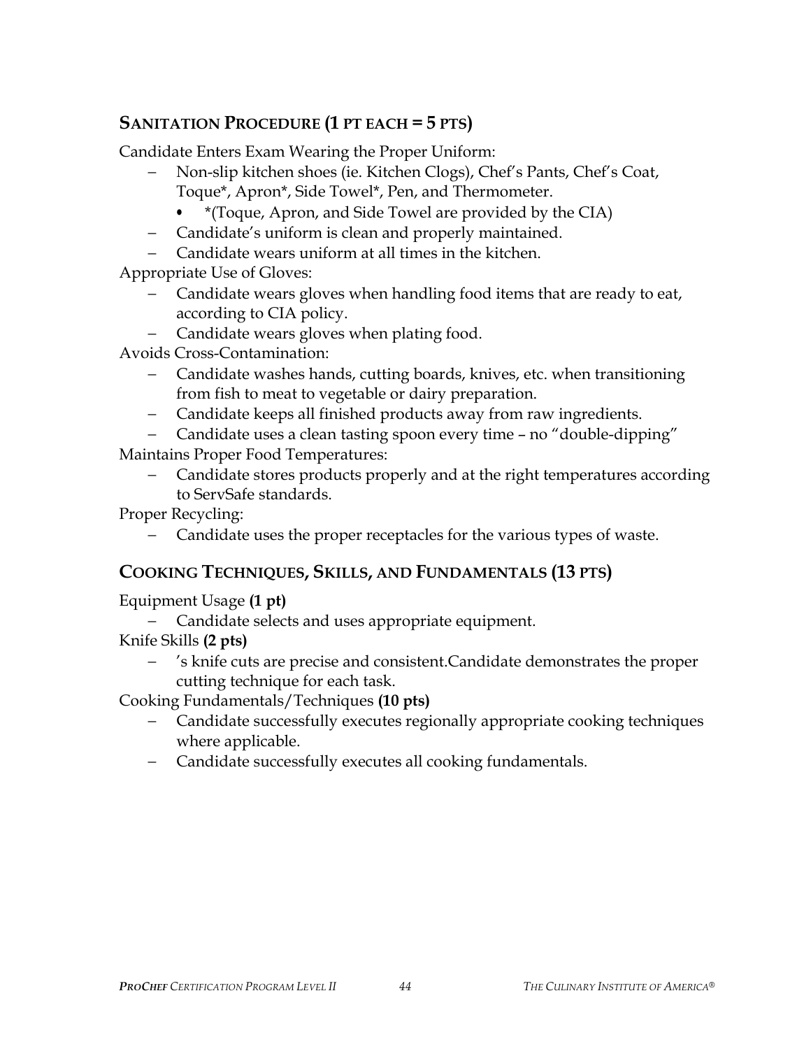## SANITATION PROCEDURE (1 PT EACH = 5 PTS)

Candidate Enters Exam Wearing the Proper Uniform:

- Non-slip kitchen shoes (ie. Kitchen Clogs), Chef's Pants, Chef's Coat, Toque*, Apron*, Side Towel*, Pen, and Thermometer.
  - *(Toque, Apron, and Side Towel are provided by the CIA)
- Candidate's uniform is clean and properly maintained.
- Candidate wears uniform at all times in the kitchen.

Appropriate Use of Gloves:

- Candidate wears gloves when handling food items that are ready to eat, according to CIA policy.
- Candidate wears gloves when plating food.

Avoids Cross-Contamination:

- Candidate washes hands, cutting boards, knives, etc. when transitioning from fish to meat to vegetable or dairy preparation.
- Candidate keeps all finished products away from raw ingredients.
- Candidate uses a clean tasting spoon every time – no "double-dipping"

Maintains Proper Food Temperatures:

- Candidate stores products properly and at the right temperatures according to ServSafe standards.

Proper Recycling:

- Candidate uses the proper receptacles for the various types of waste.

## COOKING TECHNIQUES, SKILLS, AND FUNDAMENTALS (13 PTS)

Equipment Usage **(1 pt)**

- Candidate selects and uses appropriate equipment.

Knife Skills **(2 pts)**

- 's knife cuts are precise and consistent.Candidate demonstrates the proper cutting technique for each task.

Cooking Fundamentals/Techniques **(10 pts)**

- Candidate successfully executes regionally appropriate cooking techniques where applicable.
- Candidate successfully executes all cooking fundamentals.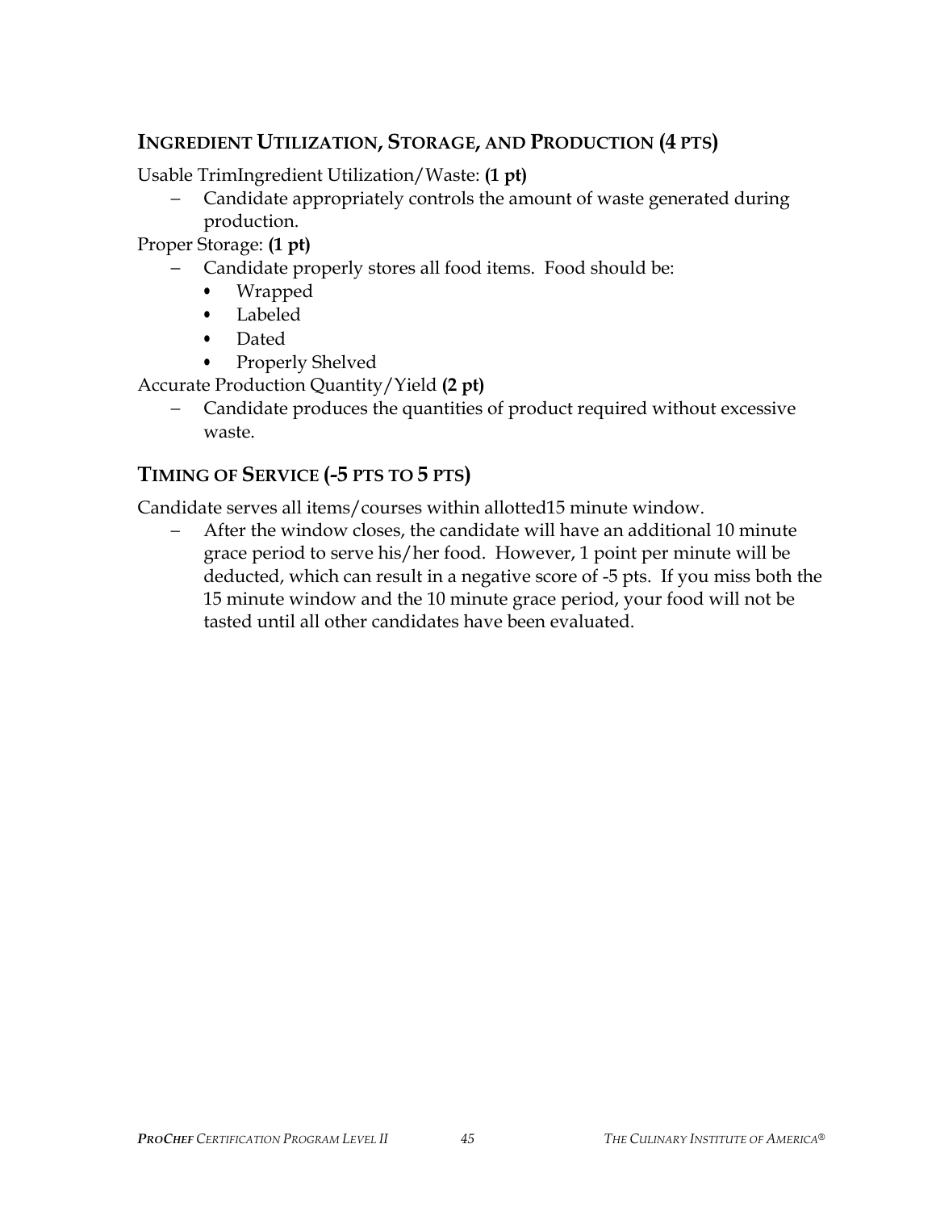## INGREDIENT UTILIZATION, STORAGE, AND PRODUCTION (4 PTS)

Usable TrimIngredient Utilization/Waste: **(1 pt)**

- Candidate appropriately controls the amount of waste generated during production.

Proper Storage: **(1 pt)**

- Candidate properly stores all food items. Food should be:
  - Wrapped
  - Labeled
  - Dated
  - Properly Shelved

Accurate Production Quantity/Yield **(2 pt)**

- Candidate produces the quantities of product required without excessive waste.

## TIMING OF SERVICE (-5 PTS TO 5 PTS)

Candidate serves all items/courses within allotted15 minute window.

- After the window closes, the candidate will have an additional 10 minute grace period to serve his/her food. However, 1 point per minute will be deducted, which can result in a negative score of -5 pts. If you miss both the 15 minute window and the 10 minute grace period, your food will not be tasted until all other candidates have been evaluated.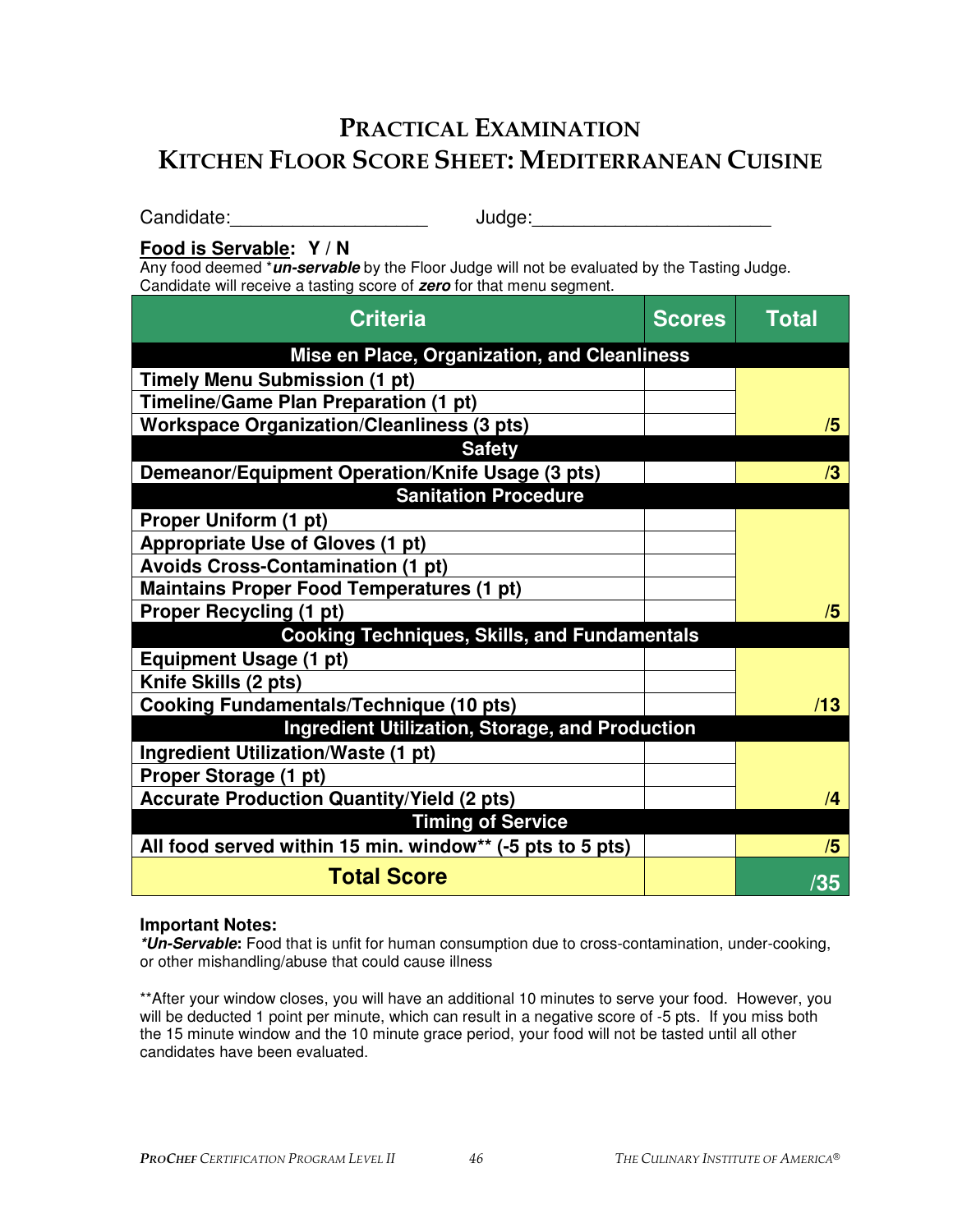# Practical Examination
## Kitchen Floor Score Sheet: Mediterranean Cuisine

Candidate:___________________ Judge:______________________

**Food is Servable: Y / N**

Any food deemed ****un-servable*** by the Floor Judge will not be evaluated by the Tasting Judge. Candidate will receive a tasting score of ***zero*** for that menu segment.

| Criteria | Scores | Total |
|---|---|---|
| **Mise en Place, Organization, and Cleanliness** | | |
| Timely Menu Submission (1 pt) | | |
| Timeline/Game Plan Preparation (1 pt) | | |
| Workspace Organization/Cleanliness (3 pts) | | /5 |
| **Safety** | | |
| Demeanor/Equipment Operation/Knife Usage (3 pts) | | /3 |
| **Sanitation Procedure** | | |
| Proper Uniform (1 pt) | | |
| Appropriate Use of Gloves (1 pt) | | |
| Avoids Cross-Contamination (1 pt) | | |
| Maintains Proper Food Temperatures (1 pt) | | |
| Proper Recycling (1 pt) | | /5 |
| **Cooking Techniques, Skills, and Fundamentals** | | |
| Equipment Usage (1 pt) | | |
| Knife Skills (2 pts) | | |
| Cooking Fundamentals/Technique (10 pts) | | /13 |
| **Ingredient Utilization, Storage, and Production** | | |
| Ingredient Utilization/Waste (1 pt) | | |
| Proper Storage (1 pt) | | |
| Accurate Production Quantity/Yield (2 pts) | | /4 |
| **Timing of Service** | | |
| All food served within 15 min. window** (-5 pts to 5 pts) | | /5 |
| **Total Score** | | /35 |

**Important Notes:**

***Un-Servable*:** Food that is unfit for human consumption due to cross-contamination, under-cooking, or other mishandling/abuse that could cause illness

**After your window closes, you will have an additional 10 minutes to serve your food. However, you will be deducted 1 point per minute, which can result in a negative score of -5 pts. If you miss both the 15 minute window and the 10 minute grace period, your food will not be tasted until all other candidates have been evaluated.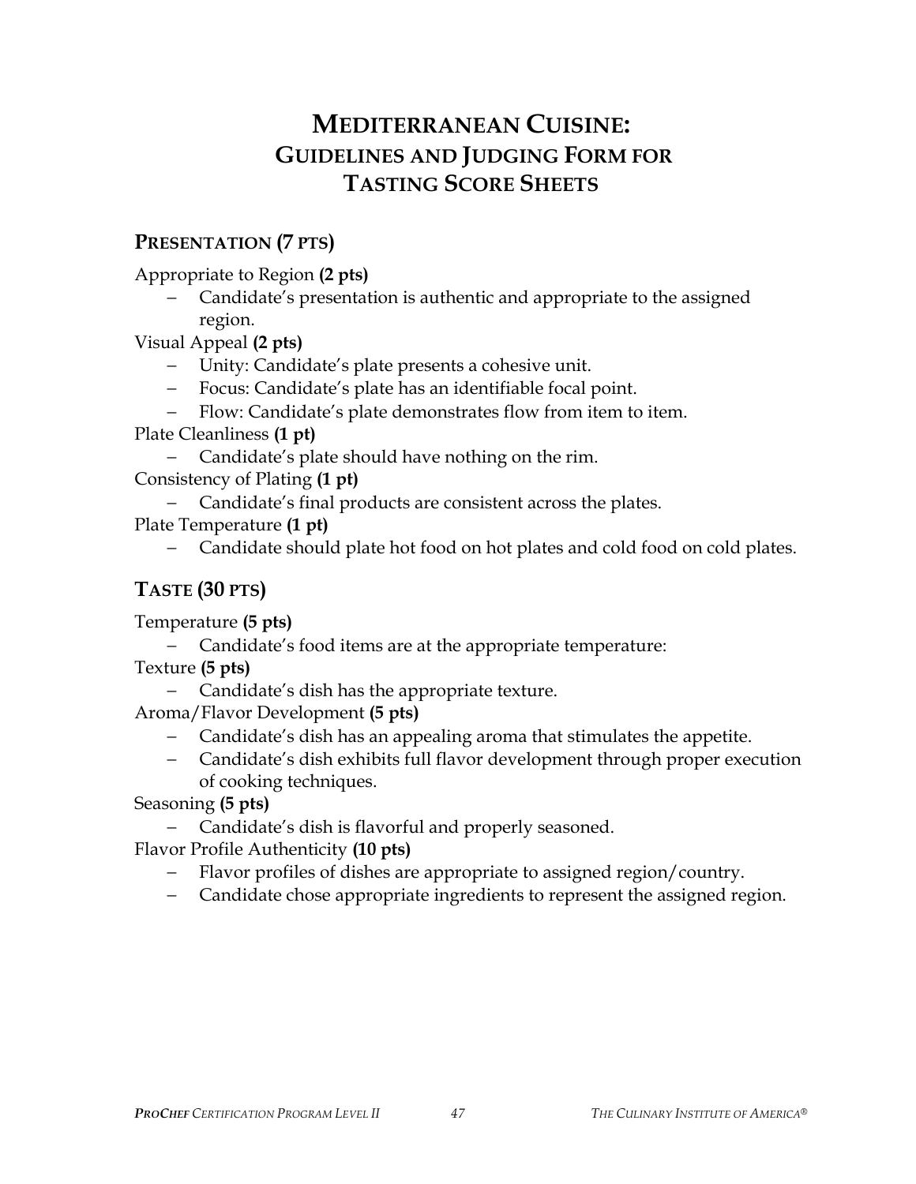# MEDITERRANEAN CUISINE:
## GUIDELINES AND JUDGING FORM FOR TASTING SCORE SHEETS

### PRESENTATION (7 PTS)

Appropriate to Region **(2 pts)**

- Candidate's presentation is authentic and appropriate to the assigned region.

Visual Appeal **(2 pts)**

- Unity: Candidate's plate presents a cohesive unit.
- Focus: Candidate's plate has an identifiable focal point.
- Flow: Candidate's plate demonstrates flow from item to item.

Plate Cleanliness **(1 pt)**

- Candidate's plate should have nothing on the rim.

Consistency of Plating **(1 pt)**

- Candidate's final products are consistent across the plates.

Plate Temperature **(1 pt)**

- Candidate should plate hot food on hot plates and cold food on cold plates.

### TASTE (30 PTS)

Temperature **(5 pts)**

- Candidate's food items are at the appropriate temperature:

Texture **(5 pts)**

- Candidate's dish has the appropriate texture.

Aroma/Flavor Development **(5 pts)**

- Candidate's dish has an appealing aroma that stimulates the appetite.
- Candidate's dish exhibits full flavor development through proper execution of cooking techniques.

Seasoning **(5 pts)**

- Candidate's dish is flavorful and properly seasoned.

Flavor Profile Authenticity **(10 pts)**

- Flavor profiles of dishes are appropriate to assigned region/country.
- Candidate chose appropriate ingredients to represent the assigned region.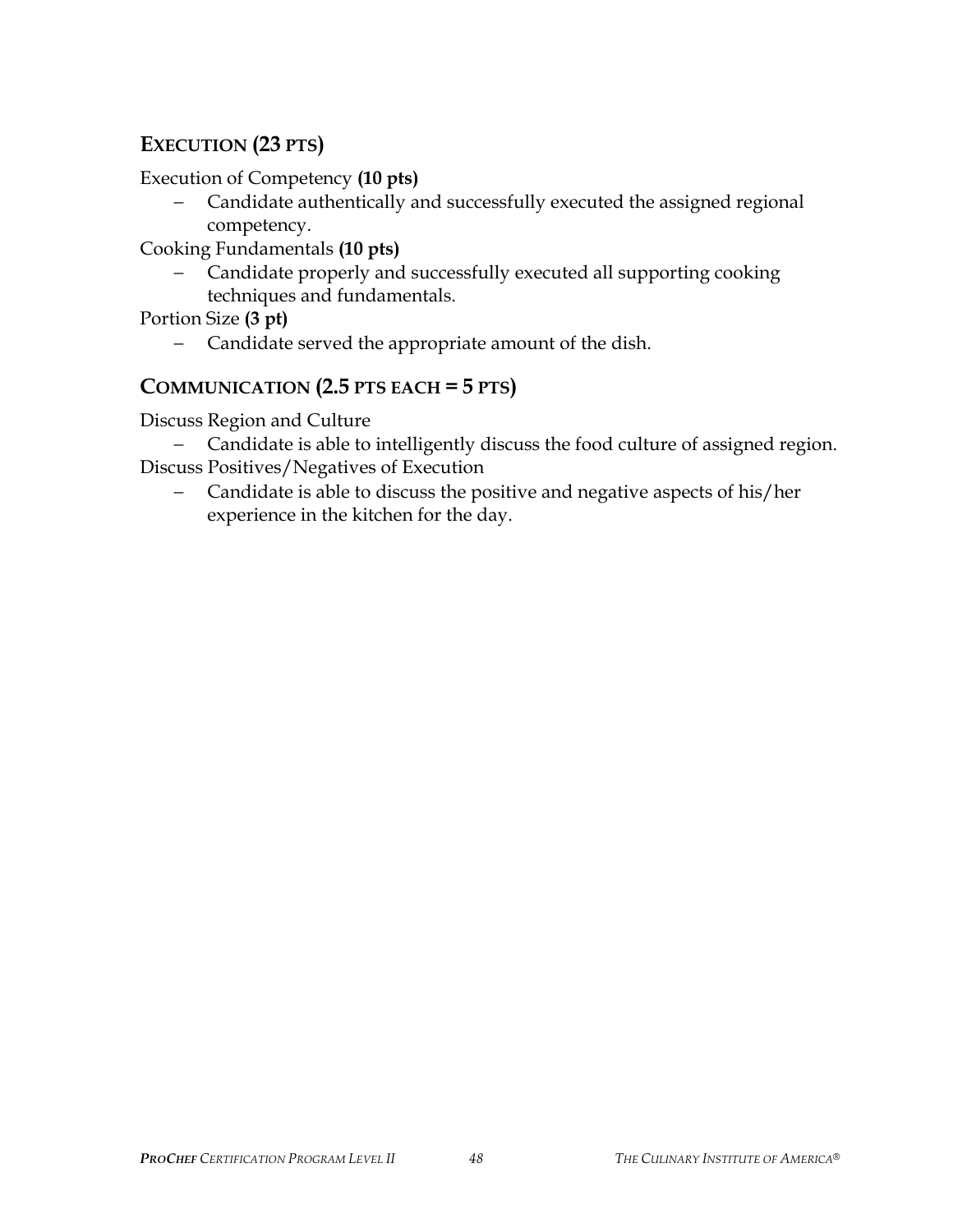## EXECUTION (23 PTS)

Execution of Competency **(10 pts)**

- Candidate authentically and successfully executed the assigned regional competency.

Cooking Fundamentals **(10 pts)**

- Candidate properly and successfully executed all supporting cooking techniques and fundamentals.

Portion Size **(3 pt)**

- Candidate served the appropriate amount of the dish.

## COMMUNICATION (2.5 PTS EACH = 5 PTS)

Discuss Region and Culture

- Candidate is able to intelligently discuss the food culture of assigned region.

Discuss Positives/Negatives of Execution

- Candidate is able to discuss the positive and negative aspects of his/her experience in the kitchen for the day.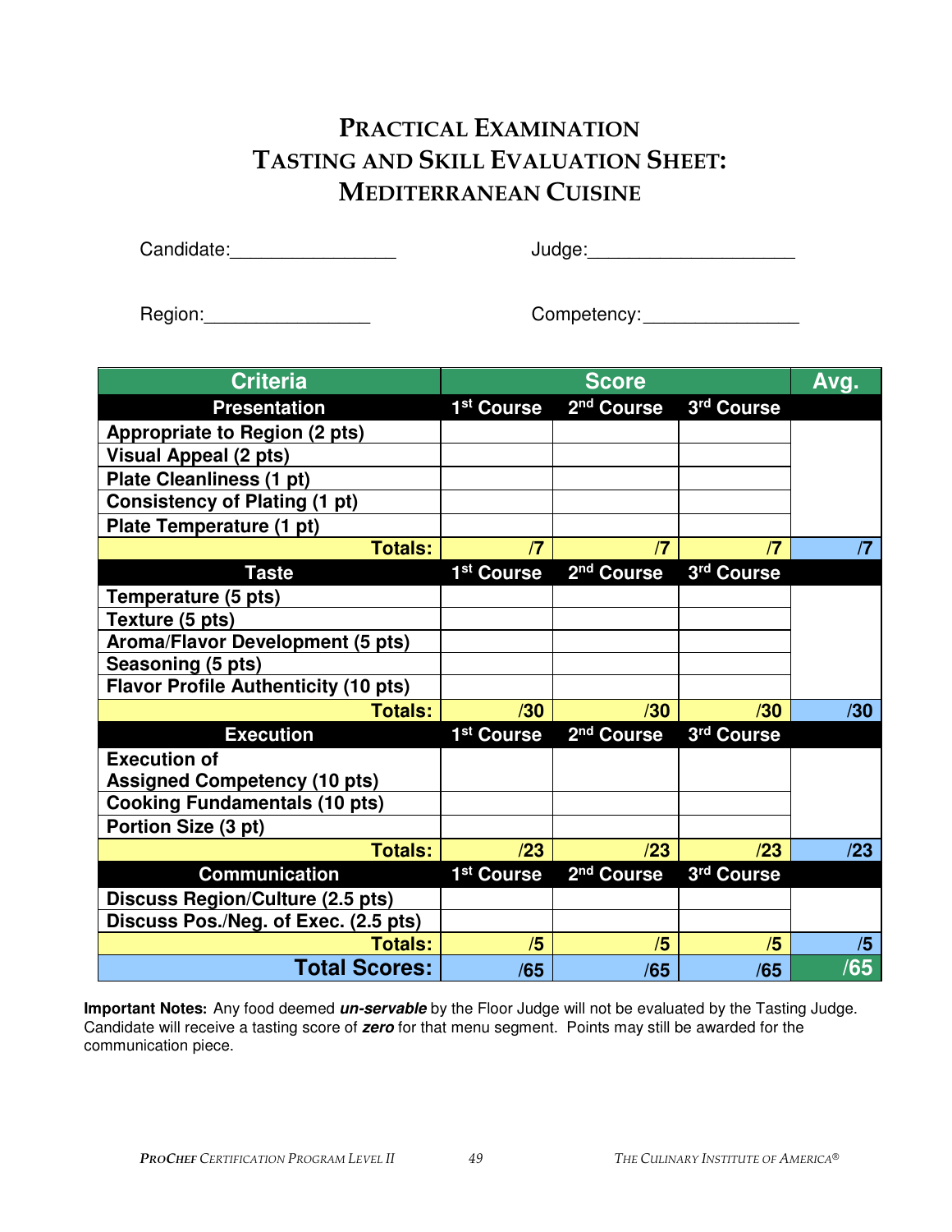# PRACTICAL EXAMINATION
# TASTING AND SKILL EVALUATION SHEET: MEDITERRANEAN CUISINE

Candidate:________________ Judge:____________________

Region:________________ Competency:_______________

| Criteria | Score | | | Avg. |
|---|---|---|---|---|
| **Presentation** | **1st Course** | **2nd Course** | **3rd Course** | |
| Appropriate to Region (2 pts) | | | | |
| Visual Appeal (2 pts) | | | | |
| Plate Cleanliness (1 pt) | | | | |
| Consistency of Plating (1 pt) | | | | |
| Plate Temperature (1 pt) | | | | |
| **Totals:** | /7 | /7 | /7 | /7 |
| **Taste** | **1st Course** | **2nd Course** | **3rd Course** | |
| Temperature (5 pts) | | | | |
| Texture (5 pts) | | | | |
| Aroma/Flavor Development (5 pts) | | | | |
| Seasoning (5 pts) | | | | |
| Flavor Profile Authenticity (10 pts) | | | | |
| **Totals:** | /30 | /30 | /30 | /30 |
| **Execution** | **1st Course** | **2nd Course** | **3rd Course** | |
| Execution of Assigned Competency (10 pts) | | | | |
| Cooking Fundamentals (10 pts) | | | | |
| Portion Size (3 pt) | | | | |
| **Totals:** | /23 | /23 | /23 | /23 |
| **Communication** | **1st Course** | **2nd Course** | **3rd Course** | |
| Discuss Region/Culture (2.5 pts) | | | | |
| Discuss Pos./Neg. of Exec. (2.5 pts) | | | | |
| **Totals:** | /5 | /5 | /5 | /5 |
| **Total Scores:** | /65 | /65 | /65 | /65 |

**Important Notes:** Any food deemed ***un-servable*** by the Floor Judge will not be evaluated by the Tasting Judge. Candidate will receive a tasting score of ***zero*** for that menu segment. Points may still be awarded for the communication piece.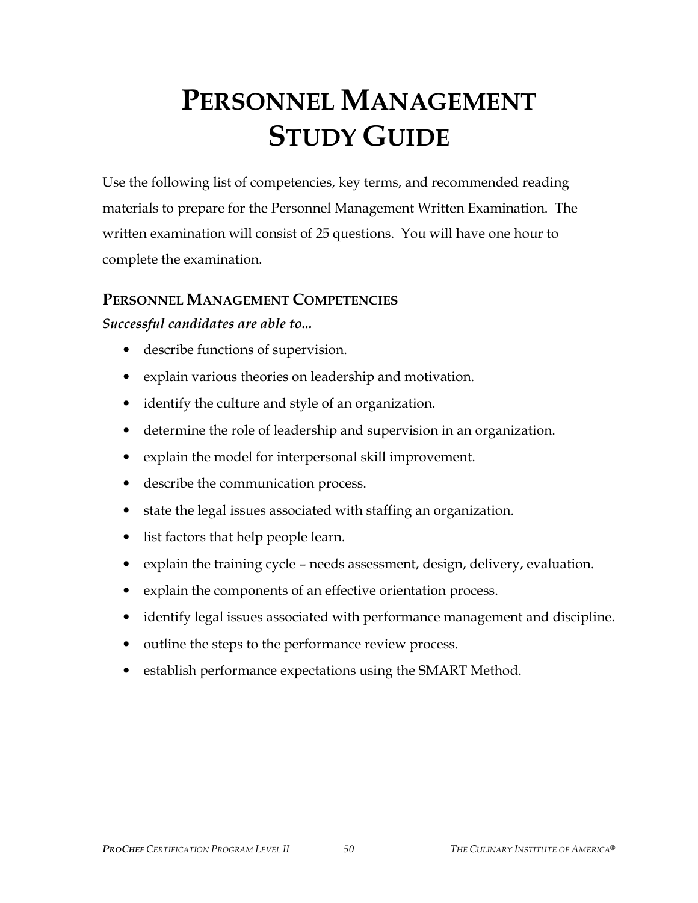# PERSONNEL MANAGEMENT STUDY GUIDE

Use the following list of competencies, key terms, and recommended reading materials to prepare for the Personnel Management Written Examination. The written examination will consist of 25 questions. You will have one hour to complete the examination.

## PERSONNEL MANAGEMENT COMPETENCIES

***Successful candidates are able to...***

- describe functions of supervision.
- explain various theories on leadership and motivation.
- identify the culture and style of an organization.
- determine the role of leadership and supervision in an organization.
- explain the model for interpersonal skill improvement.
- describe the communication process.
- state the legal issues associated with staffing an organization.
- list factors that help people learn.
- explain the training cycle – needs assessment, design, delivery, evaluation.
- explain the components of an effective orientation process.
- identify legal issues associated with performance management and discipline.
- outline the steps to the performance review process.
- establish performance expectations using the SMART Method.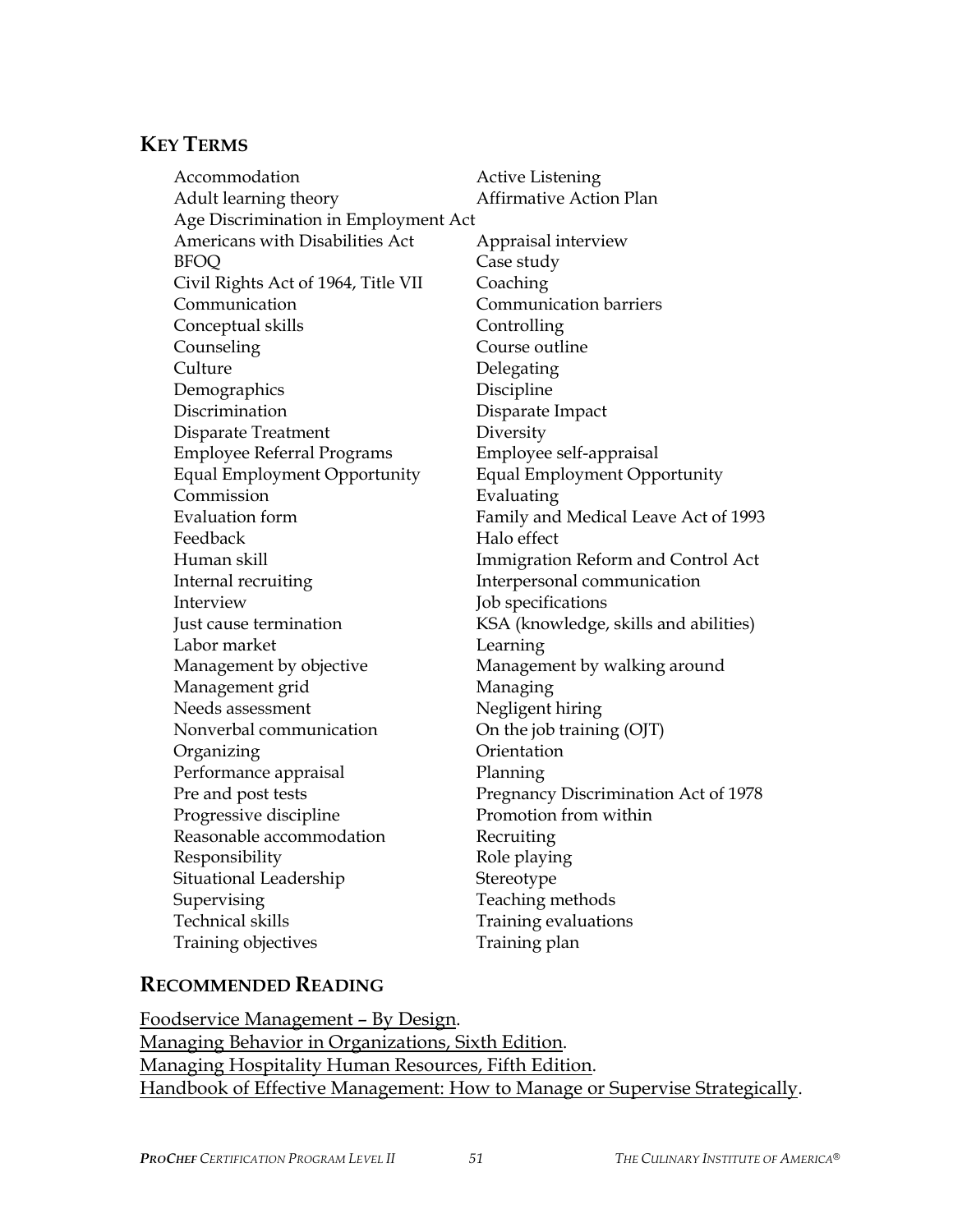## Key Terms

- Accommodation
- Active Listening
- Adult learning theory
- Affirmative Action Plan
- Age Discrimination in Employment Act
- Americans with Disabilities Act
- Appraisal interview
- BFOQ
- Case study
- Civil Rights Act of 1964, Title VII
- Coaching
- Communication
- Communication barriers
- Conceptual skills
- Controlling
- Counseling
- Course outline
- Culture
- Delegating
- Demographics
- Discipline
- Discrimination
- Disparate Impact
- Disparate Treatment
- Diversity
- Employee Referral Programs
- Employee self-appraisal
- Equal Employment Opportunity Commission
- Equal Employment Opportunity
- Evaluating
- Evaluation form
- Family and Medical Leave Act of 1993
- Feedback
- Halo effect
- Human skill
- Immigration Reform and Control Act
- Internal recruiting
- Interpersonal communication
- Interview
- Job specifications
- Just cause termination
- KSA (knowledge, skills and abilities)
- Labor market
- Learning
- Management by objective
- Management by walking around
- Management grid
- Managing
- Needs assessment
- Negligent hiring
- Nonverbal communication
- On the job training (OJT)
- Organizing
- Orientation
- Performance appraisal
- Planning
- Pre and post tests
- Pregnancy Discrimination Act of 1978
- Progressive discipline
- Promotion from within
- Reasonable accommodation
- Recruiting
- Responsibility
- Role playing
- Situational Leadership
- Stereotype
- Supervising
- Teaching methods
- Technical skills
- Training evaluations
- Training objectives
- Training plan

## Recommended Reading

Foodservice Management – By Design.
Managing Behavior in Organizations, Sixth Edition.
Managing Hospitality Human Resources, Fifth Edition.
Handbook of Effective Management: How to Manage or Supervise Strategically.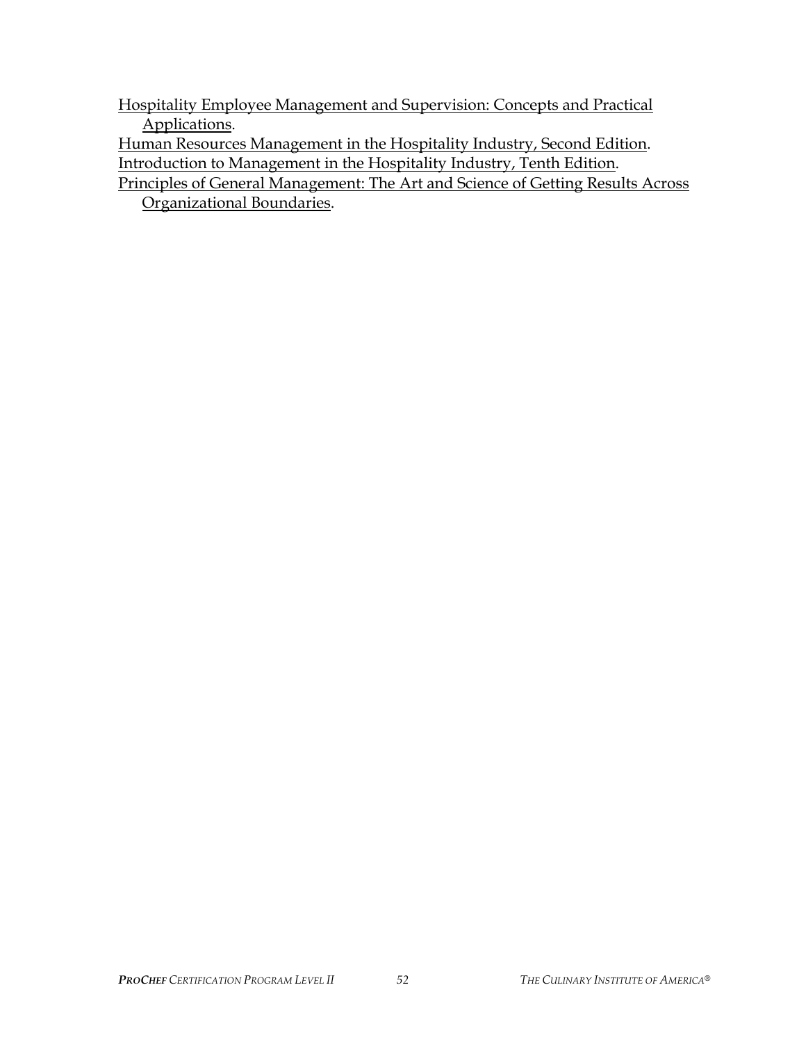<u>Hospitality Employee Management and Supervision: Concepts and Practical Applications</u>.

<u>Human Resources Management in the Hospitality Industry, Second Edition</u>.

<u>Introduction to Management in the Hospitality Industry, Tenth Edition</u>.

<u>Principles of General Management: The Art and Science of Getting Results Across Organizational Boundaries</u>.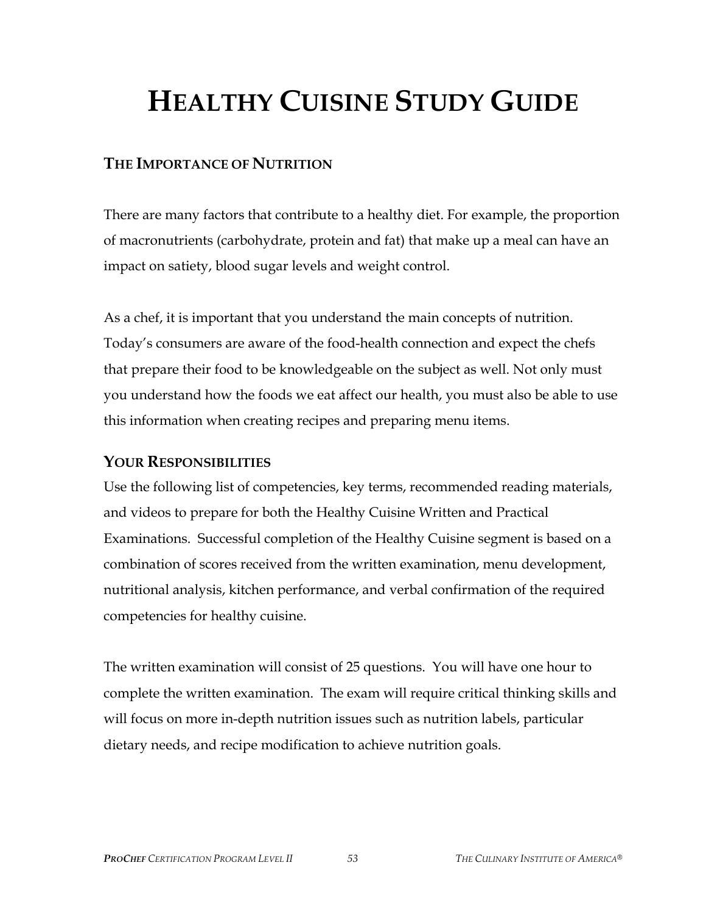# HEALTHY CUISINE STUDY GUIDE

## THE IMPORTANCE OF NUTRITION

There are many factors that contribute to a healthy diet. For example, the proportion of macronutrients (carbohydrate, protein and fat) that make up a meal can have an impact on satiety, blood sugar levels and weight control.

As a chef, it is important that you understand the main concepts of nutrition. Today's consumers are aware of the food-health connection and expect the chefs that prepare their food to be knowledgeable on the subject as well. Not only must you understand how the foods we eat affect our health, you must also be able to use this information when creating recipes and preparing menu items.

## YOUR RESPONSIBILITIES

Use the following list of competencies, key terms, recommended reading materials, and videos to prepare for both the Healthy Cuisine Written and Practical Examinations. Successful completion of the Healthy Cuisine segment is based on a combination of scores received from the written examination, menu development, nutritional analysis, kitchen performance, and verbal confirmation of the required competencies for healthy cuisine.

The written examination will consist of 25 questions. You will have one hour to complete the written examination. The exam will require critical thinking skills and will focus on more in-depth nutrition issues such as nutrition labels, particular dietary needs, and recipe modification to achieve nutrition goals.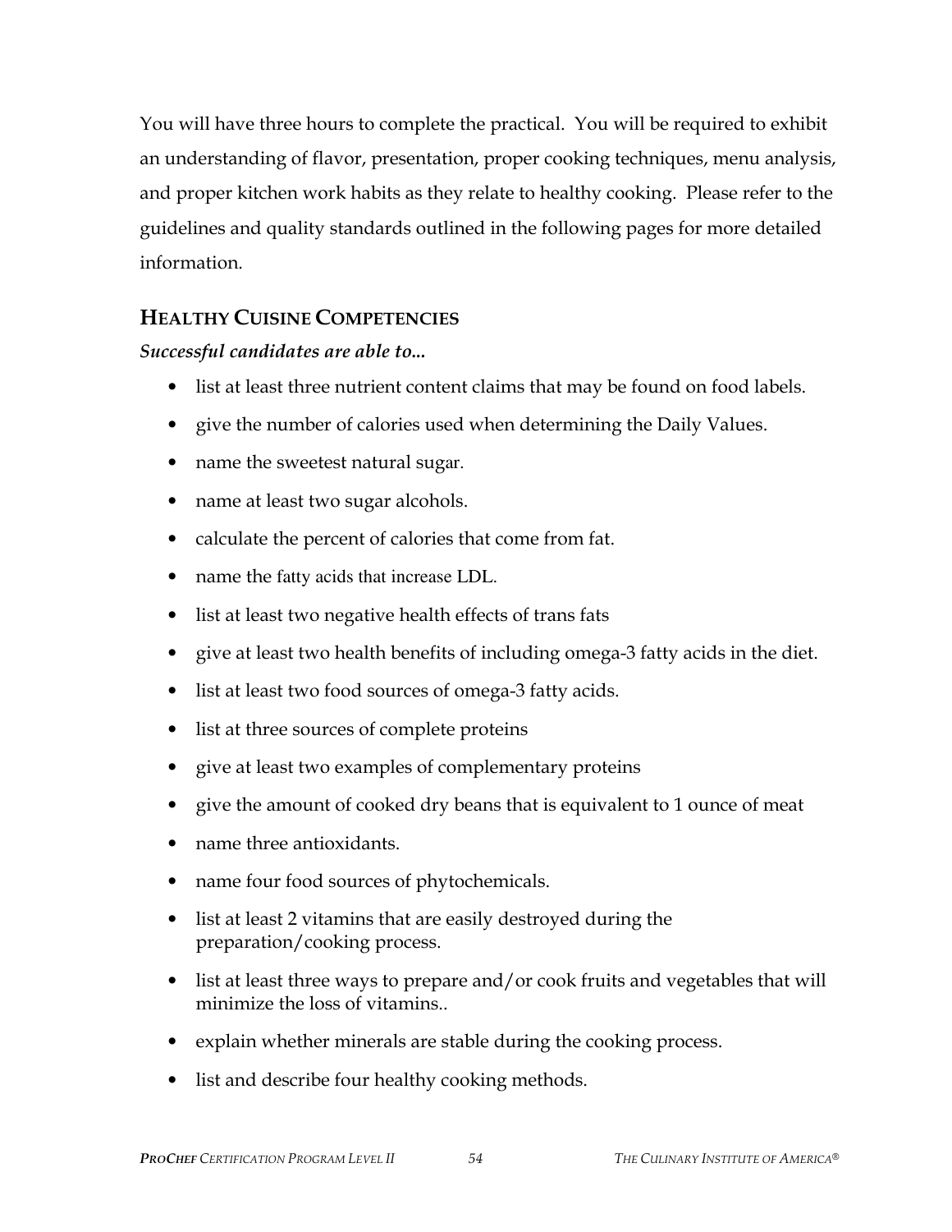You will have three hours to complete the practical. You will be required to exhibit an understanding of flavor, presentation, proper cooking techniques, menu analysis, and proper kitchen work habits as they relate to healthy cooking. Please refer to the guidelines and quality standards outlined in the following pages for more detailed information.

## HEALTHY CUISINE COMPETENCIES

***Successful candidates are able to...***

- list at least three nutrient content claims that may be found on food labels.
- give the number of calories used when determining the Daily Values.
- name the sweetest natural sugar.
- name at least two sugar alcohols.
- calculate the percent of calories that come from fat.
- name the fatty acids that increase LDL.
- list at least two negative health effects of trans fats
- give at least two health benefits of including omega-3 fatty acids in the diet.
- list at least two food sources of omega-3 fatty acids.
- list at three sources of complete proteins
- give at least two examples of complementary proteins
- give the amount of cooked dry beans that is equivalent to 1 ounce of meat
- name three antioxidants.
- name four food sources of phytochemicals.
- list at least 2 vitamins that are easily destroyed during the preparation/cooking process.
- list at least three ways to prepare and/or cook fruits and vegetables that will minimize the loss of vitamins..
- explain whether minerals are stable during the cooking process.
- list and describe four healthy cooking methods.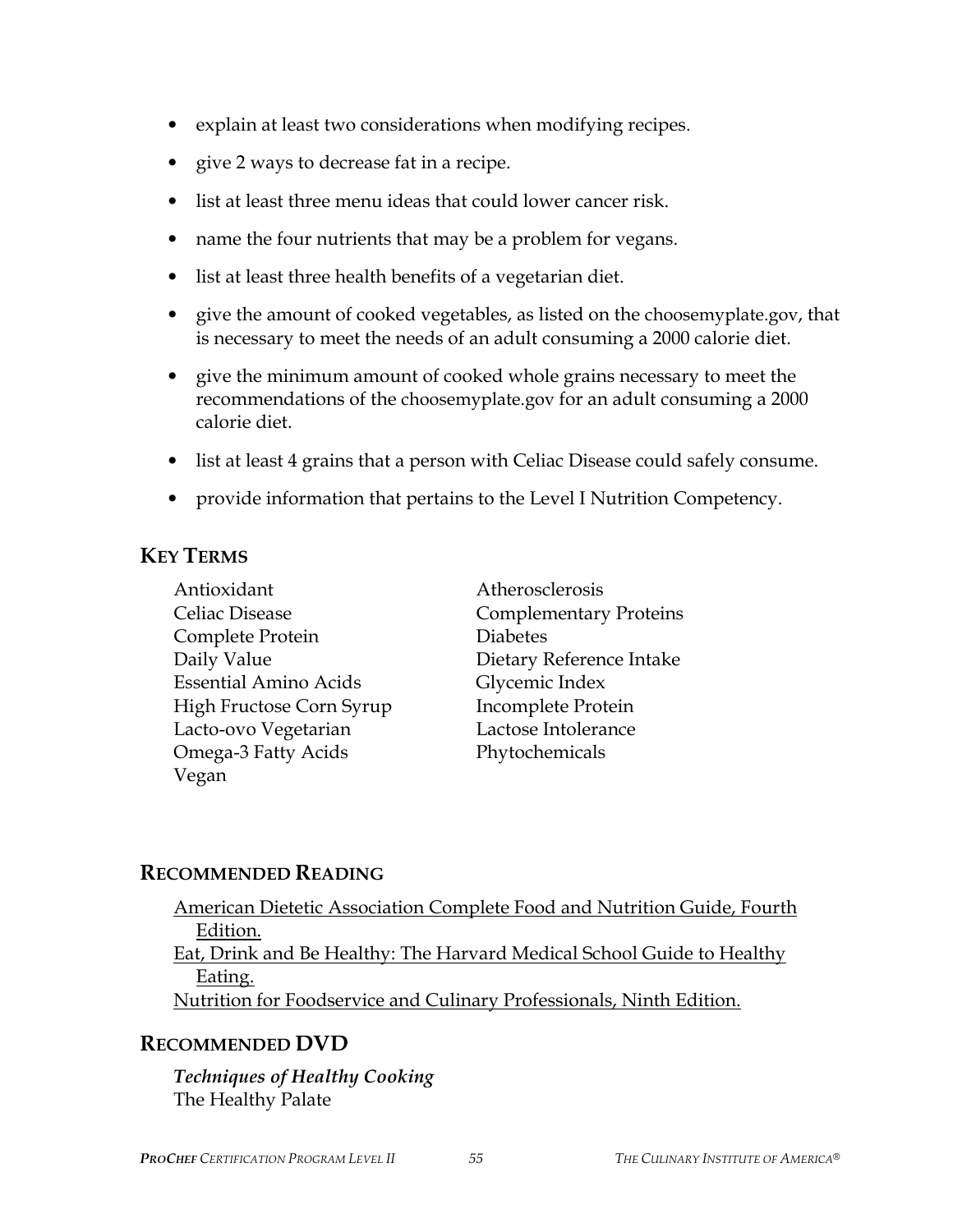- explain at least two considerations when modifying recipes.
- give 2 ways to decrease fat in a recipe.
- list at least three menu ideas that could lower cancer risk.
- name the four nutrients that may be a problem for vegans.
- list at least three health benefits of a vegetarian diet.
- give the amount of cooked vegetables, as listed on the choosemyplate.gov, that is necessary to meet the needs of an adult consuming a 2000 calorie diet.
- give the minimum amount of cooked whole grains necessary to meet the recommendations of the choosemyplate.gov for an adult consuming a 2000 calorie diet.
- list at least 4 grains that a person with Celiac Disease could safely consume.
- provide information that pertains to the Level I Nutrition Competency.

## KEY TERMS

Antioxidant
Atherosclerosis
Celiac Disease
Complementary Proteins
Complete Protein
Diabetes
Daily Value
Dietary Reference Intake
Essential Amino Acids
Glycemic Index
High Fructose Corn Syrup
Incomplete Protein
Lacto-ovo Vegetarian
Lactose Intolerance
Omega-3 Fatty Acids
Phytochemicals
Vegan

## RECOMMENDED READING

American Dietetic Association Complete Food and Nutrition Guide, Fourth Edition.
Eat, Drink and Be Healthy: The Harvard Medical School Guide to Healthy Eating.
Nutrition for Foodservice and Culinary Professionals, Ninth Edition.

## RECOMMENDED DVD

***Techniques of Healthy Cooking***
The Healthy Palate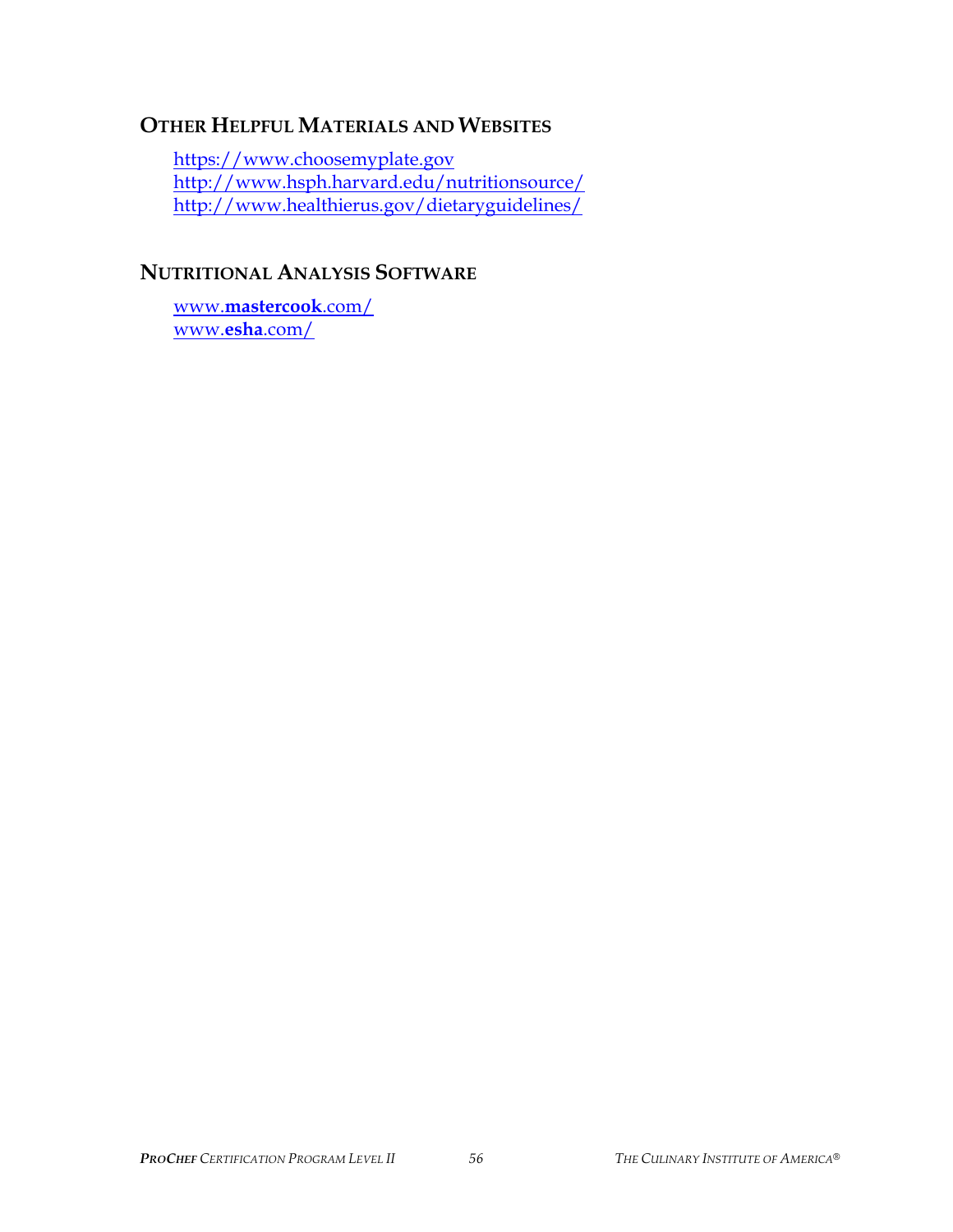## Other Helpful Materials and Websites

https://www.choosemyplate.gov
http://www.hsph.harvard.edu/nutritionsource/
http://www.healthierus.gov/dietaryguidelines/

## Nutritional Analysis Software

www.**mastercook**.com/
www.**esha**.com/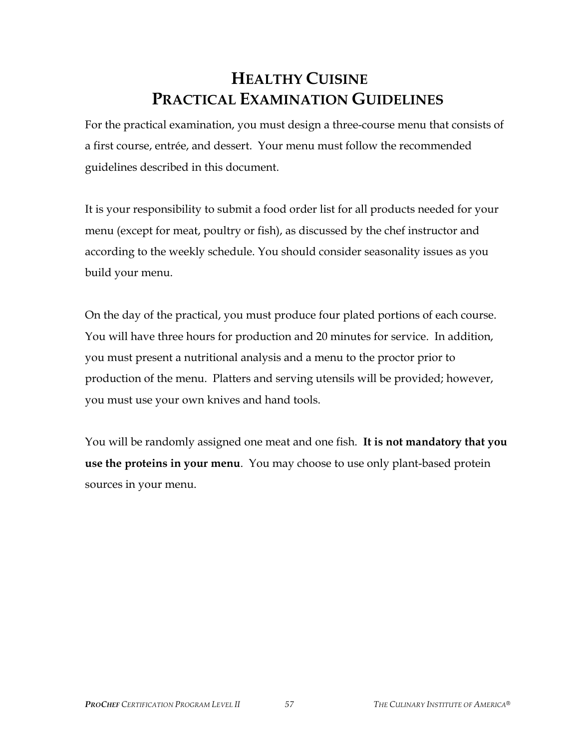# HEALTHY CUISINE
# PRACTICAL EXAMINATION GUIDELINES

For the practical examination, you must design a three-course menu that consists of a first course, entrée, and dessert. Your menu must follow the recommended guidelines described in this document.

It is your responsibility to submit a food order list for all products needed for your menu (except for meat, poultry or fish), as discussed by the chef instructor and according to the weekly schedule. You should consider seasonality issues as you build your menu.

On the day of the practical, you must produce four plated portions of each course. You will have three hours for production and 20 minutes for service. In addition, you must present a nutritional analysis and a menu to the proctor prior to production of the menu. Platters and serving utensils will be provided; however, you must use your own knives and hand tools.

You will be randomly assigned one meat and one fish. **It is not mandatory that you use the proteins in your menu**. You may choose to use only plant-based protein sources in your menu.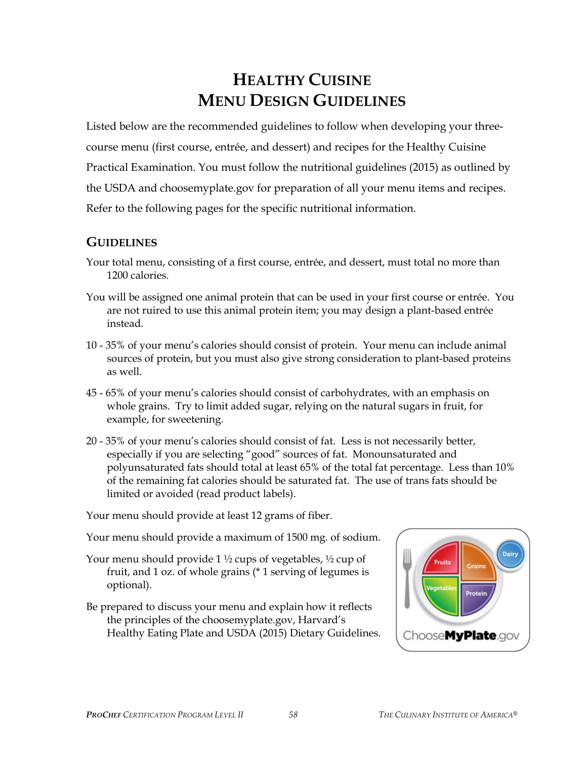# HEALTHY CUISINE
# MENU DESIGN GUIDELINES

Listed below are the recommended guidelines to follow when developing your three-course menu (first course, entrée, and dessert) and recipes for the Healthy Cuisine Practical Examination. You must follow the nutritional guidelines (2015) as outlined by the USDA and choosemyplate.gov for preparation of all your menu items and recipes. Refer to the following pages for the specific nutritional information.

## GUIDELINES

Your total menu, consisting of a first course, entrée, and dessert, must total no more than 1200 calories.

You will be assigned one animal protein that can be used in your first course or entrée. You are not ruired to use this animal protein item; you may design a plant-based entrée instead.

10 - 35% of your menu's calories should consist of protein. Your menu can include animal sources of protein, but you must also give strong consideration to plant-based proteins as well.

45 - 65% of your menu's calories should consist of carbohydrates, with an emphasis on whole grains. Try to limit added sugar, relying on the natural sugars in fruit, for example, for sweetening.

20 - 35% of your menu's calories should consist of fat. Less is not necessarily better, especially if you are selecting "good" sources of fat. Monounsaturated and polyunsaturated fats should total at least 65% of the total fat percentage. Less than 10% of the remaining fat calories should be saturated fat. The use of trans fats should be limited or avoided (read product labels).

Your menu should provide at least 12 grams of fiber.

Your menu should provide a maximum of 1500 mg. of sodium.

Your menu should provide 1 ½ cups of vegetables, ½ cup of fruit, and 1 oz. of whole grains (* 1 serving of legumes is optional).

Be prepared to discuss your menu and explain how it reflects the principles of the choosemyplate.gov, Harvard's Healthy Eating Plate and USDA (2015) Dietary Guidelines.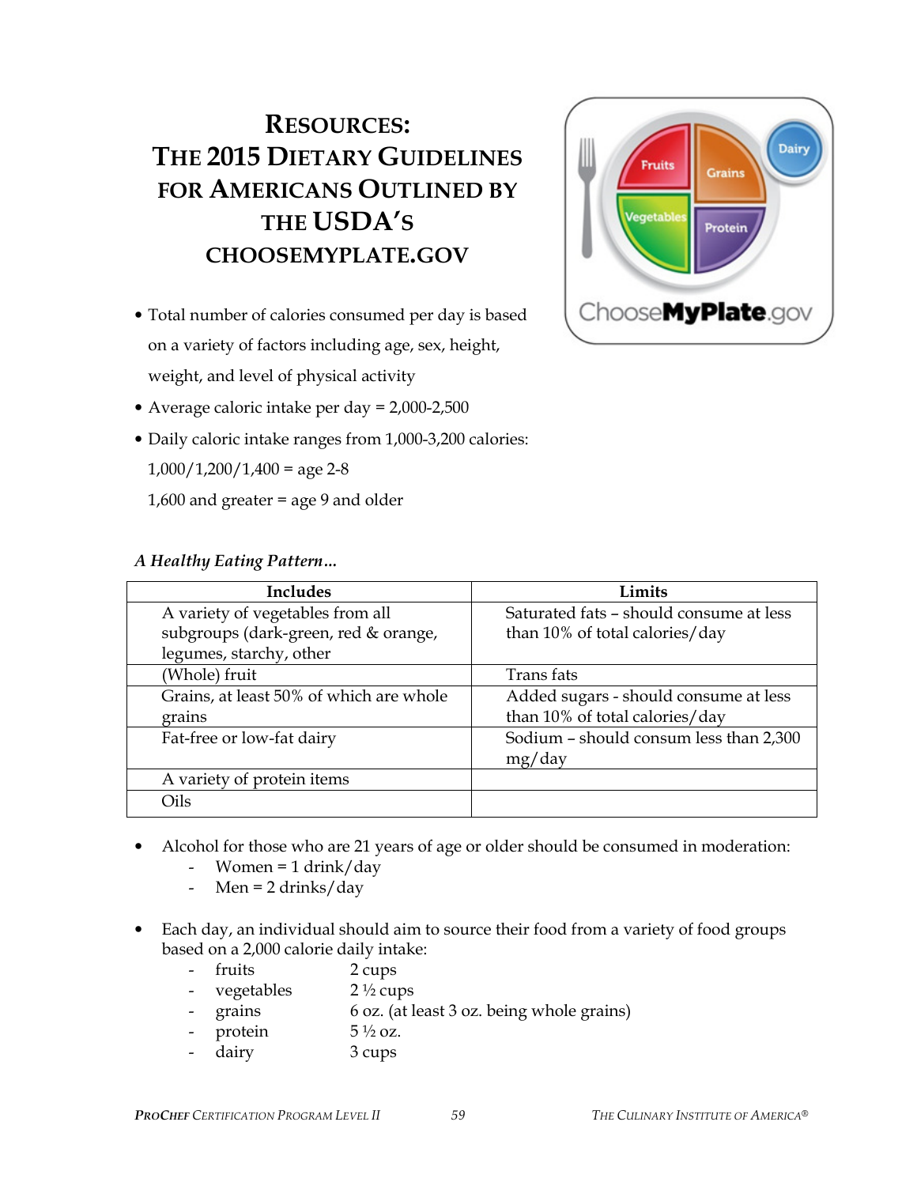# RESOURCES: THE 2015 DIETARY GUIDELINES FOR AMERICANS OUTLINED BY THE USDA'S CHOOSEMYPLATE.GOV

- Total number of calories consumed per day is based on a variety of factors including age, sex, height, weight, and level of physical activity
- Average caloric intake per day = 2,000-2,500
- Daily caloric intake ranges from 1,000-3,200 calories:
  1,000/1,200/1,400 = age 2-8
  1,600 and greater = age 9 and older

*A Healthy Eating Pattern…*

| Includes | Limits |
|---|---|
| A variety of vegetables from all subgroups (dark-green, red & orange, legumes, starchy, other | Saturated fats – should consume at less than 10% of total calories/day |
| (Whole) fruit | Trans fats |
| Grains, at least 50% of which are whole grains | Added sugars - should consume at less than 10% of total calories/day |
| Fat-free or low-fat dairy | Sodium – should consum less than 2,300 mg/day |
| A variety of protein items | |
| Oils | |

- Alcohol for those who are 21 years of age or older should be consumed in moderation:
  - Women = 1 drink/day
  - Men = 2 drinks/day

- Each day, an individual should aim to source their food from a variety of food groups based on a 2,000 calorie daily intake:
  - fruits 2 cups
  - vegetables 2 ½ cups
  - grains 6 oz. (at least 3 oz. being whole grains)
  - protein 5 ½ oz.
  - dairy 3 cups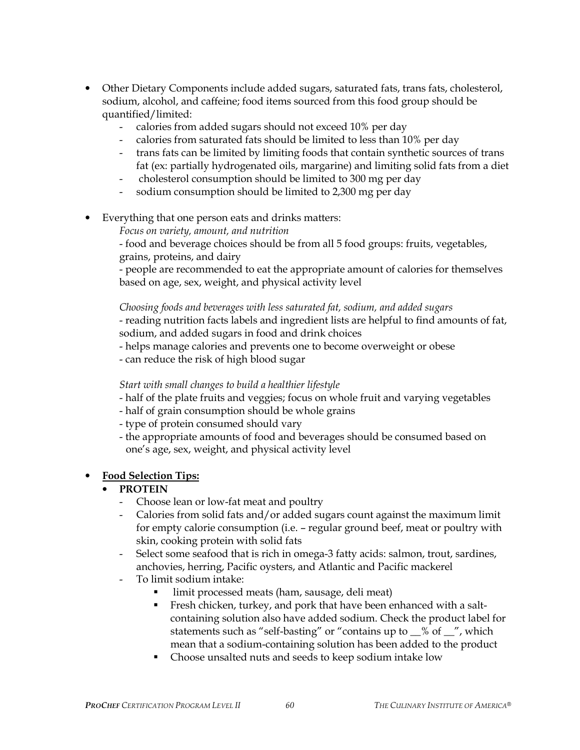- Other Dietary Components include added sugars, saturated fats, trans fats, cholesterol, sodium, alcohol, and caffeine; food items sourced from this food group should be quantified/limited:
  - calories from added sugars should not exceed 10% per day
  - calories from saturated fats should be limited to less than 10% per day
  - trans fats can be limited by limiting foods that contain synthetic sources of trans fat (ex: partially hydrogenated oils, margarine) and limiting solid fats from a diet
  - cholesterol consumption should be limited to 300 mg per day
  - sodium consumption should be limited to 2,300 mg per day

- Everything that one person eats and drinks matters:

  *Focus on variety, amount, and nutrition*

  - food and beverage choices should be from all 5 food groups: fruits, vegetables, grains, proteins, and dairy
  - people are recommended to eat the appropriate amount of calories for themselves based on age, sex, weight, and physical activity level

  *Choosing foods and beverages with less saturated fat, sodium, and added sugars*

  - reading nutrition facts labels and ingredient lists are helpful to find amounts of fat, sodium, and added sugars in food and drink choices
  - helps manage calories and prevents one to become overweight or obese
  - can reduce the risk of high blood sugar

  *Start with small changes to build a healthier lifestyle*

  - half of the plate fruits and veggies; focus on whole fruit and varying vegetables
  - half of grain consumption should be whole grains
  - type of protein consumed should vary
  - the appropriate amounts of food and beverages should be consumed based on one's age, sex, weight, and physical activity level

- **Food Selection Tips:**
  - **PROTEIN**
    - Choose lean or low-fat meat and poultry
    - Calories from solid fats and/or added sugars count against the maximum limit for empty calorie consumption (i.e. – regular ground beef, meat or poultry with skin, cooking protein with solid fats
    - Select some seafood that is rich in omega-3 fatty acids: salmon, trout, sardines, anchovies, herring, Pacific oysters, and Atlantic and Pacific mackerel
    - To limit sodium intake:
      - limit processed meats (ham, sausage, deli meat)
      - Fresh chicken, turkey, and pork that have been enhanced with a salt-containing solution also have added sodium. Check the product label for statements such as "self-basting" or "contains up to __% of __", which mean that a sodium-containing solution has been added to the product
      - Choose unsalted nuts and seeds to keep sodium intake low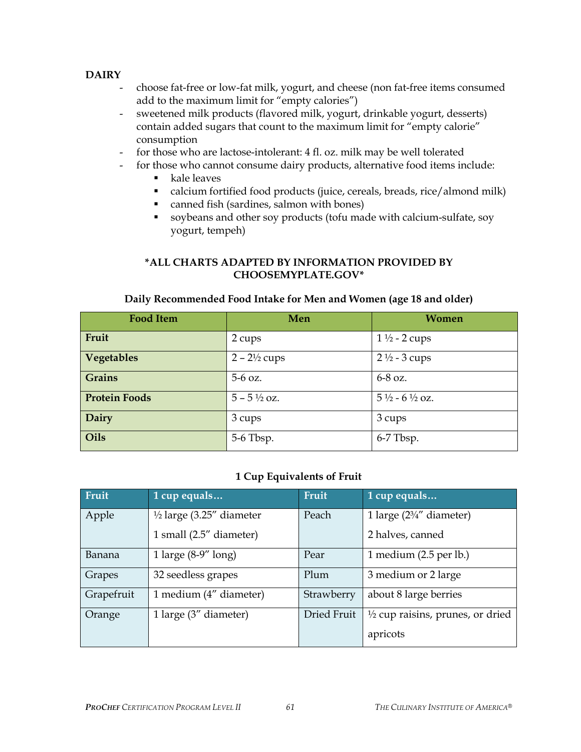**DAIRY**

- choose fat-free or low-fat milk, yogurt, and cheese (non fat-free items consumed add to the maximum limit for "empty calories")
- sweetened milk products (flavored milk, yogurt, drinkable yogurt, desserts) contain added sugars that count to the maximum limit for "empty calorie" consumption
- for those who are lactose-intolerant: 4 fl. oz. milk may be well tolerated
- for those who cannot consume dairy products, alternative food items include:
    - kale leaves
    - calcium fortified food products (juice, cereals, breads, rice/almond milk)
    - canned fish (sardines, salmon with bones)
    - soybeans and other soy products (tofu made with calcium-sulfate, soy yogurt, tempeh)

**\*ALL CHARTS ADAPTED BY INFORMATION PROVIDED BY CHOOSEMYPLATE.GOV\***

**Daily Recommended Food Intake for Men and Women (age 18 and older)**

| Food Item | Men | Women |
|---|---|---|
| **Fruit** | 2 cups | 1 ½ - 2 cups |
| **Vegetables** | 2 – 2½ cups | 2 ½ - 3 cups |
| **Grains** | 5-6 oz. | 6-8 oz. |
| **Protein Foods** | 5 – 5 ½ oz. | 5 ½ - 6 ½ oz. |
| **Dairy** | 3 cups | 3 cups |
| **Oils** | 5-6 Tbsp. | 6-7 Tbsp. |

**1 Cup Equivalents of Fruit**

| Fruit | 1 cup equals… | Fruit | 1 cup equals… |
|---|---|---|---|
| Apple | ½ large (3.25" diameter<br>1 small (2.5" diameter) | Peach | 1 large (2¾" diameter)<br>2 halves, canned |
| Banana | 1 large (8-9" long) | Pear | 1 medium (2.5 per lb.) |
| Grapes | 32 seedless grapes | Plum | 3 medium or 2 large |
| Grapefruit | 1 medium (4" diameter) | Strawberry | about 8 large berries |
| Orange | 1 large (3" diameter) | Dried Fruit | ½ cup raisins, prunes, or dried apricots |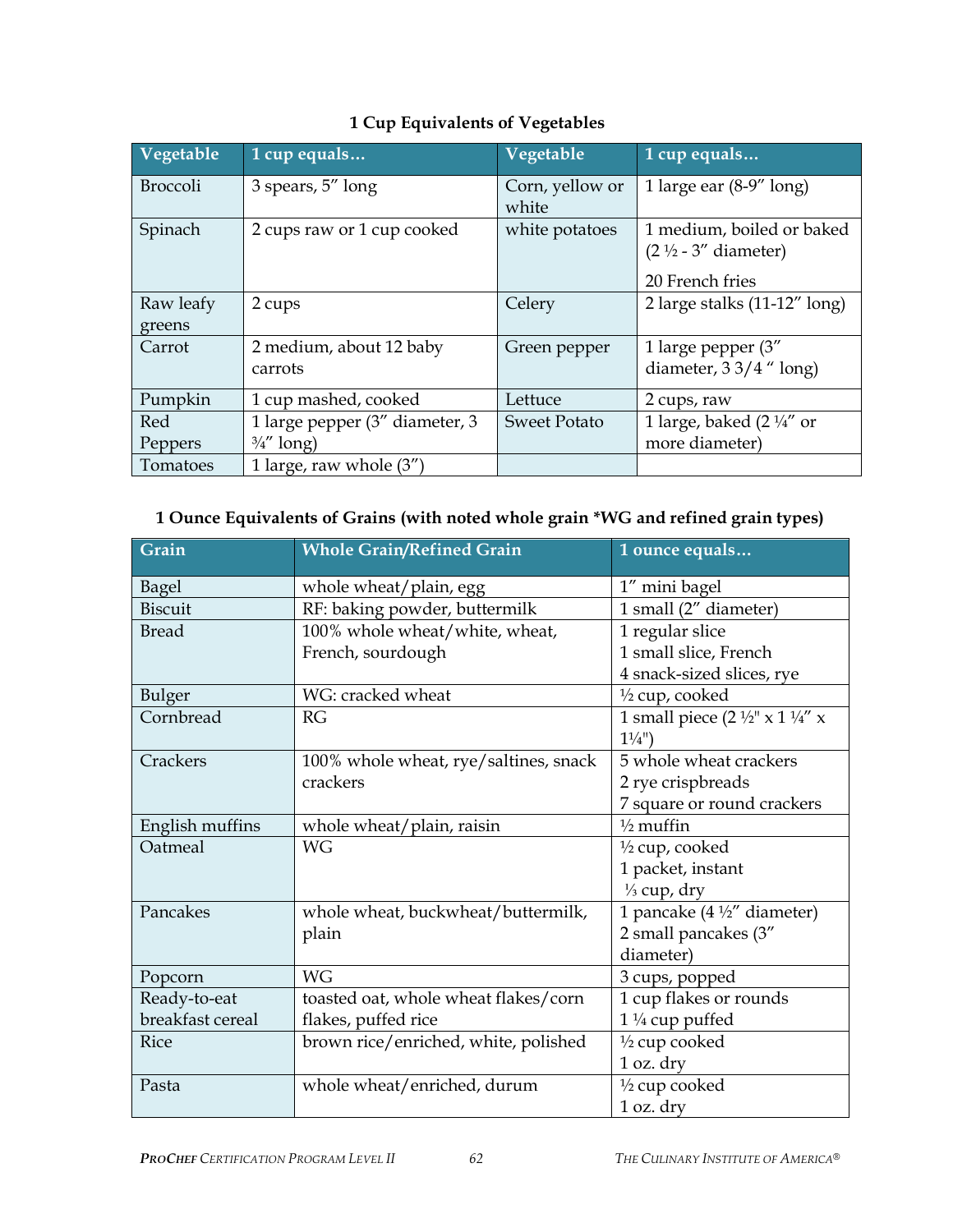### 1 Cup Equivalents of Vegetables

| Vegetable | 1 cup equals… | Vegetable | 1 cup equals… |
|---|---|---|---|
| Broccoli | 3 spears, 5″ long | Corn, yellow or white | 1 large ear (8-9″ long) |
| Spinach | 2 cups raw or 1 cup cooked | white potatoes | 1 medium, boiled or baked (2 ½ - 3″ diameter)<br>20 French fries |
| Raw leafy greens | 2 cups | Celery | 2 large stalks (11-12″ long) |
| Carrot | 2 medium, about 12 baby carrots | Green pepper | 1 large pepper (3″ diameter, 3 3/4 ″ long) |
| Pumpkin | 1 cup mashed, cooked | Lettuce | 2 cups, raw |
| Red Peppers | 1 large pepper (3″ diameter, 3 ¾″ long) | Sweet Potato | 1 large, baked (2 ¼″ or more diameter) |
| Tomatoes | 1 large, raw whole (3″) | | |

### 1 Ounce Equivalents of Grains (with noted whole grain *WG and refined grain types)

| Grain | Whole Grain/Refined Grain | 1 ounce equals… |
|---|---|---|
| Bagel | whole wheat/plain, egg | 1″ mini bagel |
| Biscuit | RF: baking powder, buttermilk | 1 small (2″ diameter) |
| Bread | 100% whole wheat/white, wheat, French, sourdough | 1 regular slice<br>1 small slice, French<br>4 snack-sized slices, rye |
| Bulger | WG: cracked wheat | ½ cup, cooked |
| Cornbread | RG | 1 small piece (2 ½" x 1 ¼″ x 1¼") |
| Crackers | 100% whole wheat, rye/saltines, snack crackers | 5 whole wheat crackers<br>2 rye crispbreads<br>7 square or round crackers |
| English muffins | whole wheat/plain, raisin | ½ muffin |
| Oatmeal | WG | ½ cup, cooked<br>1 packet, instant<br>⅓ cup, dry |
| Pancakes | whole wheat, buckwheat/buttermilk, plain | 1 pancake (4 ½″ diameter)<br>2 small pancakes (3″ diameter) |
| Popcorn | WG | 3 cups, popped |
| Ready-to-eat breakfast cereal | toasted oat, whole wheat flakes/corn flakes, puffed rice | 1 cup flakes or rounds<br>1 ¼ cup puffed |
| Rice | brown rice/enriched, white, polished | ½ cup cooked<br>1 oz. dry |
| Pasta | whole wheat/enriched, durum | ½ cup cooked<br>1 oz. dry |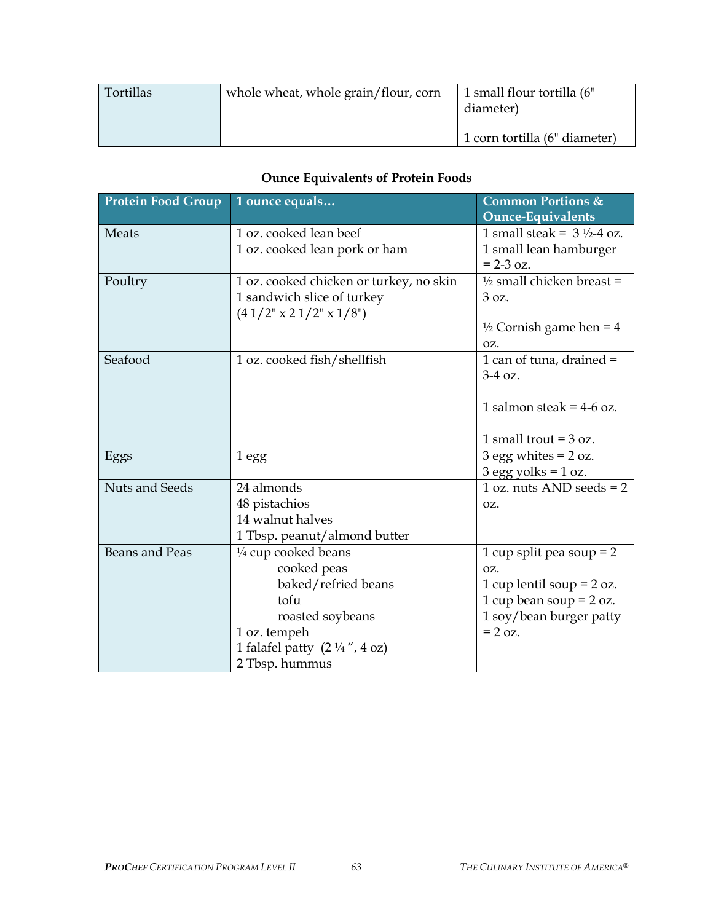| Tortillas | whole wheat, whole grain/flour, corn | 1 small flour tortilla (6" diameter)<br><br>1 corn tortilla (6" diameter) |
|---|---|---|

**Ounce Equivalents of Protein Foods**

| Protein Food Group | 1 ounce equals… | Common Portions & Ounce-Equivalents |
|---|---|---|
| Meats | 1 oz. cooked lean beef<br>1 oz. cooked lean pork or ham | 1 small steak = 3 ½-4 oz.<br>1 small lean hamburger = 2-3 oz. |
| Poultry | 1 oz. cooked chicken or turkey, no skin<br>1 sandwich slice of turkey (4 1/2" x 2 1/2" x 1/8") | ½ small chicken breast = 3 oz.<br><br>½ Cornish game hen = 4 oz. |
| Seafood | 1 oz. cooked fish/shellfish | 1 can of tuna, drained = 3-4 oz.<br><br>1 salmon steak = 4-6 oz.<br><br>1 small trout = 3 oz. |
| Eggs | 1 egg | 3 egg whites = 2 oz.<br>3 egg yolks = 1 oz. |
| Nuts and Seeds | 24 almonds<br>48 pistachios<br>14 walnut halves<br>1 Tbsp. peanut/almond butter | 1 oz. nuts AND seeds = 2 oz. |
| Beans and Peas | ¼ cup cooked beans<br>cooked peas<br>baked/refried beans<br>tofu<br>roasted soybeans<br>1 oz. tempeh<br>1 falafel patty (2 ¼ ", 4 oz)<br>2 Tbsp. hummus | 1 cup split pea soup = 2 oz.<br>1 cup lentil soup = 2 oz.<br>1 cup bean soup = 2 oz.<br>1 soy/bean burger patty = 2 oz. |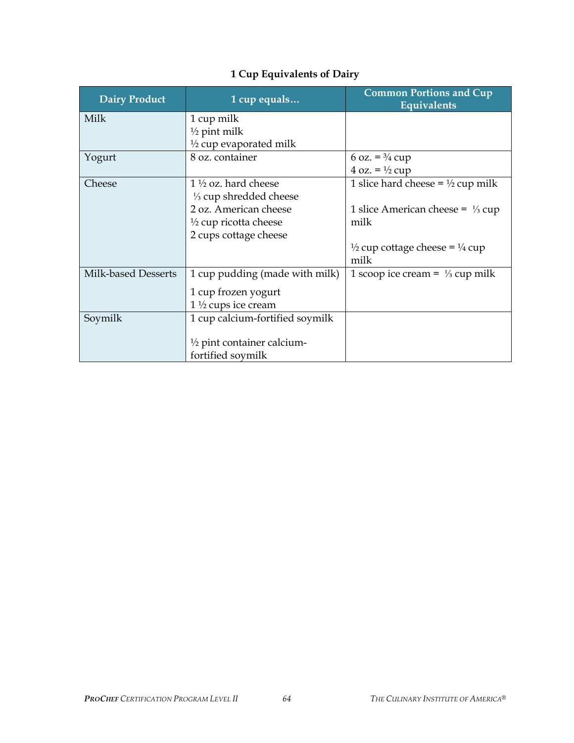**1 Cup Equivalents of Dairy**

| Dairy Product | 1 cup equals… | Common Portions and Cup Equivalents |
|---|---|---|
| Milk | 1 cup milk<br>½ pint milk<br>½ cup evaporated milk | |
| Yogurt | 8 oz. container | 6 oz. = ¾ cup<br>4 oz. = ½ cup |
| Cheese | 1 ½ oz. hard cheese<br>⅓ cup shredded cheese<br>2 oz. American cheese<br>½ cup ricotta cheese<br>2 cups cottage cheese | 1 slice hard cheese = ½ cup milk<br><br>1 slice American cheese = ⅓ cup milk<br><br>½ cup cottage cheese = ¼ cup milk |
| Milk-based Desserts | 1 cup pudding (made with milk)<br>1 cup frozen yogurt<br>1 ½ cups ice cream | 1 scoop ice cream = ⅓ cup milk |
| Soymilk | 1 cup calcium-fortified soymilk<br><br>½ pint container calcium-fortified soymilk | |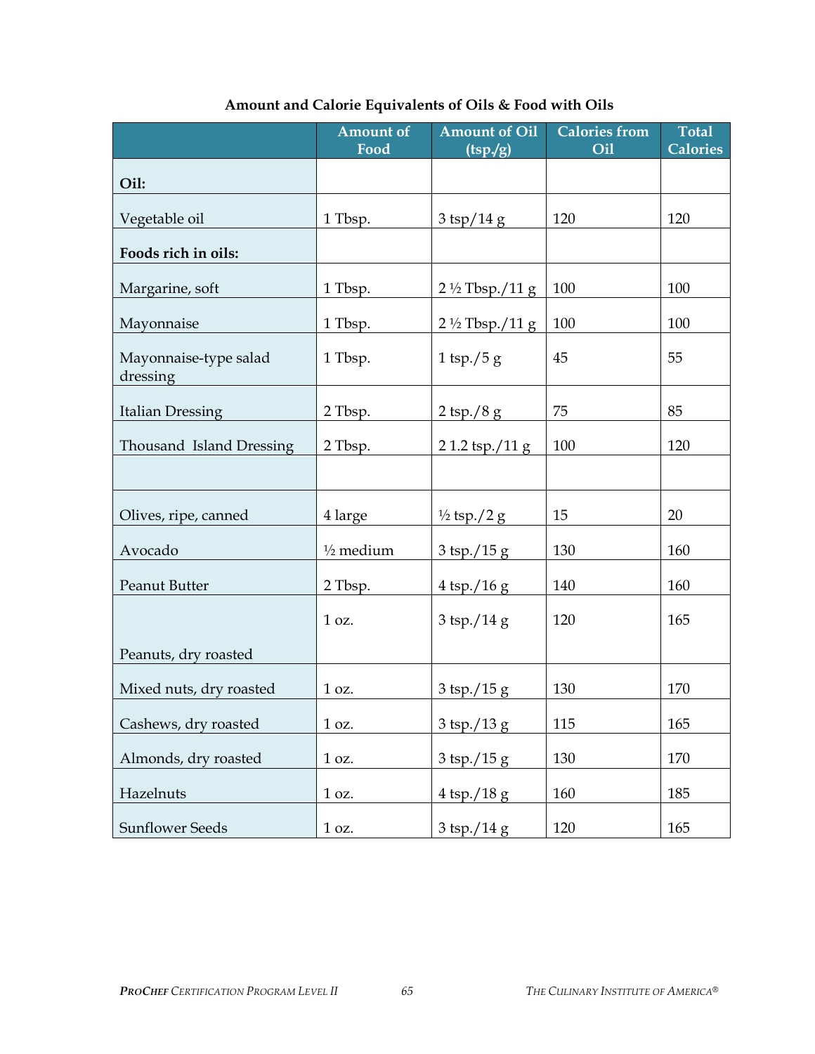**Amount and Calorie Equivalents of Oils & Food with Oils**

| | Amount of Food | Amount of Oil (tsp./g) | Calories from Oil | Total Calories |
|---|---|---|---|---|
| **Oil:** | | | | |
| Vegetable oil | 1 Tbsp. | 3 tsp/14 g | 120 | 120 |
| **Foods rich in oils:** | | | | |
| Margarine, soft | 1 Tbsp. | 2 ½ Tbsp./11 g | 100 | 100 |
| Mayonnaise | 1 Tbsp. | 2 ½ Tbsp./11 g | 100 | 100 |
| Mayonnaise-type salad dressing | 1 Tbsp. | 1 tsp./5 g | 45 | 55 |
| Italian Dressing | 2 Tbsp. | 2 tsp./8 g | 75 | 85 |
| Thousand Island Dressing | 2 Tbsp. | 2 1.2 tsp./11 g | 100 | 120 |
| | | | | |
| Olives, ripe, canned | 4 large | ½ tsp./2 g | 15 | 20 |
| Avocado | ½ medium | 3 tsp./15 g | 130 | 160 |
| Peanut Butter | 2 Tbsp. | 4 tsp./16 g | 140 | 160 |
| Peanuts, dry roasted | 1 oz. | 3 tsp./14 g | 120 | 165 |
| Mixed nuts, dry roasted | 1 oz. | 3 tsp./15 g | 130 | 170 |
| Cashews, dry roasted | 1 oz. | 3 tsp./13 g | 115 | 165 |
| Almonds, dry roasted | 1 oz. | 3 tsp./15 g | 130 | 170 |
| Hazelnuts | 1 oz. | 4 tsp./18 g | 160 | 185 |
| Sunflower Seeds | 1 oz. | 3 tsp./14 g | 120 | 165 |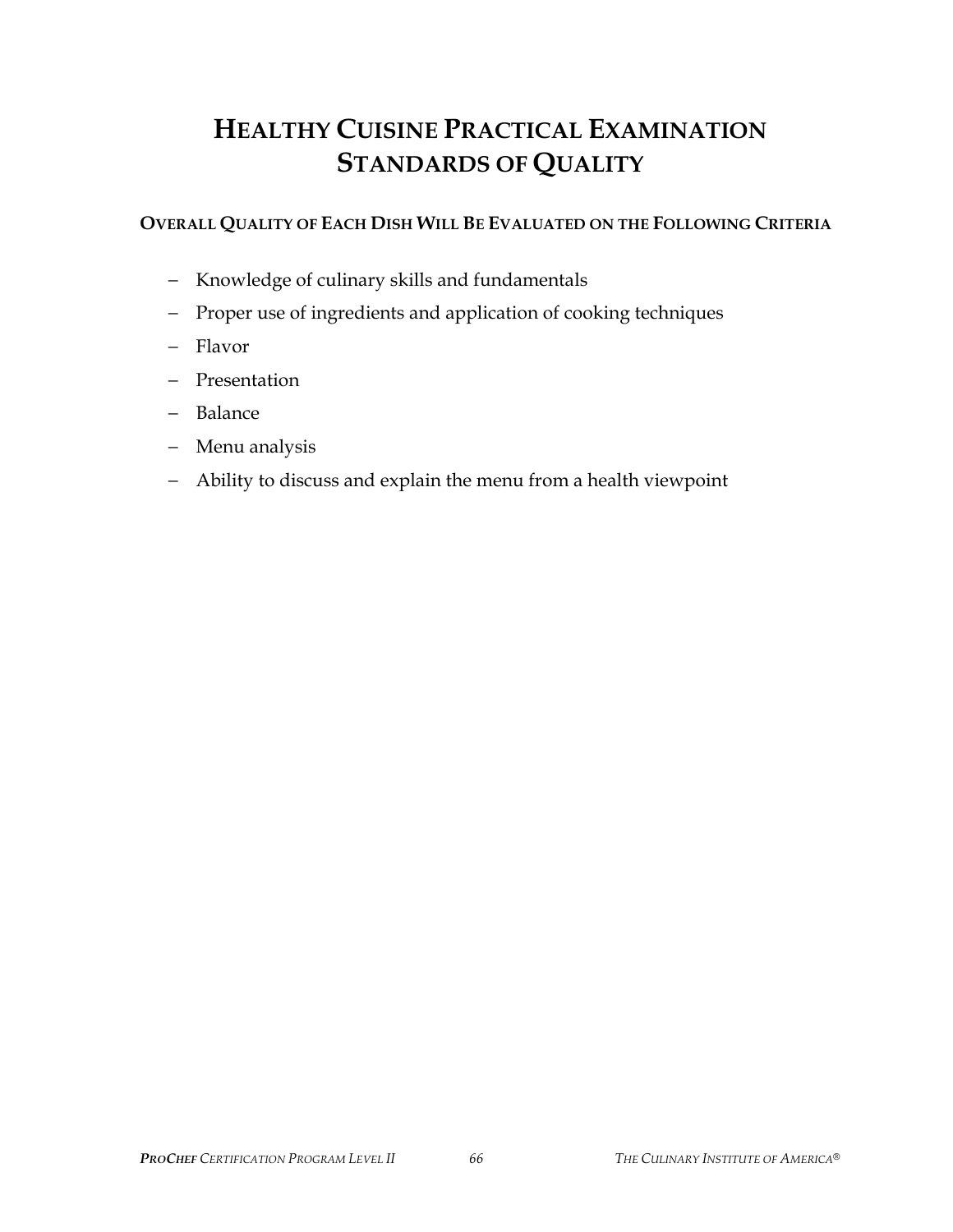# HEALTHY CUISINE PRACTICAL EXAMINATION STANDARDS OF QUALITY

### OVERALL QUALITY OF EACH DISH WILL BE EVALUATED ON THE FOLLOWING CRITERIA

- Knowledge of culinary skills and fundamentals
- Proper use of ingredients and application of cooking techniques
- Flavor
- Presentation
- Balance
- Menu analysis
- Ability to discuss and explain the menu from a health viewpoint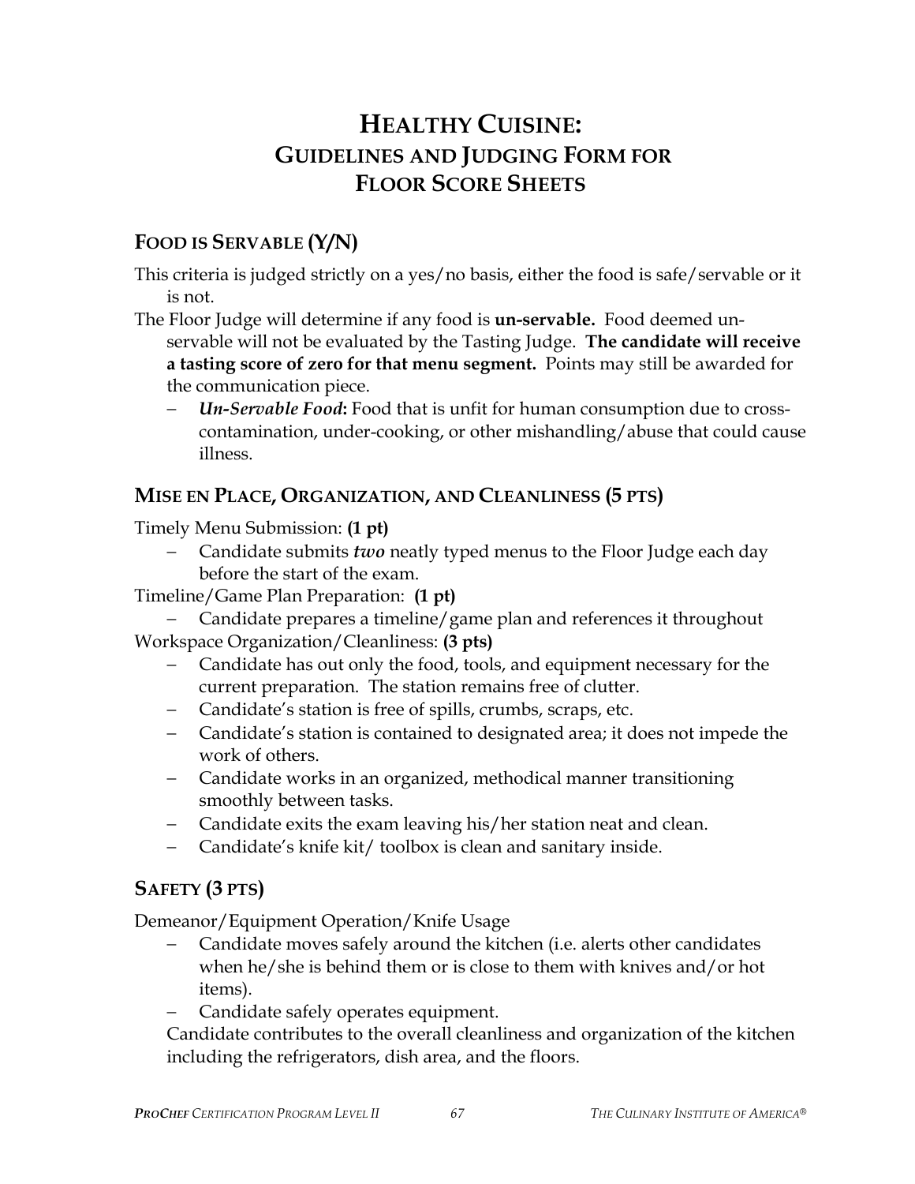# HEALTHY CUISINE: GUIDELINES AND JUDGING FORM FOR FLOOR SCORE SHEETS

## FOOD IS SERVABLE (Y/N)

This criteria is judged strictly on a yes/no basis, either the food is safe/servable or it is not.

The Floor Judge will determine if any food is **un-servable.** Food deemed un-servable will not be evaluated by the Tasting Judge. **The candidate will receive a tasting score of zero for that menu segment.** Points may still be awarded for the communication piece.

- ***Un-Servable Food*:** Food that is unfit for human consumption due to cross-contamination, under-cooking, or other mishandling/abuse that could cause illness.

## MISE EN PLACE, ORGANIZATION, AND CLEANLINESS (5 PTS)

Timely Menu Submission: **(1 pt)**

- Candidate submits ***two*** neatly typed menus to the Floor Judge each day before the start of the exam.

Timeline/Game Plan Preparation: **(1 pt)**

- Candidate prepares a timeline/game plan and references it throughout

Workspace Organization/Cleanliness: **(3 pts)**

- Candidate has out only the food, tools, and equipment necessary for the current preparation. The station remains free of clutter.
- Candidate's station is free of spills, crumbs, scraps, etc.
- Candidate's station is contained to designated area; it does not impede the work of others.
- Candidate works in an organized, methodical manner transitioning smoothly between tasks.
- Candidate exits the exam leaving his/her station neat and clean.
- Candidate's knife kit/ toolbox is clean and sanitary inside.

## SAFETY (3 PTS)

Demeanor/Equipment Operation/Knife Usage

- Candidate moves safely around the kitchen (i.e. alerts other candidates when he/she is behind them or is close to them with knives and/or hot items).
- Candidate safely operates equipment.

Candidate contributes to the overall cleanliness and organization of the kitchen including the refrigerators, dish area, and the floors.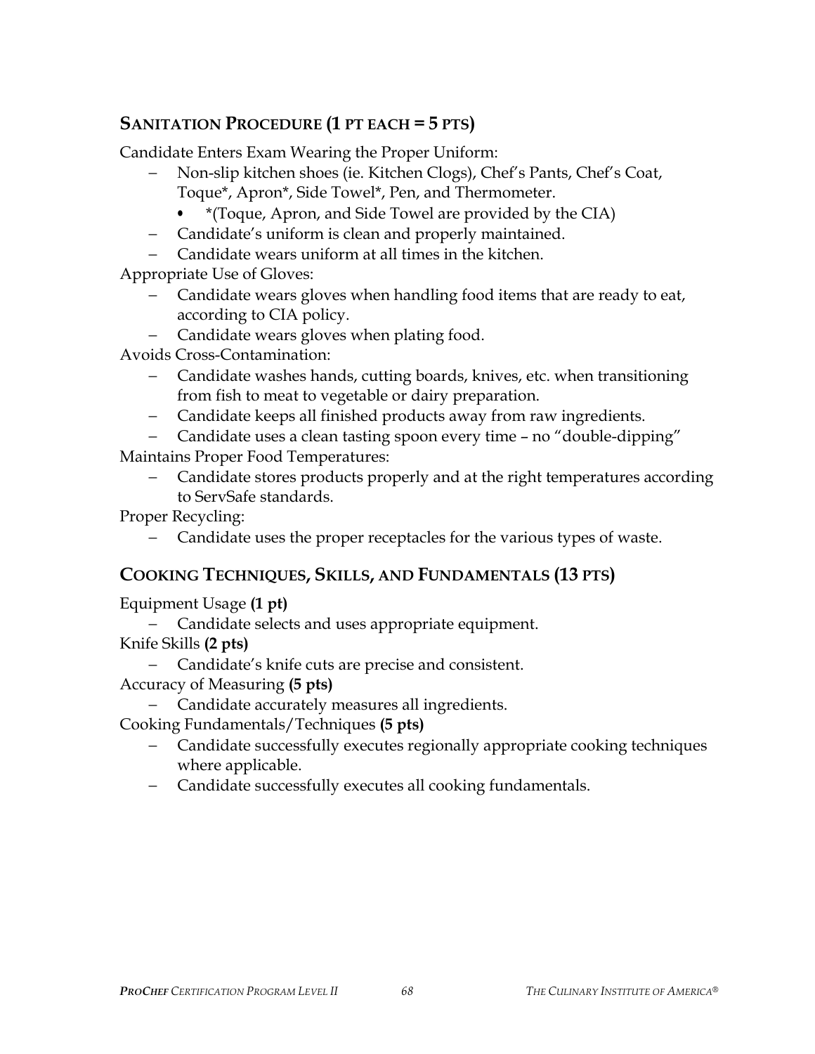## SANITATION PROCEDURE (1 PT EACH = 5 PTS)

Candidate Enters Exam Wearing the Proper Uniform:

- Non-slip kitchen shoes (ie. Kitchen Clogs), Chef's Pants, Chef's Coat, Toque*, Apron*, Side Towel*, Pen, and Thermometer.
  - *(Toque, Apron, and Side Towel are provided by the CIA)
- Candidate's uniform is clean and properly maintained.
- Candidate wears uniform at all times in the kitchen.

Appropriate Use of Gloves:

- Candidate wears gloves when handling food items that are ready to eat, according to CIA policy.
- Candidate wears gloves when plating food.

Avoids Cross-Contamination:

- Candidate washes hands, cutting boards, knives, etc. when transitioning from fish to meat to vegetable or dairy preparation.
- Candidate keeps all finished products away from raw ingredients.
- Candidate uses a clean tasting spoon every time – no "double-dipping"

Maintains Proper Food Temperatures:

- Candidate stores products properly and at the right temperatures according to ServSafe standards.

Proper Recycling:

- Candidate uses the proper receptacles for the various types of waste.

## COOKING TECHNIQUES, SKILLS, AND FUNDAMENTALS (13 PTS)

Equipment Usage **(1 pt)**

- Candidate selects and uses appropriate equipment.

Knife Skills **(2 pts)**

- Candidate's knife cuts are precise and consistent.

Accuracy of Measuring **(5 pts)**

- Candidate accurately measures all ingredients.

Cooking Fundamentals/Techniques **(5 pts)**

- Candidate successfully executes regionally appropriate cooking techniques where applicable.
- Candidate successfully executes all cooking fundamentals.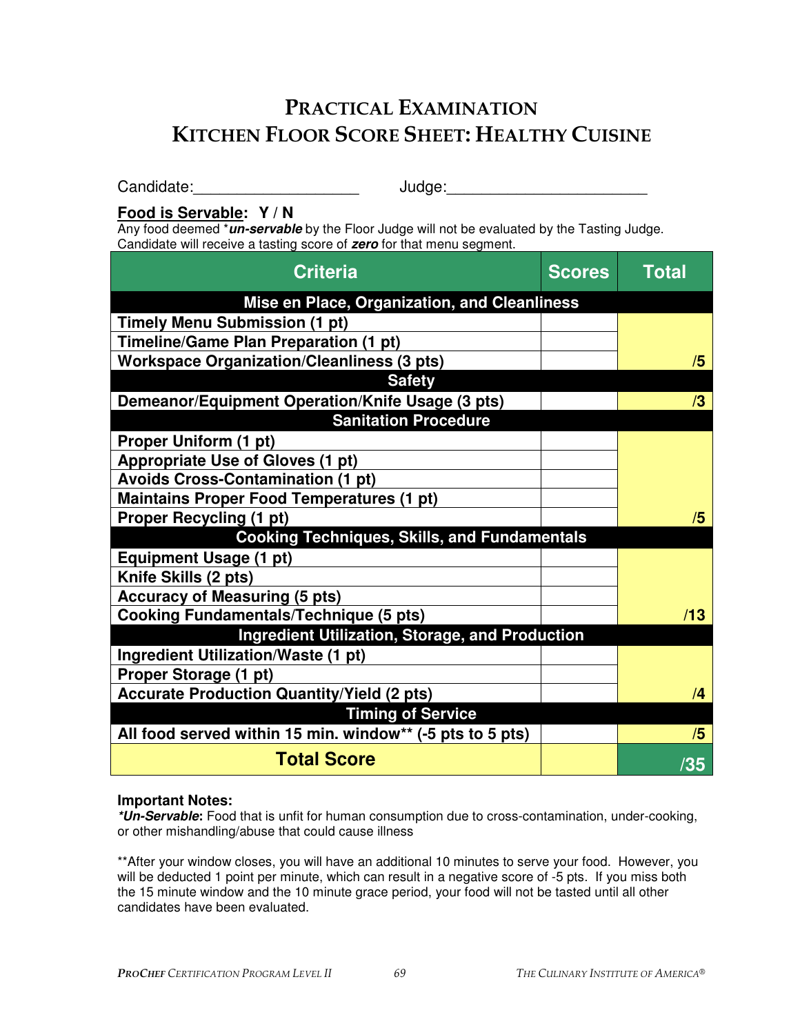# PRACTICAL EXAMINATION
# KITCHEN FLOOR SCORE SHEET: HEALTHY CUISINE

Candidate:___________________ Judge:______________________

**Food is Servable: Y / N**

Any food deemed **un-servable* by the Floor Judge will not be evaluated by the Tasting Judge. Candidate will receive a tasting score of ***zero*** for that menu segment.

| Criteria | Scores | Total |
|---|---|---|
| **Mise en Place, Organization, and Cleanliness** | | |
| Timely Menu Submission (1 pt) | | |
| Timeline/Game Plan Preparation (1 pt) | | |
| Workspace Organization/Cleanliness (3 pts) | | /5 |
| **Safety** | | |
| Demeanor/Equipment Operation/Knife Usage (3 pts) | | /3 |
| **Sanitation Procedure** | | |
| Proper Uniform (1 pt) | | |
| Appropriate Use of Gloves (1 pt) | | |
| Avoids Cross-Contamination (1 pt) | | |
| Maintains Proper Food Temperatures (1 pt) | | |
| Proper Recycling (1 pt) | | /5 |
| **Cooking Techniques, Skills, and Fundamentals** | | |
| Equipment Usage (1 pt) | | |
| Knife Skills (2 pts) | | |
| Accuracy of Measuring (5 pts) | | |
| Cooking Fundamentals/Technique (5 pts) | | /13 |
| **Ingredient Utilization, Storage, and Production** | | |
| Ingredient Utilization/Waste (1 pt) | | |
| Proper Storage (1 pt) | | |
| Accurate Production Quantity/Yield (2 pts) | | /4 |
| **Timing of Service** | | |
| All food served within 15 min. window** (-5 pts to 5 pts) | | /5 |
| **Total Score** | | /35 |

**Important Notes:**

***Un-Servable*:** Food that is unfit for human consumption due to cross-contamination, under-cooking, or other mishandling/abuse that could cause illness

**After your window closes, you will have an additional 10 minutes to serve your food. However, you will be deducted 1 point per minute, which can result in a negative score of -5 pts. If you miss both the 15 minute window and the 10 minute grace period, your food will not be tasted until all other candidates have been evaluated.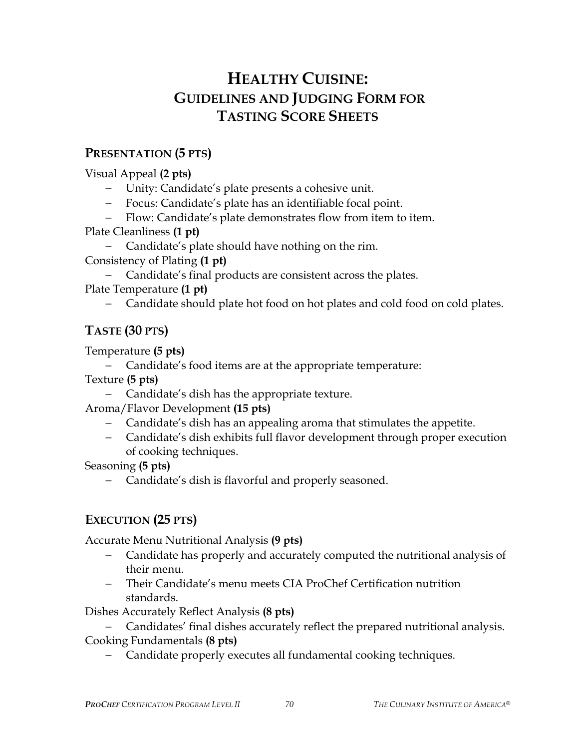# HEALTHY CUISINE:
## GUIDELINES AND JUDGING FORM FOR TASTING SCORE SHEETS

### PRESENTATION (5 PTS)

Visual Appeal **(2 pts)**

- Unity: Candidate's plate presents a cohesive unit.
- Focus: Candidate's plate has an identifiable focal point.
- Flow: Candidate's plate demonstrates flow from item to item.

Plate Cleanliness **(1 pt)**

- Candidate's plate should have nothing on the rim.

Consistency of Plating **(1 pt)**

- Candidate's final products are consistent across the plates.

Plate Temperature **(1 pt)**

- Candidate should plate hot food on hot plates and cold food on cold plates.

### TASTE (30 PTS)

Temperature **(5 pts)**

- Candidate's food items are at the appropriate temperature:

Texture **(5 pts)**

- Candidate's dish has the appropriate texture.

Aroma/Flavor Development **(15 pts)**

- Candidate's dish has an appealing aroma that stimulates the appetite.
- Candidate's dish exhibits full flavor development through proper execution of cooking techniques.

Seasoning **(5 pts)**

- Candidate's dish is flavorful and properly seasoned.

### EXECUTION (25 PTS)

Accurate Menu Nutritional Analysis **(9 pts)**

- Candidate has properly and accurately computed the nutritional analysis of their menu.
- Their Candidate's menu meets CIA ProChef Certification nutrition standards.

Dishes Accurately Reflect Analysis **(8 pts)**

- Candidates' final dishes accurately reflect the prepared nutritional analysis.

Cooking Fundamentals **(8 pts)**

- Candidate properly executes all fundamental cooking techniques.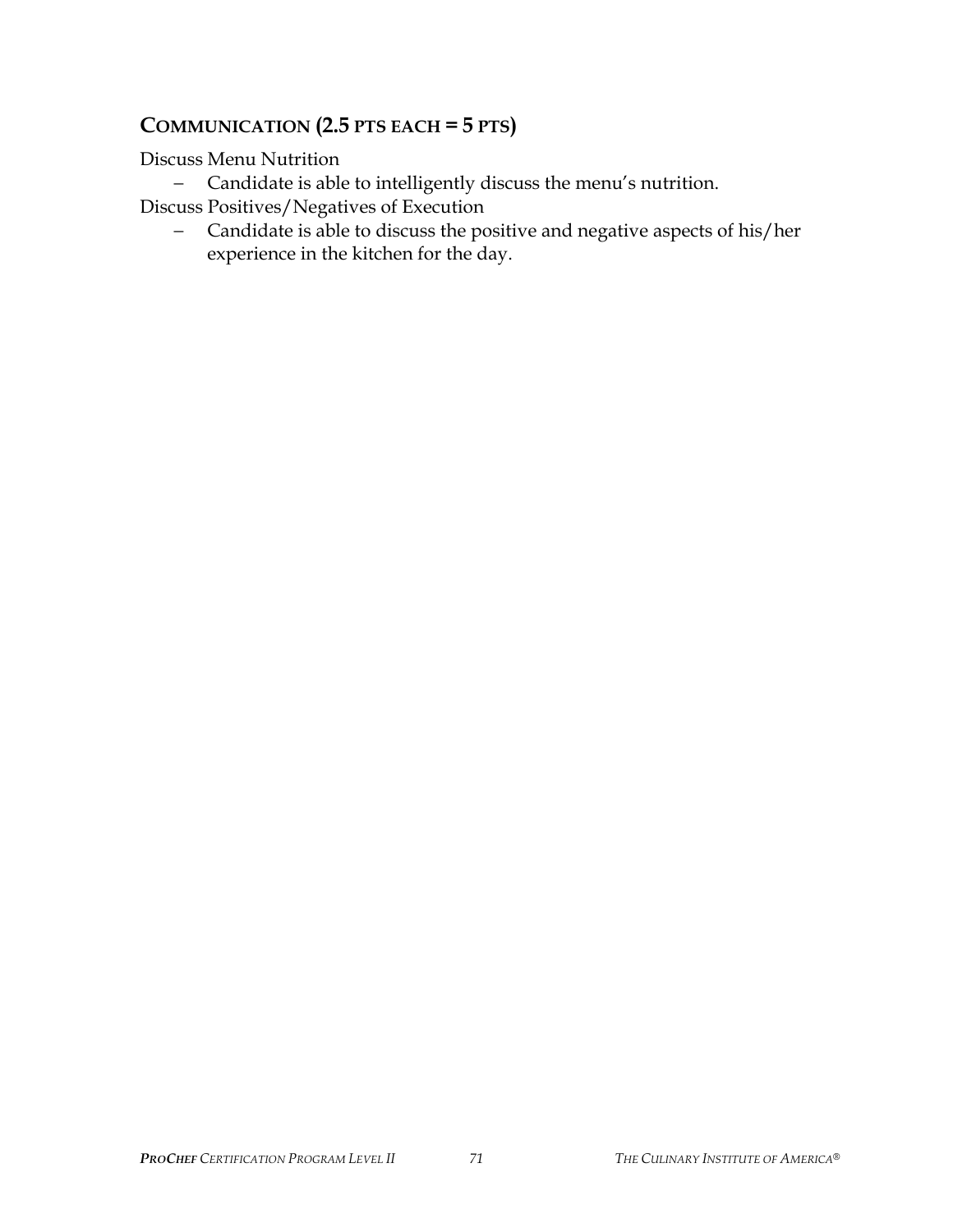## COMMUNICATION (2.5 PTS EACH = 5 PTS)

Discuss Menu Nutrition

- Candidate is able to intelligently discuss the menu's nutrition.

Discuss Positives/Negatives of Execution

- Candidate is able to discuss the positive and negative aspects of his/her experience in the kitchen for the day.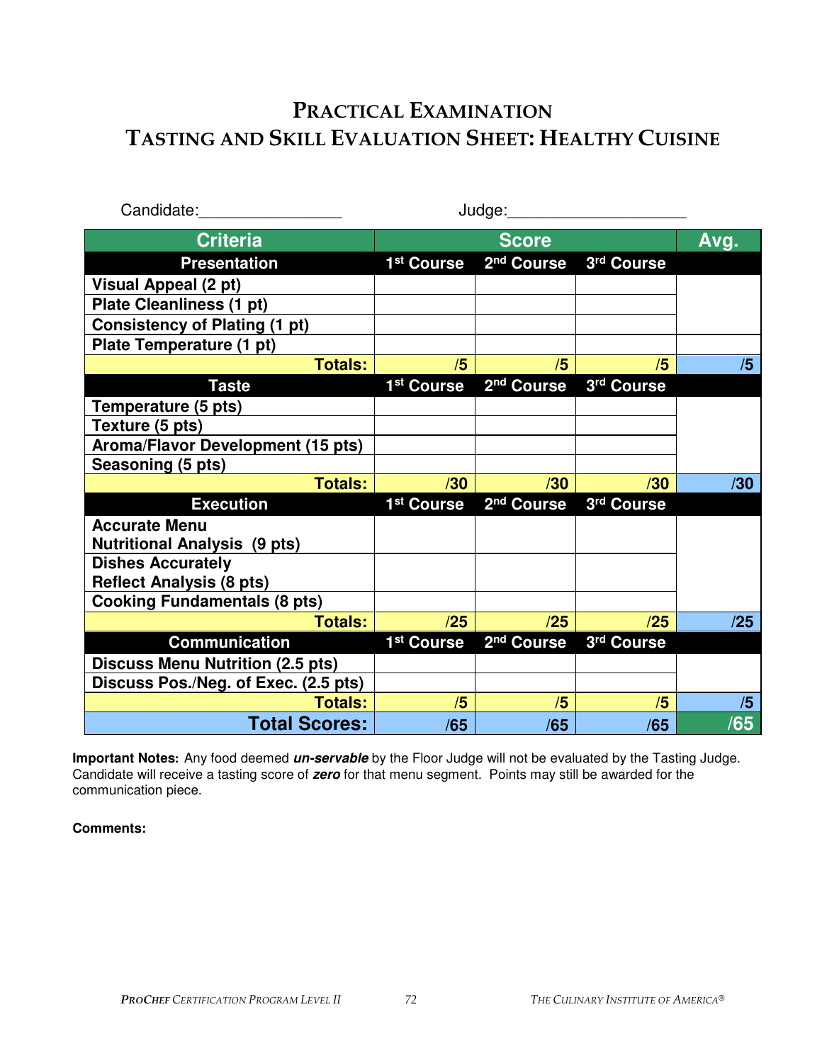# PRACTICAL EXAMINATION
# TASTING AND SKILL EVALUATION SHEET: HEALTHY CUISINE

Candidate:________________ Judge:____________________

| Criteria | Score | | | Avg. |
|---|---|---|---|---|
| **Presentation** | **1st Course** | **2nd Course** | **3rd Course** | |
| Visual Appeal (2 pt) | | | | |
| Plate Cleanliness (1 pt) | | | | |
| Consistency of Plating (1 pt) | | | | |
| Plate Temperature (1 pt) | | | | |
| **Totals:** | /5 | /5 | /5 | /5 |
| **Taste** | **1st Course** | **2nd Course** | **3rd Course** | |
| Temperature (5 pts) | | | | |
| Texture (5 pts) | | | | |
| Aroma/Flavor Development (15 pts) | | | | |
| Seasoning (5 pts) | | | | |
| **Totals:** | /30 | /30 | /30 | /30 |
| **Execution** | **1st Course** | **2nd Course** | **3rd Course** | |
| Accurate Menu Nutritional Analysis (9 pts) | | | | |
| Dishes Accurately Reflect Analysis (8 pts) | | | | |
| Cooking Fundamentals (8 pts) | | | | |
| **Totals:** | /25 | /25 | /25 | /25 |
| **Communication** | **1st Course** | **2nd Course** | **3rd Course** | |
| Discuss Menu Nutrition (2.5 pts) | | | | |
| Discuss Pos./Neg. of Exec. (2.5 pts) | | | | |
| **Totals:** | /5 | /5 | /5 | /5 |
| **Total Scores:** | /65 | /65 | /65 | /65 |

**Important Notes:** Any food deemed ***un-servable*** by the Floor Judge will not be evaluated by the Tasting Judge. Candidate will receive a tasting score of ***zero*** for that menu segment. Points may still be awarded for the communication piece.

**Comments:**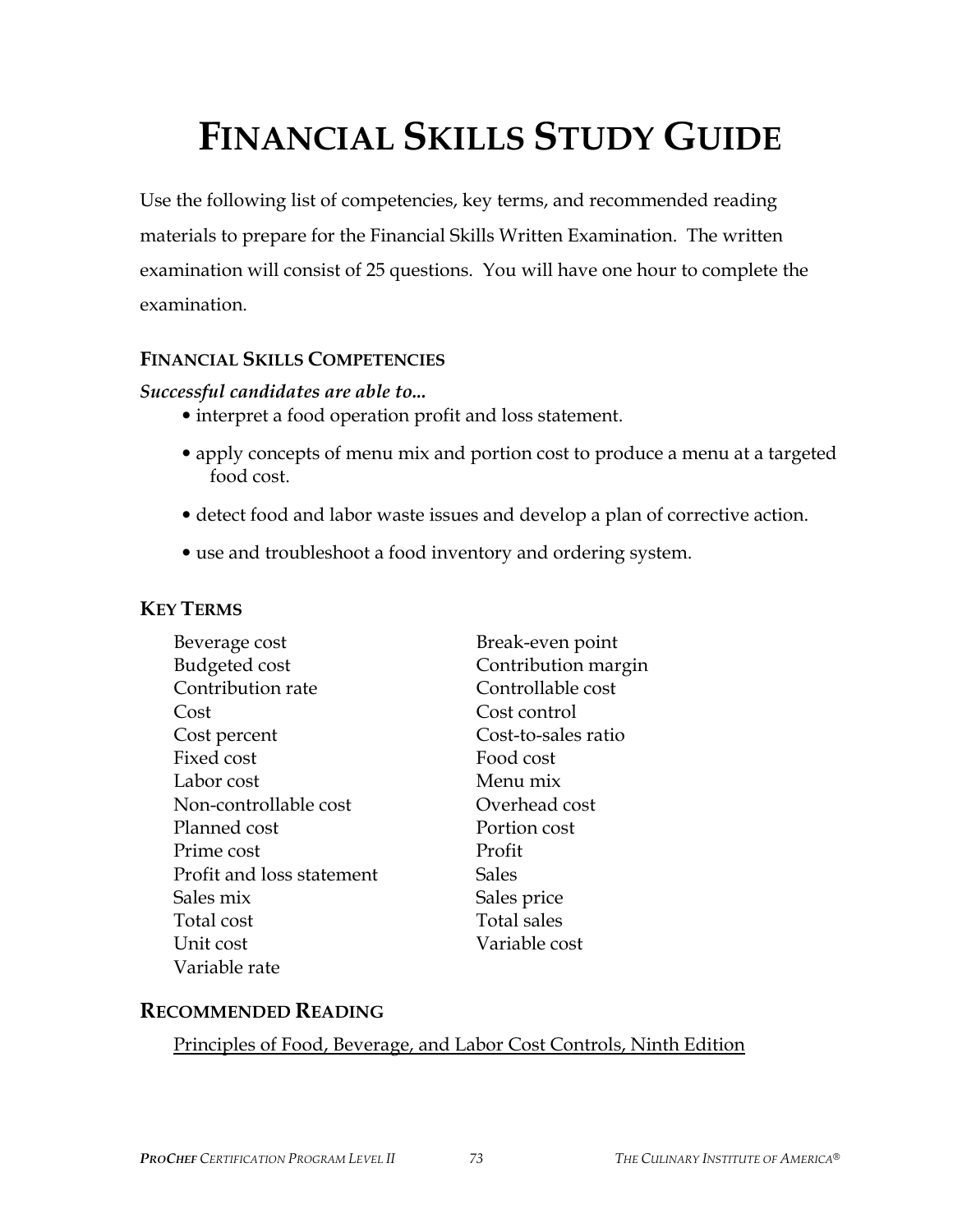# FINANCIAL SKILLS STUDY GUIDE

Use the following list of competencies, key terms, and recommended reading materials to prepare for the Financial Skills Written Examination. The written examination will consist of 25 questions. You will have one hour to complete the examination.

## FINANCIAL SKILLS COMPETENCIES

***Successful candidates are able to...***

- interpret a food operation profit and loss statement.
- apply concepts of menu mix and portion cost to produce a menu at a targeted food cost.
- detect food and labor waste issues and develop a plan of corrective action.
- use and troubleshoot a food inventory and ordering system.

## KEY TERMS

Beverage cost
Budgeted cost
Contribution rate
Cost
Cost percent
Fixed cost
Labor cost
Non-controllable cost
Planned cost
Prime cost
Profit and loss statement
Sales mix
Total cost
Unit cost
Variable rate
Break-even point
Contribution margin
Controllable cost
Cost control
Cost-to-sales ratio
Food cost
Menu mix
Overhead cost
Portion cost
Profit
Sales
Sales price
Total sales
Variable cost

## RECOMMENDED READING

Principles of Food, Beverage, and Labor Cost Controls, Ninth Edition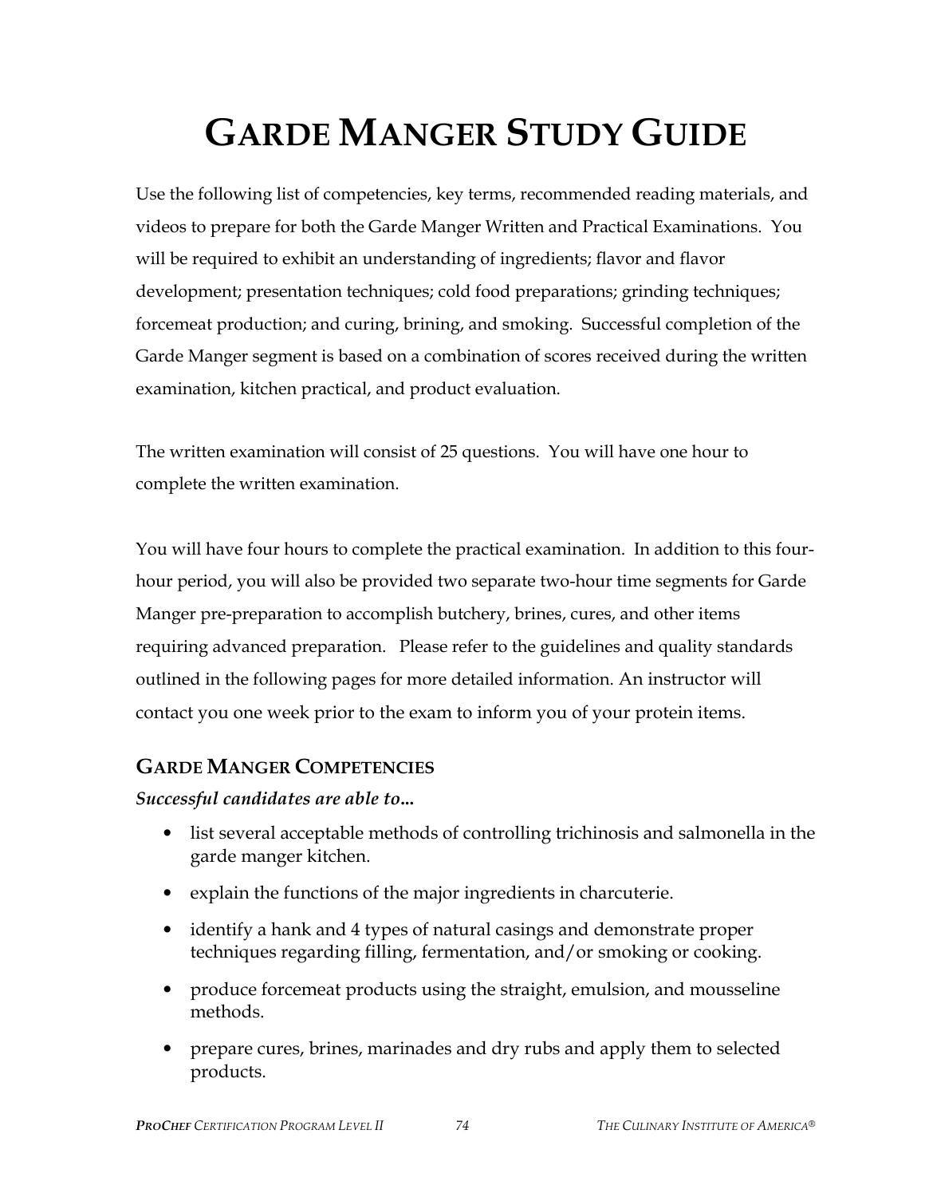# GARDE MANGER STUDY GUIDE

Use the following list of competencies, key terms, recommended reading materials, and videos to prepare for both the Garde Manger Written and Practical Examinations. You will be required to exhibit an understanding of ingredients; flavor and flavor development; presentation techniques; cold food preparations; grinding techniques; forcemeat production; and curing, brining, and smoking. Successful completion of the Garde Manger segment is based on a combination of scores received during the written examination, kitchen practical, and product evaluation.

The written examination will consist of 25 questions. You will have one hour to complete the written examination.

You will have four hours to complete the practical examination. In addition to this four-hour period, you will also be provided two separate two-hour time segments for Garde Manger pre-preparation to accomplish butchery, brines, cures, and other items requiring advanced preparation. Please refer to the guidelines and quality standards outlined in the following pages for more detailed information. An instructor will contact you one week prior to the exam to inform you of your protein items.

## GARDE MANGER COMPETENCIES

***Successful candidates are able to…***

- list several acceptable methods of controlling trichinosis and salmonella in the garde manger kitchen.
- explain the functions of the major ingredients in charcuterie.
- identify a hank and 4 types of natural casings and demonstrate proper techniques regarding filling, fermentation, and/or smoking or cooking.
- produce forcemeat products using the straight, emulsion, and mousseline methods.
- prepare cures, brines, marinades and dry rubs and apply them to selected products.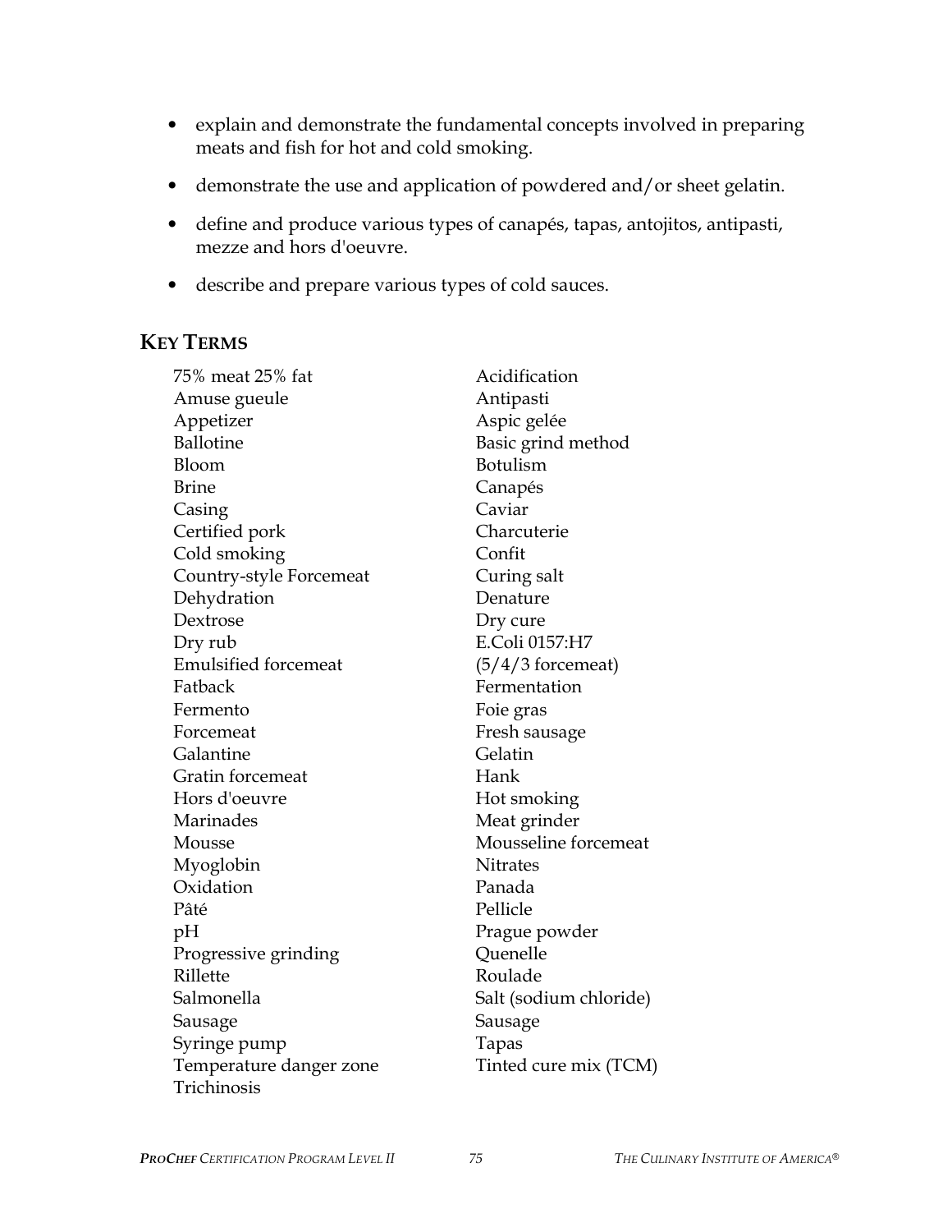- explain and demonstrate the fundamental concepts involved in preparing meats and fish for hot and cold smoking.
- demonstrate the use and application of powdered and/or sheet gelatin.
- define and produce various types of canapés, tapas, antojitos, antipasti, mezze and hors d'oeuvre.
- describe and prepare various types of cold sauces.

## KEY TERMS

75% meat 25% fat
Acidification
Amuse gueule
Antipasti
Appetizer
Aspic gelée
Ballotine
Basic grind method
Bloom
Botulism
Brine
Canapés
Casing
Caviar
Certified pork
Charcuterie
Cold smoking
Confit
Country-style Forcemeat
Curing salt
Dehydration
Denature
Dextrose
Dry cure
Dry rub
E.Coli 0157:H7
Emulsified forcemeat
(5/4/3 forcemeat)
Fatback
Fermentation
Fermento
Foie gras
Forcemeat
Fresh sausage
Galantine
Gelatin
Gratin forcemeat
Hank
Hors d'oeuvre
Hot smoking
Marinades
Meat grinder
Mousse
Mousseline forcemeat
Myoglobin
Nitrates
Oxidation
Panada
Pâté
Pellicle
pH
Prague powder
Progressive grinding
Quenelle
Rillette
Roulade
Salmonella
Salt (sodium chloride)
Sausage
Sausage
Syringe pump
Tapas
Temperature danger zone
Tinted cure mix (TCM)
Trichinosis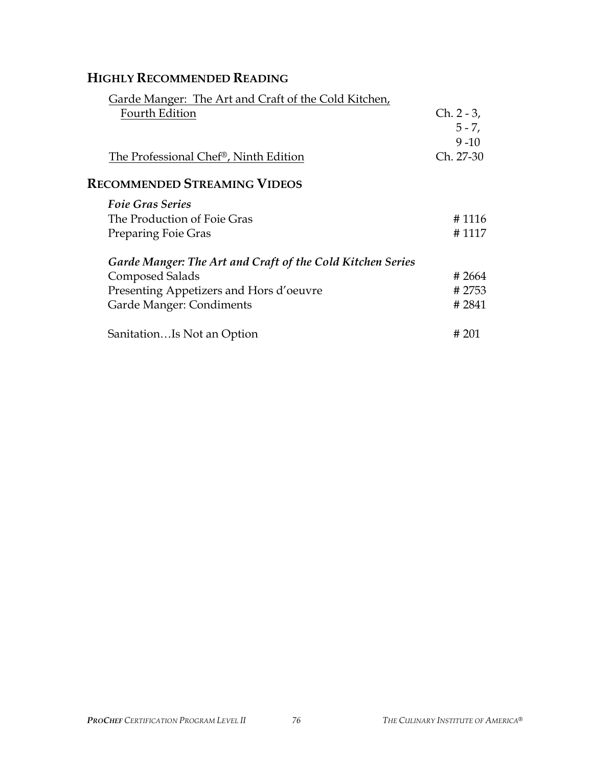## Highly Recommended Reading

| | |
|---|---|
| Garde Manger: The Art and Craft of the Cold Kitchen, Fourth Edition | Ch. 2 - 3, 5 - 7, 9 -10 |
| The Professional Chef®, Ninth Edition | Ch. 27-30 |

## Recommended Streaming Videos

***Foie Gras Series***

| | |
|---|---|
| The Production of Foie Gras | # 1116 |
| Preparing Foie Gras | # 1117 |

***Garde Manger: The Art and Craft of the Cold Kitchen Series***

| | |
|---|---|
| Composed Salads | # 2664 |
| Presenting Appetizers and Hors d'oeuvre | # 2753 |
| Garde Manger: Condiments | # 2841 |

| | |
|---|---|
| Sanitation…Is Not an Option | # 201 |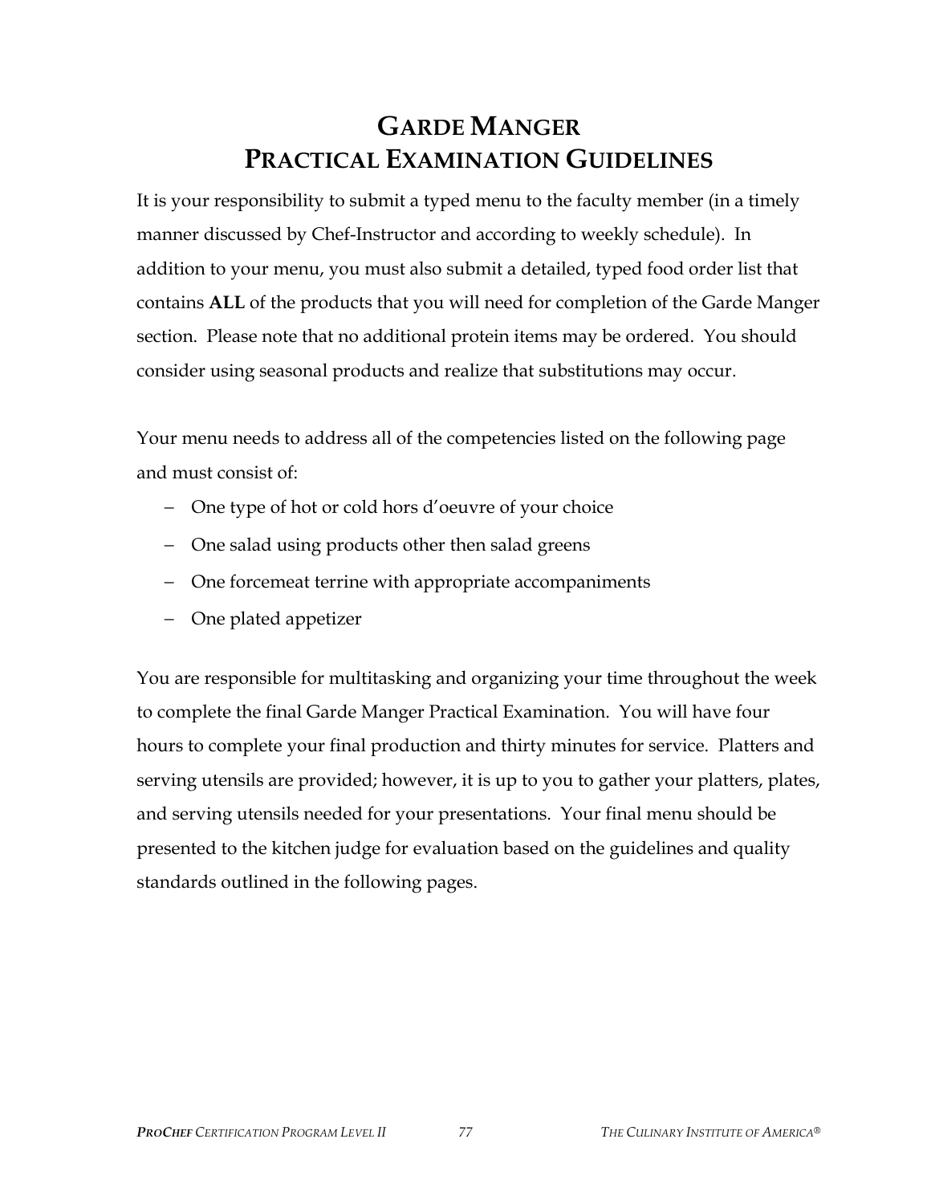# GARDE MANGER
# PRACTICAL EXAMINATION GUIDELINES

It is your responsibility to submit a typed menu to the faculty member (in a timely manner discussed by Chef-Instructor and according to weekly schedule). In addition to your menu, you must also submit a detailed, typed food order list that contains **ALL** of the products that you will need for completion of the Garde Manger section. Please note that no additional protein items may be ordered. You should consider using seasonal products and realize that substitutions may occur.

Your menu needs to address all of the competencies listed on the following page and must consist of:

- One type of hot or cold hors d'oeuvre of your choice
- One salad using products other then salad greens
- One forcemeat terrine with appropriate accompaniments
- One plated appetizer

You are responsible for multitasking and organizing your time throughout the week to complete the final Garde Manger Practical Examination. You will have four hours to complete your final production and thirty minutes for service. Platters and serving utensils are provided; however, it is up to you to gather your platters, plates, and serving utensils needed for your presentations. Your final menu should be presented to the kitchen judge for evaluation based on the guidelines and quality standards outlined in the following pages.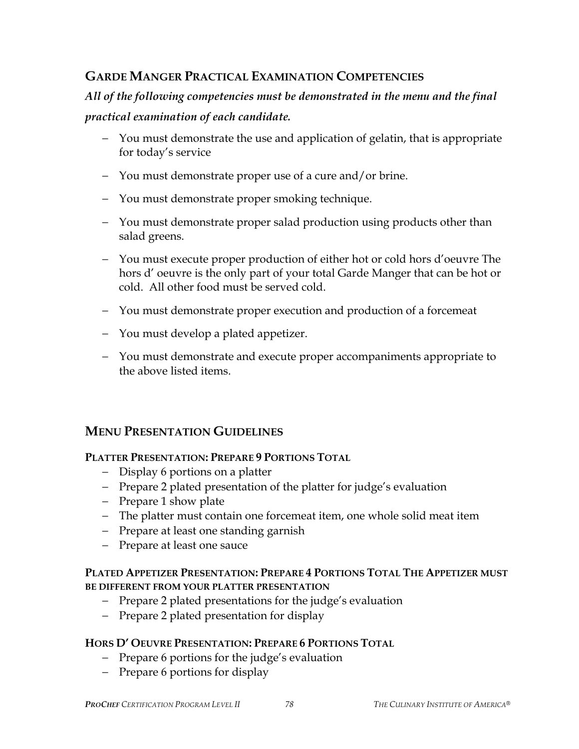## GARDE MANGER PRACTICAL EXAMINATION COMPETENCIES

***All of the following competencies must be demonstrated in the menu and the final practical examination of each candidate.***

- You must demonstrate the use and application of gelatin, that is appropriate for today's service
- You must demonstrate proper use of a cure and/or brine.
- You must demonstrate proper smoking technique.
- You must demonstrate proper salad production using products other than salad greens.
- You must execute proper production of either hot or cold hors d'oeuvre The hors d' oeuvre is the only part of your total Garde Manger that can be hot or cold. All other food must be served cold.
- You must demonstrate proper execution and production of a forcemeat
- You must develop a plated appetizer.
- You must demonstrate and execute proper accompaniments appropriate to the above listed items.

## MENU PRESENTATION GUIDELINES

#### PLATTER PRESENTATION: PREPARE 9 PORTIONS TOTAL

- Display 6 portions on a platter
- Prepare 2 plated presentation of the platter for judge's evaluation
- Prepare 1 show plate
- The platter must contain one forcemeat item, one whole solid meat item
- Prepare at least one standing garnish
- Prepare at least one sauce

#### PLATED APPETIZER PRESENTATION: PREPARE 4 PORTIONS TOTAL THE APPETIZER MUST BE DIFFERENT FROM YOUR PLATTER PRESENTATION

- Prepare 2 plated presentations for the judge's evaluation
- Prepare 2 plated presentation for display

#### HORS D' OEUVRE PRESENTATION: PREPARE 6 PORTIONS TOTAL

- Prepare 6 portions for the judge's evaluation
- Prepare 6 portions for display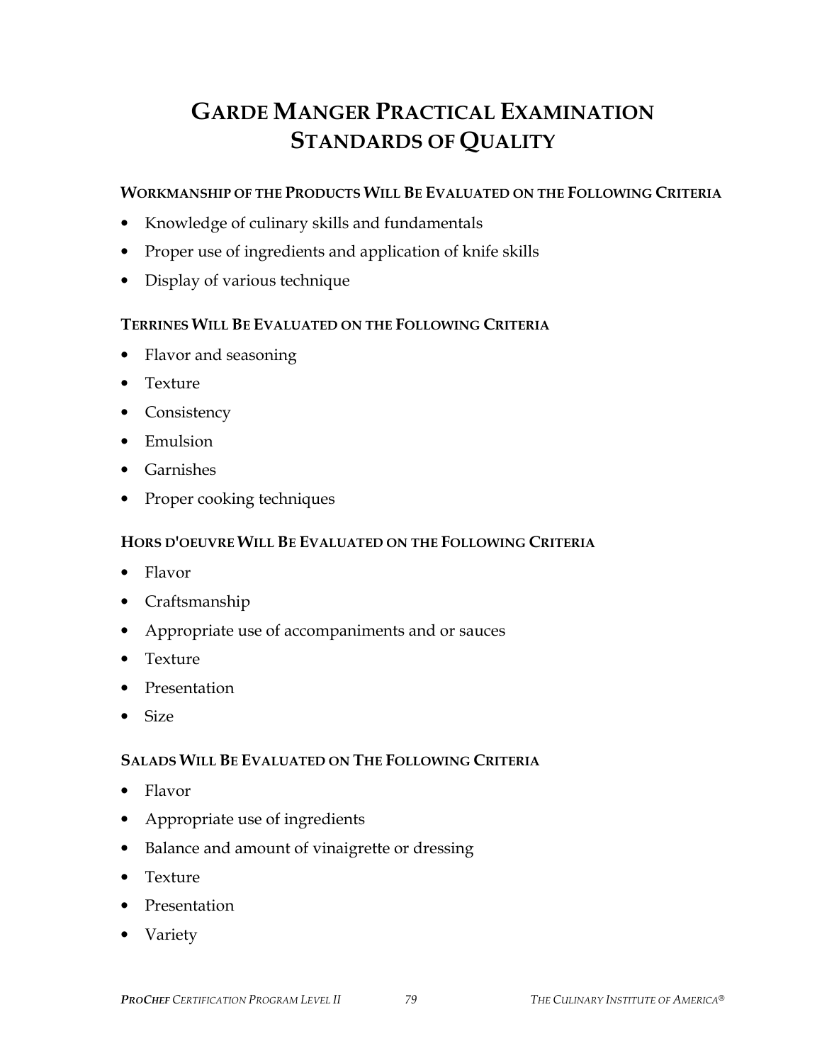# GARDE MANGER PRACTICAL EXAMINATION STANDARDS OF QUALITY

### WORKMANSHIP OF THE PRODUCTS WILL BE EVALUATED ON THE FOLLOWING CRITERIA

- Knowledge of culinary skills and fundamentals
- Proper use of ingredients and application of knife skills
- Display of various technique

### TERRINES WILL BE EVALUATED ON THE FOLLOWING CRITERIA

- Flavor and seasoning
- Texture
- Consistency
- Emulsion
- Garnishes
- Proper cooking techniques

### HORS D'OEUVRE WILL BE EVALUATED ON THE FOLLOWING CRITERIA

- Flavor
- Craftsmanship
- Appropriate use of accompaniments and or sauces
- Texture
- Presentation
- Size

### SALADS WILL BE EVALUATED ON THE FOLLOWING CRITERIA

- Flavor
- Appropriate use of ingredients
- Balance and amount of vinaigrette or dressing
- Texture
- Presentation
- Variety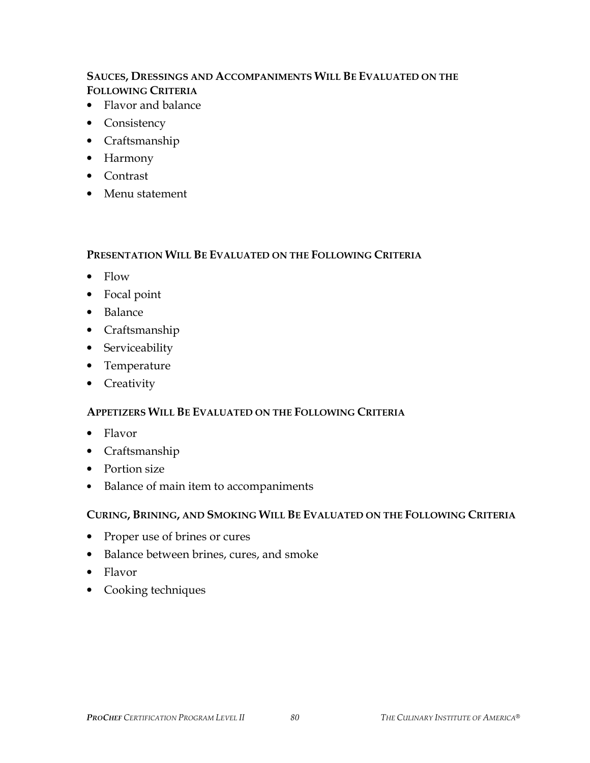#### Sauces, Dressings and Accompaniments Will Be Evaluated on the Following Criteria

- Flavor and balance
- Consistency
- Craftsmanship
- Harmony
- Contrast
- Menu statement

#### Presentation Will Be Evaluated on the Following Criteria

- Flow
- Focal point
- Balance
- Craftsmanship
- Serviceability
- Temperature
- Creativity

#### Appetizers Will Be Evaluated on the Following Criteria

- Flavor
- Craftsmanship
- Portion size
- Balance of main item to accompaniments

#### Curing, Brining, and Smoking Will Be Evaluated on the Following Criteria

- Proper use of brines or cures
- Balance between brines, cures, and smoke
- Flavor
- Cooking techniques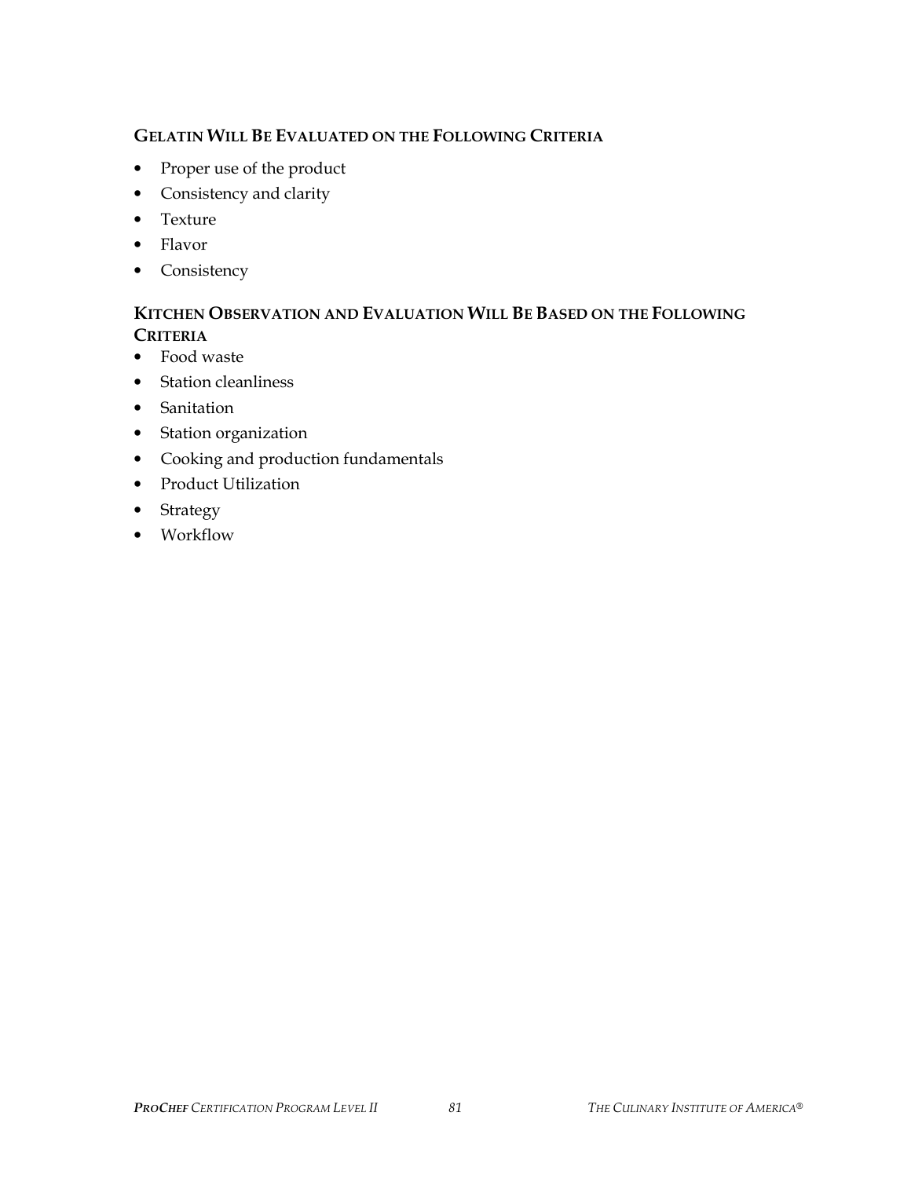### Gelatin Will Be Evaluated on the Following Criteria

- Proper use of the product
- Consistency and clarity
- Texture
- Flavor
- Consistency

### Kitchen Observation and Evaluation Will Be Based on the Following Criteria

- Food waste
- Station cleanliness
- Sanitation
- Station organization
- Cooking and production fundamentals
- Product Utilization
- Strategy
- Workflow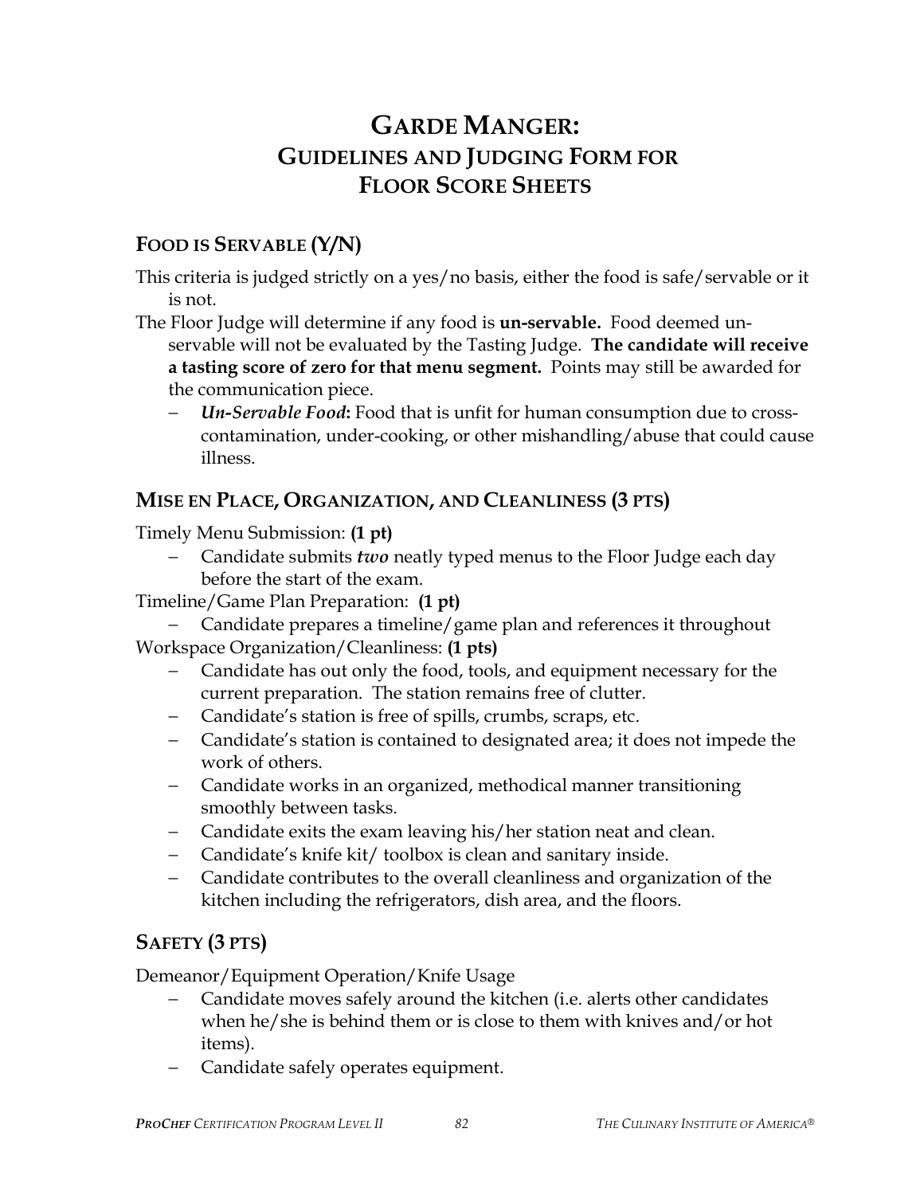# GARDE MANGER: GUIDELINES AND JUDGING FORM FOR FLOOR SCORE SHEETS

## FOOD IS SERVABLE (Y/N)

This criteria is judged strictly on a yes/no basis, either the food is safe/servable or it is not.

The Floor Judge will determine if any food is **un-servable.** Food deemed un-servable will not be evaluated by the Tasting Judge. **The candidate will receive a tasting score of zero for that menu segment.** Points may still be awarded for the communication piece.

- ***Un-Servable Food*:** Food that is unfit for human consumption due to cross-contamination, under-cooking, or other mishandling/abuse that could cause illness.

## MISE EN PLACE, ORGANIZATION, AND CLEANLINESS (3 PTS)

Timely Menu Submission: **(1 pt)**

- Candidate submits ***two*** neatly typed menus to the Floor Judge each day before the start of the exam.

Timeline/Game Plan Preparation: **(1 pt)**

- Candidate prepares a timeline/game plan and references it throughout

Workspace Organization/Cleanliness: **(1 pts)**

- Candidate has out only the food, tools, and equipment necessary for the current preparation. The station remains free of clutter.
- Candidate's station is free of spills, crumbs, scraps, etc.
- Candidate's station is contained to designated area; it does not impede the work of others.
- Candidate works in an organized, methodical manner transitioning smoothly between tasks.
- Candidate exits the exam leaving his/her station neat and clean.
- Candidate's knife kit/ toolbox is clean and sanitary inside.
- Candidate contributes to the overall cleanliness and organization of the kitchen including the refrigerators, dish area, and the floors.

## SAFETY (3 PTS)

Demeanor/Equipment Operation/Knife Usage

- Candidate moves safely around the kitchen (i.e. alerts other candidates when he/she is behind them or is close to them with knives and/or hot items).
- Candidate safely operates equipment.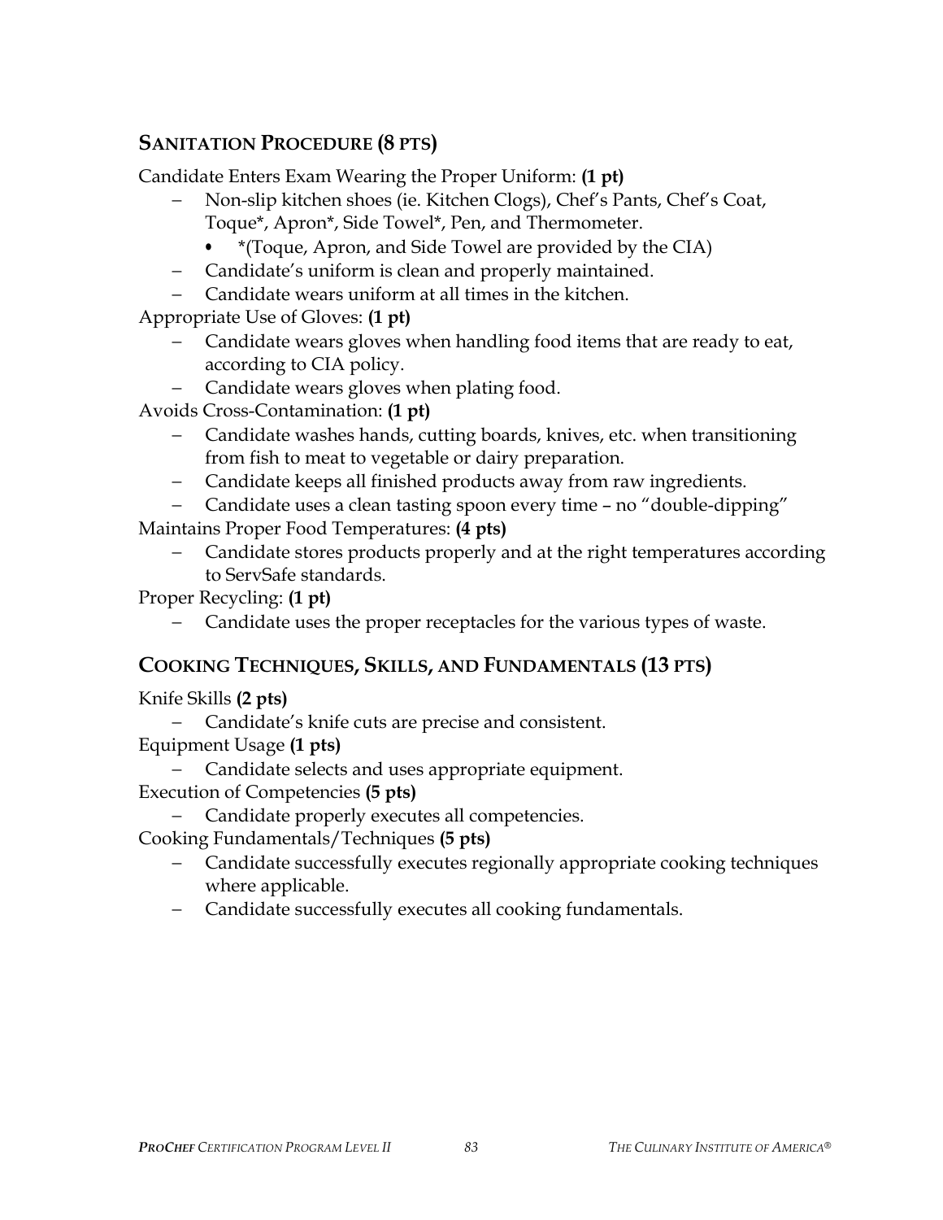## SANITATION PROCEDURE (8 PTS)

Candidate Enters Exam Wearing the Proper Uniform: **(1 pt)**

- Non-slip kitchen shoes (ie. Kitchen Clogs), Chef's Pants, Chef's Coat, Toque*, Apron*, Side Towel*, Pen, and Thermometer.
  - *(Toque, Apron, and Side Towel are provided by the CIA)
- Candidate's uniform is clean and properly maintained.
- Candidate wears uniform at all times in the kitchen.

Appropriate Use of Gloves: **(1 pt)**

- Candidate wears gloves when handling food items that are ready to eat, according to CIA policy.
- Candidate wears gloves when plating food.

Avoids Cross-Contamination: **(1 pt)**

- Candidate washes hands, cutting boards, knives, etc. when transitioning from fish to meat to vegetable or dairy preparation.
- Candidate keeps all finished products away from raw ingredients.
- Candidate uses a clean tasting spoon every time – no "double-dipping"

Maintains Proper Food Temperatures: **(4 pts)**

- Candidate stores products properly and at the right temperatures according to ServSafe standards.

Proper Recycling: **(1 pt)**

- Candidate uses the proper receptacles for the various types of waste.

## COOKING TECHNIQUES, SKILLS, AND FUNDAMENTALS (13 PTS)

Knife Skills **(2 pts)**

- Candidate's knife cuts are precise and consistent.

Equipment Usage **(1 pts)**

- Candidate selects and uses appropriate equipment.

Execution of Competencies **(5 pts)**

- Candidate properly executes all competencies.

Cooking Fundamentals/Techniques **(5 pts)**

- Candidate successfully executes regionally appropriate cooking techniques where applicable.
- Candidate successfully executes all cooking fundamentals.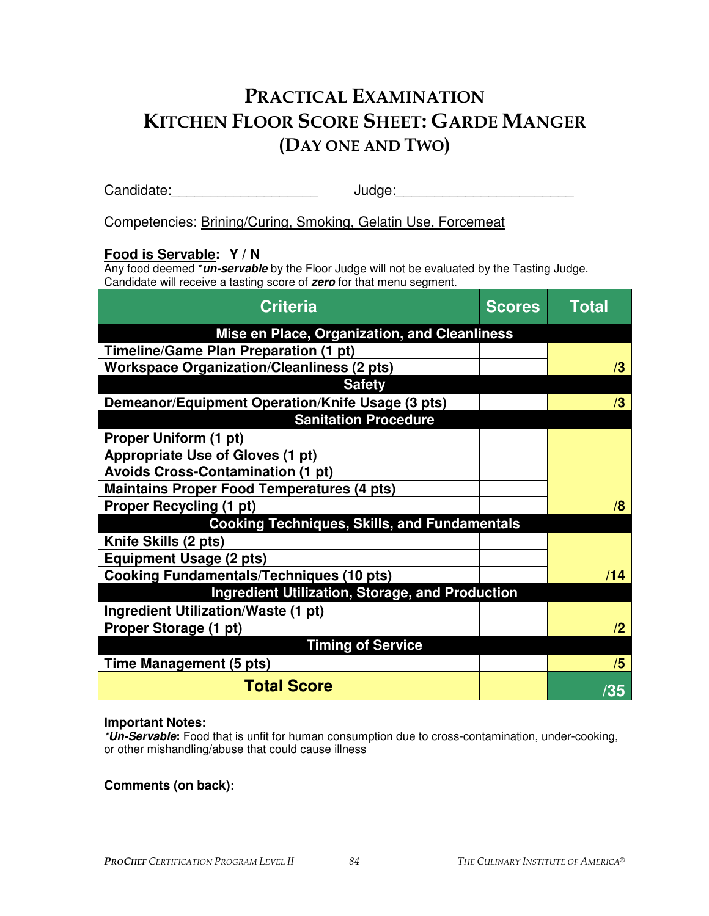# PRACTICAL EXAMINATION
# KITCHEN FLOOR SCORE SHEET: GARDE MANGER
## (DAY ONE AND TWO)

Candidate:___________________ Judge:_______________________

Competencies: Brining/Curing, Smoking, Gelatin Use, Forcemeat

**Food is Servable: Y / N**

Any food deemed *** *un-servable*** by the Floor Judge will not be evaluated by the Tasting Judge. Candidate will receive a tasting score of ***zero*** for that menu segment.

| Criteria | Scores | Total |
|---|---|---|
| **Mise en Place, Organization, and Cleanliness** | | |
| **Timeline/Game Plan Preparation (1 pt)** | | |
| **Workspace Organization/Cleanliness (2 pts)** | | **/3** |
| **Safety** | | |
| **Demeanor/Equipment Operation/Knife Usage (3 pts)** | | **/3** |
| **Sanitation Procedure** | | |
| **Proper Uniform (1 pt)** | | |
| **Appropriate Use of Gloves (1 pt)** | | |
| **Avoids Cross-Contamination (1 pt)** | | |
| **Maintains Proper Food Temperatures (4 pts)** | | |
| **Proper Recycling (1 pt)** | | **/8** |
| **Cooking Techniques, Skills, and Fundamentals** | | |
| **Knife Skills (2 pts)** | | |
| **Equipment Usage (2 pts)** | | |
| **Cooking Fundamentals/Techniques (10 pts)** | | **/14** |
| **Ingredient Utilization, Storage, and Production** | | |
| **Ingredient Utilization/Waste (1 pt)** | | |
| **Proper Storage (1 pt)** | | **/2** |
| **Timing of Service** | | |
| **Time Management (5 pts)** | | **/5** |
| **Total Score** | | **/35** |

**Important Notes:**

***Un-Servable*:** Food that is unfit for human consumption due to cross-contamination, under-cooking, or other mishandling/abuse that could cause illness

**Comments (on back):**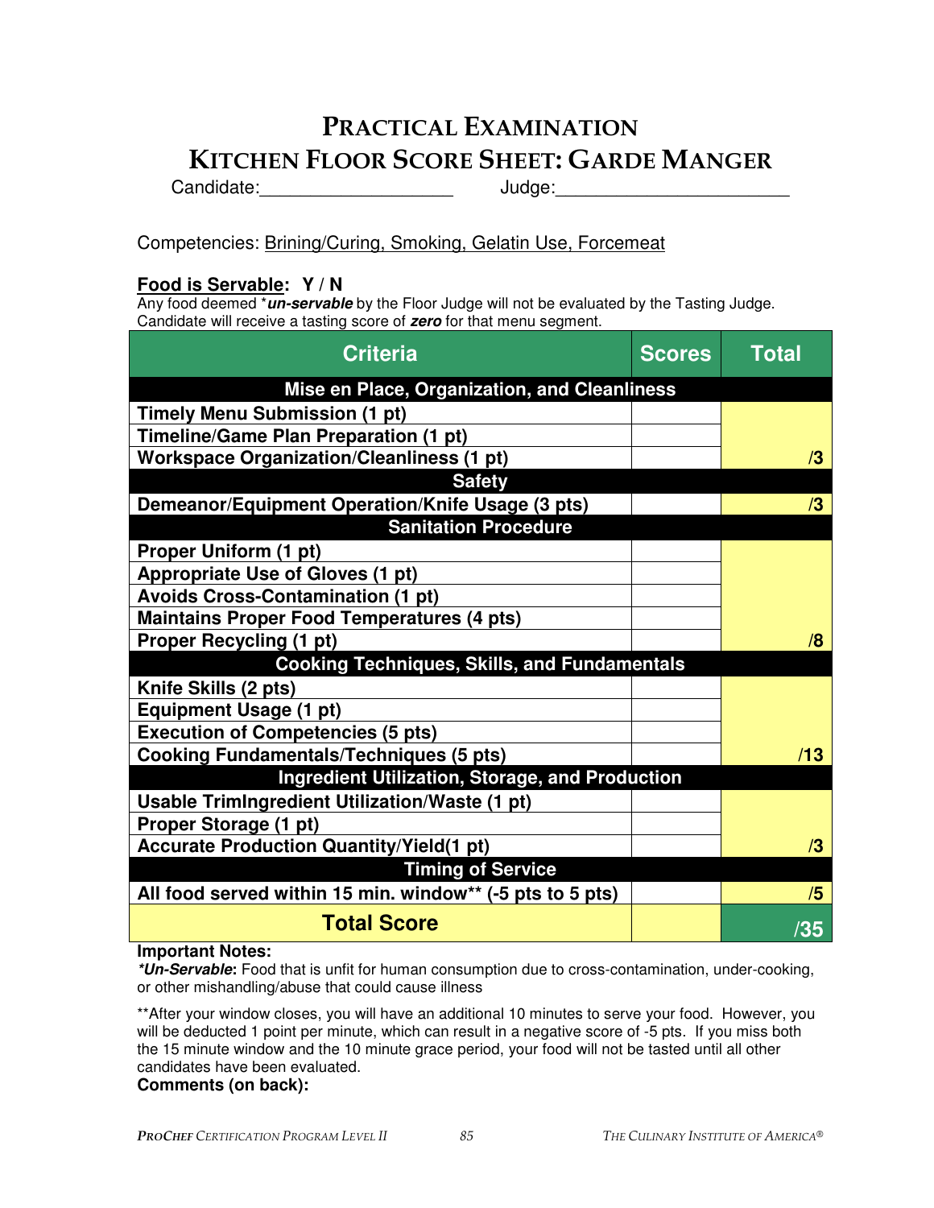# Practical Examination
# Kitchen Floor Score Sheet: Garde Manger

Candidate:__________________ Judge:______________________

Competencies: Brining/Curing, Smoking, Gelatin Use, Forcemeat

**Food is Servable: Y / N**

Any food deemed ****un-servable*** by the Floor Judge will not be evaluated by the Tasting Judge. Candidate will receive a tasting score of ***zero*** for that menu segment.

| Criteria | Scores | Total |
|---|---|---|
| **Mise en Place, Organization, and Cleanliness** | | |
| **Timely Menu Submission (1 pt)** | | |
| **Timeline/Game Plan Preparation (1 pt)** | | |
| **Workspace Organization/Cleanliness (1 pt)** | | **/3** |
| **Safety** | | |
| **Demeanor/Equipment Operation/Knife Usage (3 pts)** | | **/3** |
| **Sanitation Procedure** | | |
| **Proper Uniform (1 pt)** | | |
| **Appropriate Use of Gloves (1 pt)** | | |
| **Avoids Cross-Contamination (1 pt)** | | |
| **Maintains Proper Food Temperatures (4 pts)** | | |
| **Proper Recycling (1 pt)** | | **/8** |
| **Cooking Techniques, Skills, and Fundamentals** | | |
| **Knife Skills (2 pts)** | | |
| **Equipment Usage (1 pt)** | | |
| **Execution of Competencies (5 pts)** | | |
| **Cooking Fundamentals/Techniques (5 pts)** | | **/13** |
| **Ingredient Utilization, Storage, and Production** | | |
| **Usable TrimIngredient Utilization/Waste (1 pt)** | | |
| **Proper Storage (1 pt)** | | |
| **Accurate Production Quantity/Yield(1 pt)** | | **/3** |
| **Timing of Service** | | |
| **All food served within 15 min. window** (-5 pts to 5 pts)** | | **/5** |
| **Total Score** | | **/35** |

**Important Notes:**

***Un-Servable*:** Food that is unfit for human consumption due to cross-contamination, under-cooking, or other mishandling/abuse that could cause illness

**After your window closes, you will have an additional 10 minutes to serve your food. However, you will be deducted 1 point per minute, which can result in a negative score of -5 pts. If you miss both the 15 minute window and the 10 minute grace period, your food will not be tasted until all other candidates have been evaluated.

**Comments (on back):**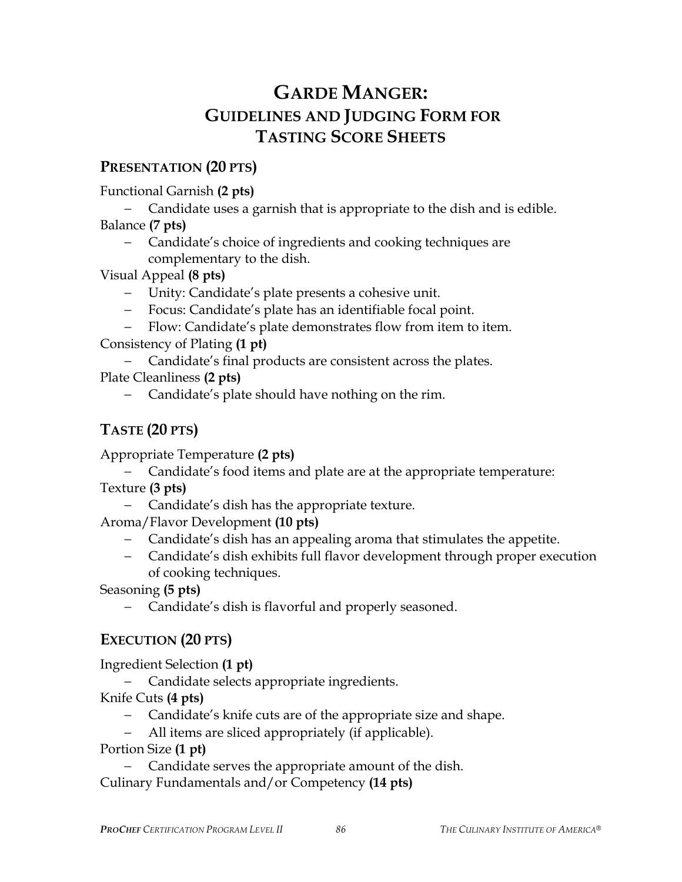# GARDE MANGER:
## GUIDELINES AND JUDGING FORM FOR TASTING SCORE SHEETS

### PRESENTATION (20 PTS)

Functional Garnish **(2 pts)**

- Candidate uses a garnish that is appropriate to the dish and is edible.

Balance **(7 pts)**

- Candidate's choice of ingredients and cooking techniques are complementary to the dish.

Visual Appeal **(8 pts)**

- Unity: Candidate's plate presents a cohesive unit.
- Focus: Candidate's plate has an identifiable focal point.
- Flow: Candidate's plate demonstrates flow from item to item.

Consistency of Plating **(1 pt)**

- Candidate's final products are consistent across the plates.

Plate Cleanliness **(2 pts)**

- Candidate's plate should have nothing on the rim.

### TASTE (20 PTS)

Appropriate Temperature **(2 pts)**

- Candidate's food items and plate are at the appropriate temperature:

Texture **(3 pts)**

- Candidate's dish has the appropriate texture.

Aroma/Flavor Development **(10 pts)**

- Candidate's dish has an appealing aroma that stimulates the appetite.
- Candidate's dish exhibits full flavor development through proper execution of cooking techniques.

Seasoning **(5 pts)**

- Candidate's dish is flavorful and properly seasoned.

### EXECUTION (20 PTS)

Ingredient Selection **(1 pt)**

- Candidate selects appropriate ingredients.

Knife Cuts **(4 pts)**

- Candidate's knife cuts are of the appropriate size and shape.
- All items are sliced appropriately (if applicable).

Portion Size **(1 pt)**

- Candidate serves the appropriate amount of the dish.

Culinary Fundamentals and/or Competency **(14 pts)**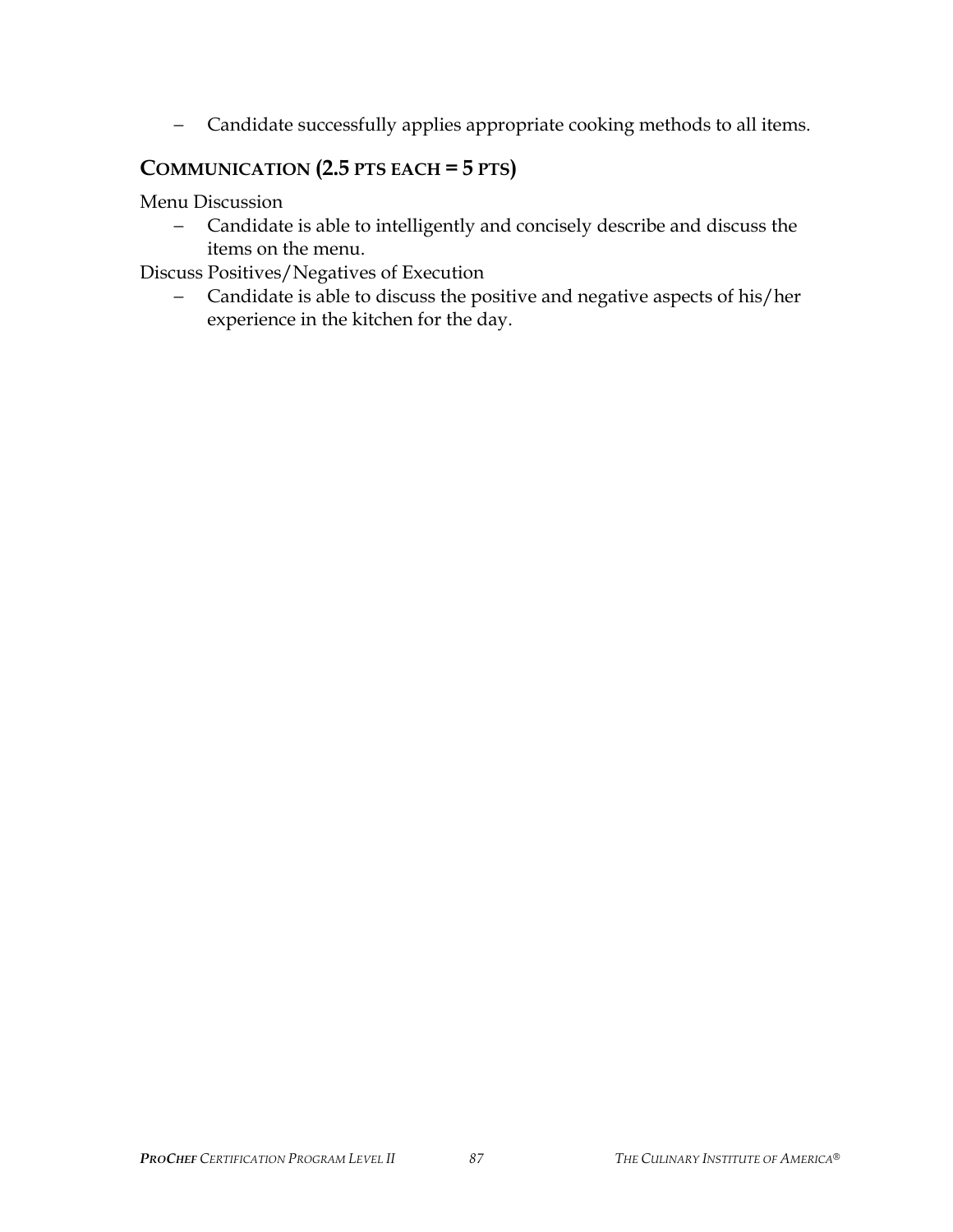- Candidate successfully applies appropriate cooking methods to all items.

### COMMUNICATION (2.5 PTS EACH = 5 PTS)

Menu Discussion

- Candidate is able to intelligently and concisely describe and discuss the items on the menu.

Discuss Positives/Negatives of Execution

- Candidate is able to discuss the positive and negative aspects of his/her experience in the kitchen for the day.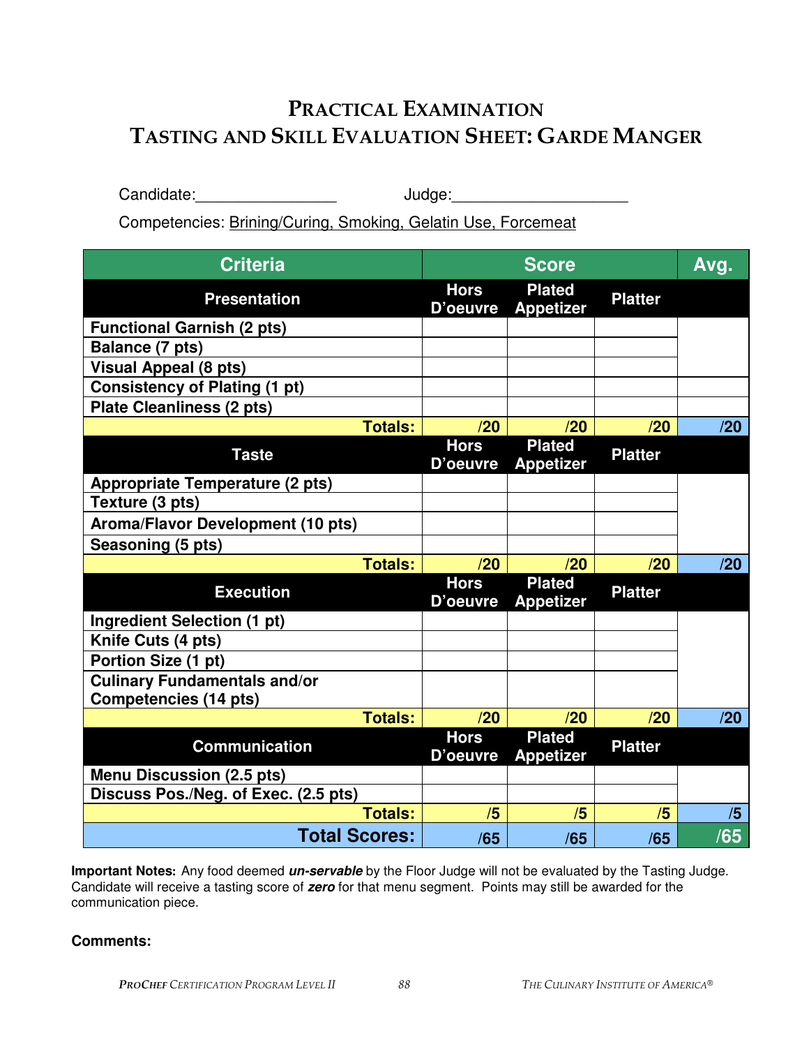# PRACTICAL EXAMINATION
# TASTING AND SKILL EVALUATION SHEET: GARDE MANGER

Candidate:________________ Judge:____________________

Competencies: Brining/Curing, Smoking, Gelatin Use, Forcemeat

| Criteria | Score | | | Avg. |
|---|---|---|---|---|
| **Presentation** | **Hors D'oeuvre** | **Plated Appetizer** | **Platter** | |
| Functional Garnish (2 pts) | | | | |
| Balance (7 pts) | | | | |
| Visual Appeal (8 pts) | | | | |
| Consistency of Plating (1 pt) | | | | |
| Plate Cleanliness (2 pts) | | | | |
| **Totals:** | /20 | /20 | /20 | /20 |
| **Taste** | **Hors D'oeuvre** | **Plated Appetizer** | **Platter** | |
| Appropriate Temperature (2 pts) | | | | |
| Texture (3 pts) | | | | |
| Aroma/Flavor Development (10 pts) | | | | |
| Seasoning (5 pts) | | | | |
| **Totals:** | /20 | /20 | /20 | /20 |
| **Execution** | **Hors D'oeuvre** | **Plated Appetizer** | **Platter** | |
| Ingredient Selection (1 pt) | | | | |
| Knife Cuts (4 pts) | | | | |
| Portion Size (1 pt) | | | | |
| Culinary Fundamentals and/or Competencies (14 pts) | | | | |
| **Totals:** | /20 | /20 | /20 | /20 |
| **Communication** | **Hors D'oeuvre** | **Plated Appetizer** | **Platter** | |
| Menu Discussion (2.5 pts) | | | | |
| Discuss Pos./Neg. of Exec. (2.5 pts) | | | | |
| **Totals:** | /5 | /5 | /5 | /5 |
| **Total Scores:** | /65 | /65 | /65 | /65 |

**Important Notes:** Any food deemed ***un-servable*** by the Floor Judge will not be evaluated by the Tasting Judge. Candidate will receive a tasting score of ***zero*** for that menu segment. Points may still be awarded for the communication piece.

**Comments:**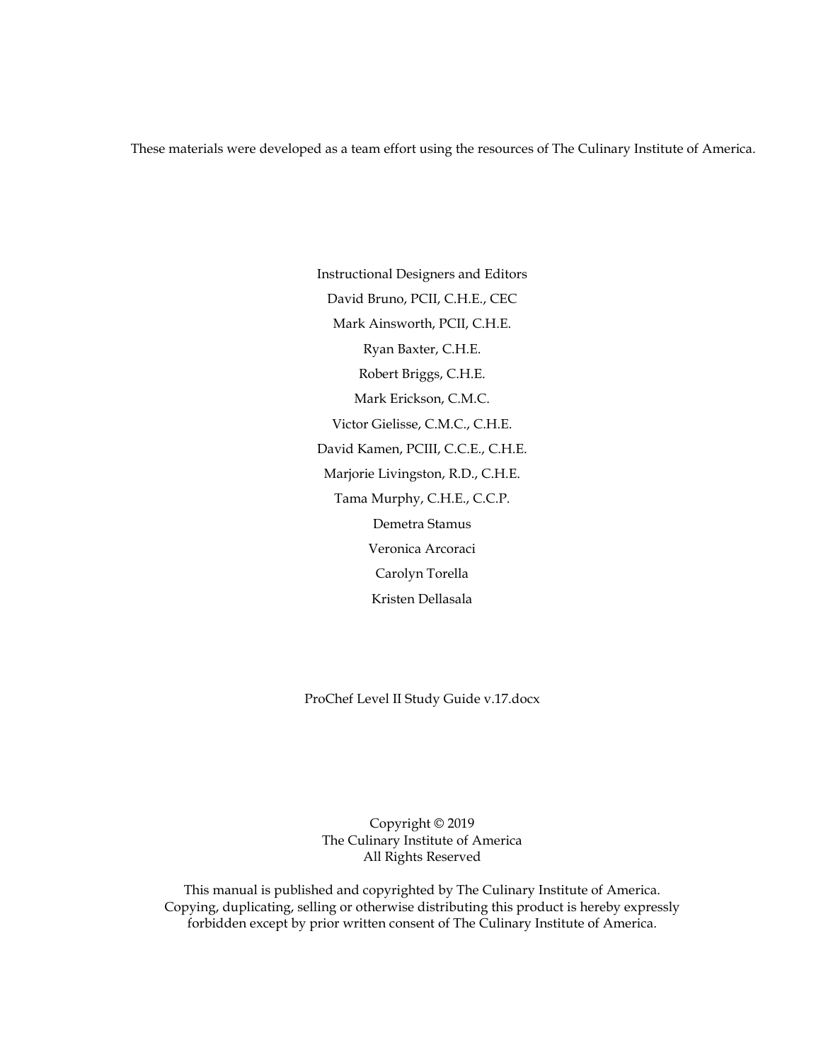These materials were developed as a team effort using the resources of The Culinary Institute of America.

Instructional Designers and Editors

David Bruno, PCII, C.H.E., CEC

Mark Ainsworth, PCII, C.H.E.

Ryan Baxter, C.H.E.

Robert Briggs, C.H.E.

Mark Erickson, C.M.C.

Victor Gielisse, C.M.C., C.H.E.

David Kamen, PCIII, C.C.E., C.H.E.

Marjorie Livingston, R.D., C.H.E.

Tama Murphy, C.H.E., C.C.P.

Demetra Stamus

Veronica Arcoraci

Carolyn Torella

Kristen Dellasala

ProChef Level II Study Guide v.17.docx

Copyright © 2019
The Culinary Institute of America
All Rights Reserved

This manual is published and copyrighted by The Culinary Institute of America. Copying, duplicating, selling or otherwise distributing this product is hereby expressly forbidden except by prior written consent of The Culinary Institute of America.